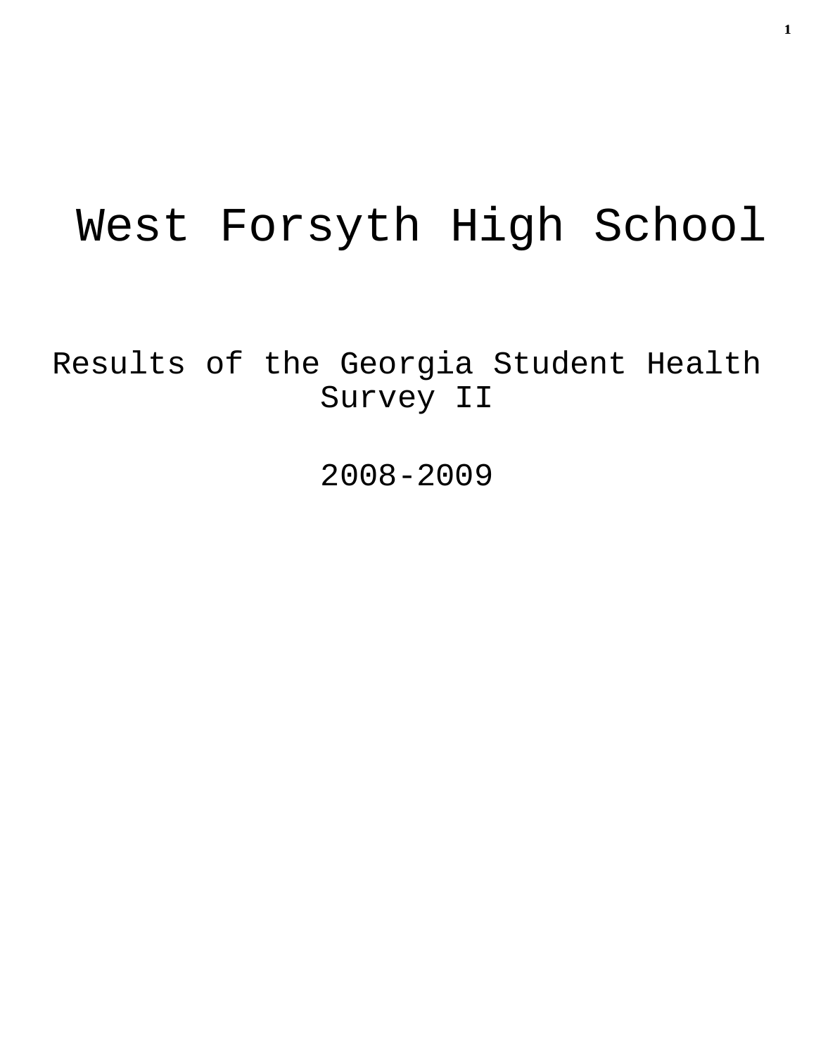# West Forsyth High School

## Results of the Georgia Student Health Survey II

## 2008-2009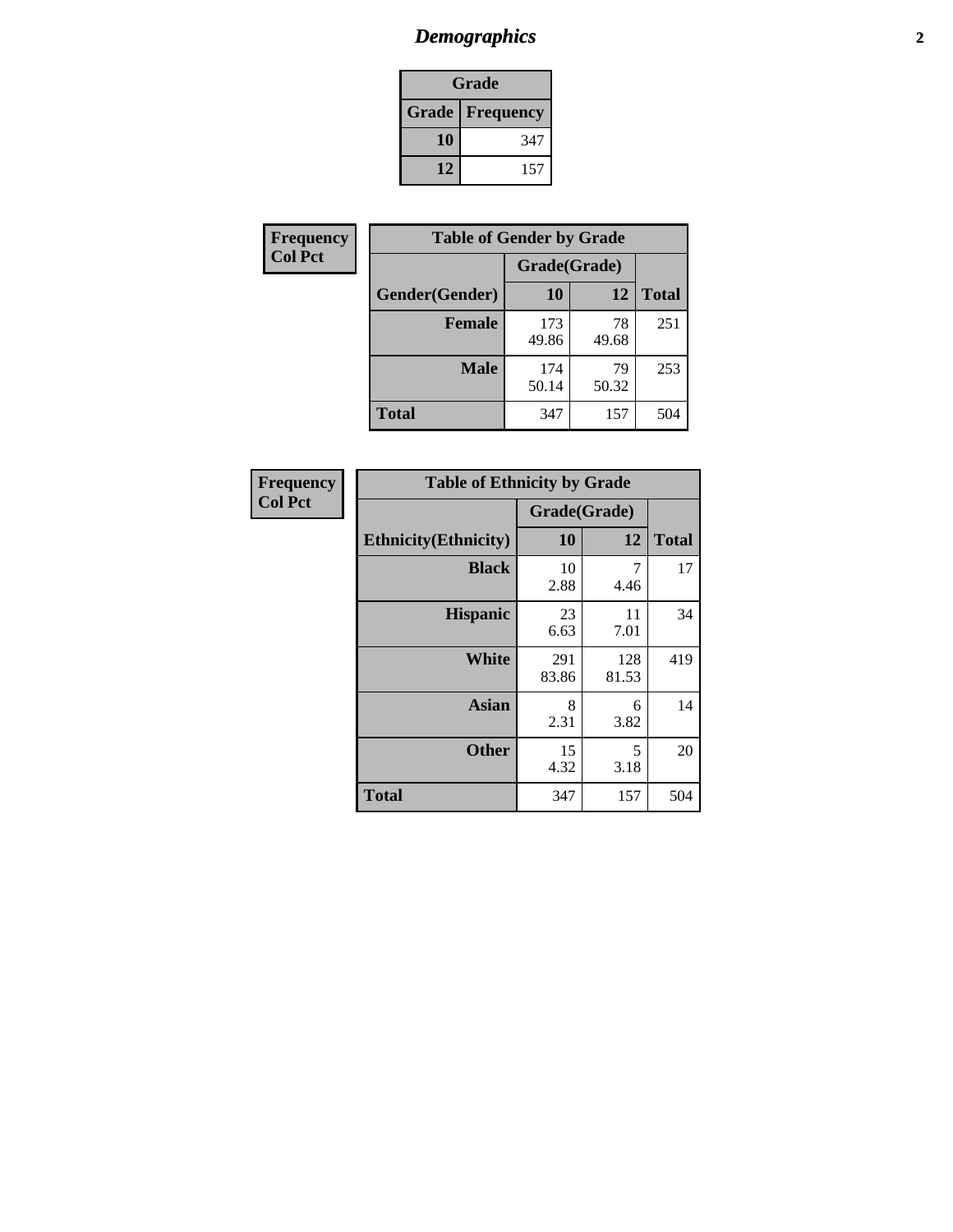# *Demographics*

| Grade | |
|---|---|
| **Grade** | **Frequency** |
| **10** | 347 |
| **12** | 157 |

**Frequency**
**Col Pct**

| Table of Gender by Grade | | | |
|---|---|---|---|
| | Grade(Grade) | | |
| **Gender(Gender)** | **10** | **12** | **Total** |
| **Female** | 173<br>49.86 | 78<br>49.68 | 251 |
| **Male** | 174<br>50.14 | 79<br>50.32 | 253 |
| **Total** | 347 | 157 | 504 |

**Frequency**
**Col Pct**

| Table of Ethnicity by Grade | | | |
|---|---|---|---|
| | Grade(Grade) | | |
| **Ethnicity(Ethnicity)** | **10** | **12** | **Total** |
| **Black** | 10<br>2.88 | 7<br>4.46 | 17 |
| **Hispanic** | 23<br>6.63 | 11<br>7.01 | 34 |
| **White** | 291<br>83.86 | 128<br>81.53 | 419 |
| **Asian** | 8<br>2.31 | 6<br>3.82 | 14 |
| **Other** | 15<br>4.32 | 5<br>3.18 | 20 |
| **Total** | 347 | 157 | 504 |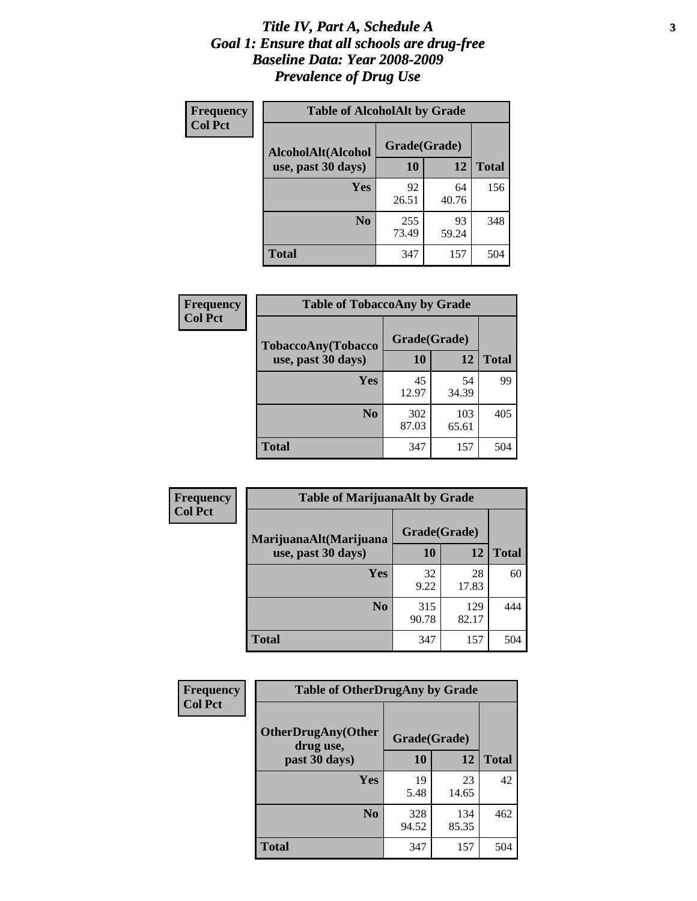# Title IV, Part A, Schedule A
# Goal 1: Ensure that all schools are drug-free
# Baseline Data: Year 2008-2009
# Prevalence of Drug Use

**Frequency**
**Col Pct**

| Table of AlcoholAlt by Grade | | | |
|---|---|---|---|
| AlcoholAlt(Alcohol use, past 30 days) | Grade(Grade) | | |
| | 10 | 12 | Total |
| Yes | 92<br>26.51 | 64<br>40.76 | 156 |
| No | 255<br>73.49 | 93<br>59.24 | 348 |
| Total | 347 | 157 | 504 |

**Frequency**
**Col Pct**

| Table of TobaccoAny by Grade | | | |
|---|---|---|---|
| TobaccoAny(Tobacco use, past 30 days) | Grade(Grade) | | |
| | 10 | 12 | Total |
| Yes | 45<br>12.97 | 54<br>34.39 | 99 |
| No | 302<br>87.03 | 103<br>65.61 | 405 |
| Total | 347 | 157 | 504 |

**Frequency**
**Col Pct**

| Table of MarijuanaAlt by Grade | | | |
|---|---|---|---|
| MarijuanaAlt(Marijuana use, past 30 days) | Grade(Grade) | | |
| | 10 | 12 | Total |
| Yes | 32<br>9.22 | 28<br>17.83 | 60 |
| No | 315<br>90.78 | 129<br>82.17 | 444 |
| Total | 347 | 157 | 504 |

**Frequency**
**Col Pct**

| Table of OtherDrugAny by Grade | | | |
|---|---|---|---|
| OtherDrugAny(Other drug use, past 30 days) | Grade(Grade) | | |
| | 10 | 12 | Total |
| Yes | 19<br>5.48 | 23<br>14.65 | 42 |
| No | 328<br>94.52 | 134<br>85.35 | 462 |
| Total | 347 | 157 | 504 |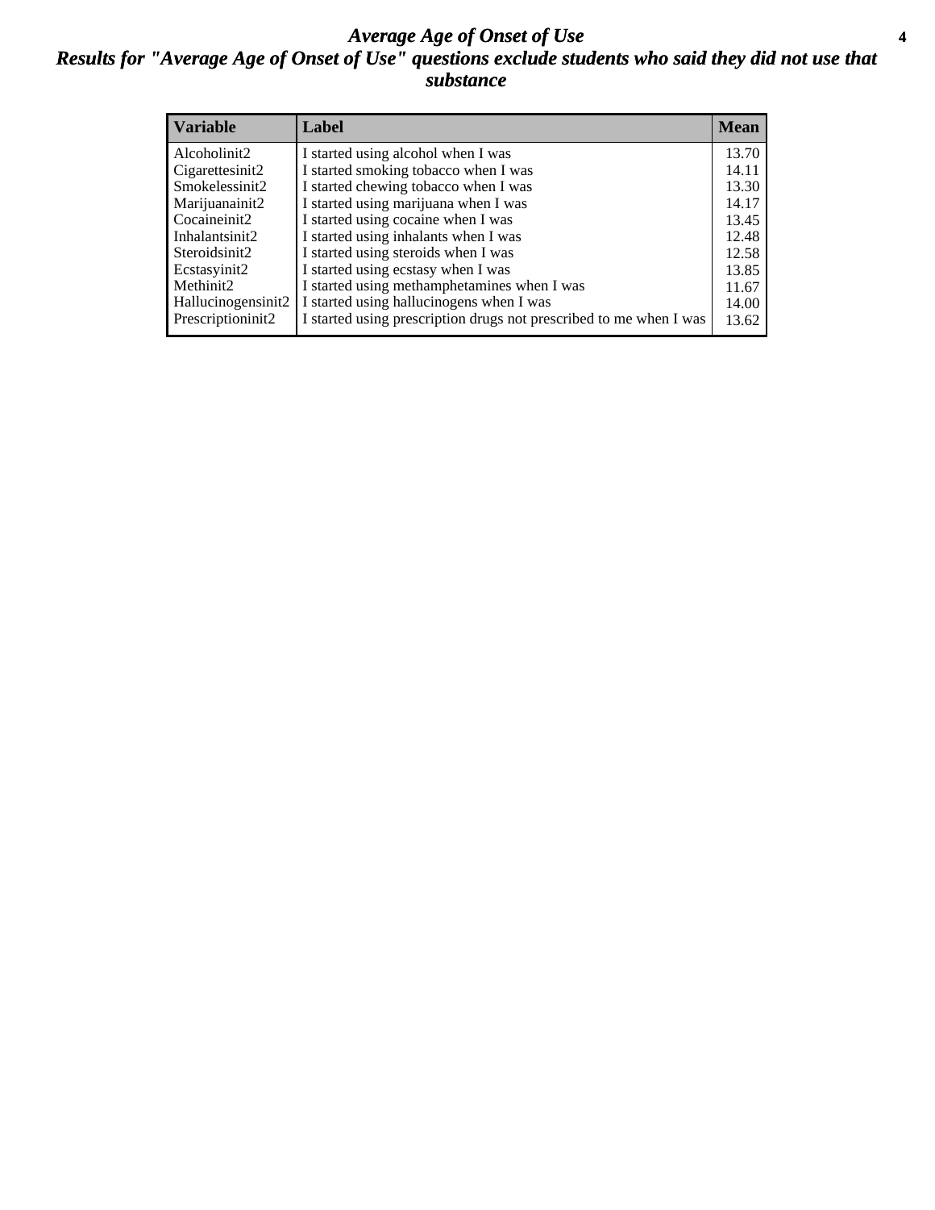# *Average Age of Onset of Use*

## *Results for "Average Age of Onset of Use" questions exclude students who said they did not use that substance*

| Variable | Label | Mean |
|---|---|---|
| Alcoholinit2 | I started using alcohol when I was | 13.70 |
| Cigarettesinit2 | I started smoking tobacco when I was | 14.11 |
| Smokelessinit2 | I started chewing tobacco when I was | 13.30 |
| Marijuanainit2 | I started using marijuana when I was | 14.17 |
| Cocaineinit2 | I started using cocaine when I was | 13.45 |
| Inhalantsinit2 | I started using inhalants when I was | 12.48 |
| Steroidsinit2 | I started using steroids when I was | 12.58 |
| Ecstasyinit2 | I started using ecstasy when I was | 13.85 |
| Methinit2 | I started using methamphetamines when I was | 11.67 |
| Hallucinogensinit2 | I started using hallucinogens when I was | 14.00 |
| Prescriptioninit2 | I started using prescription drugs not prescribed to me when I was | 13.62 |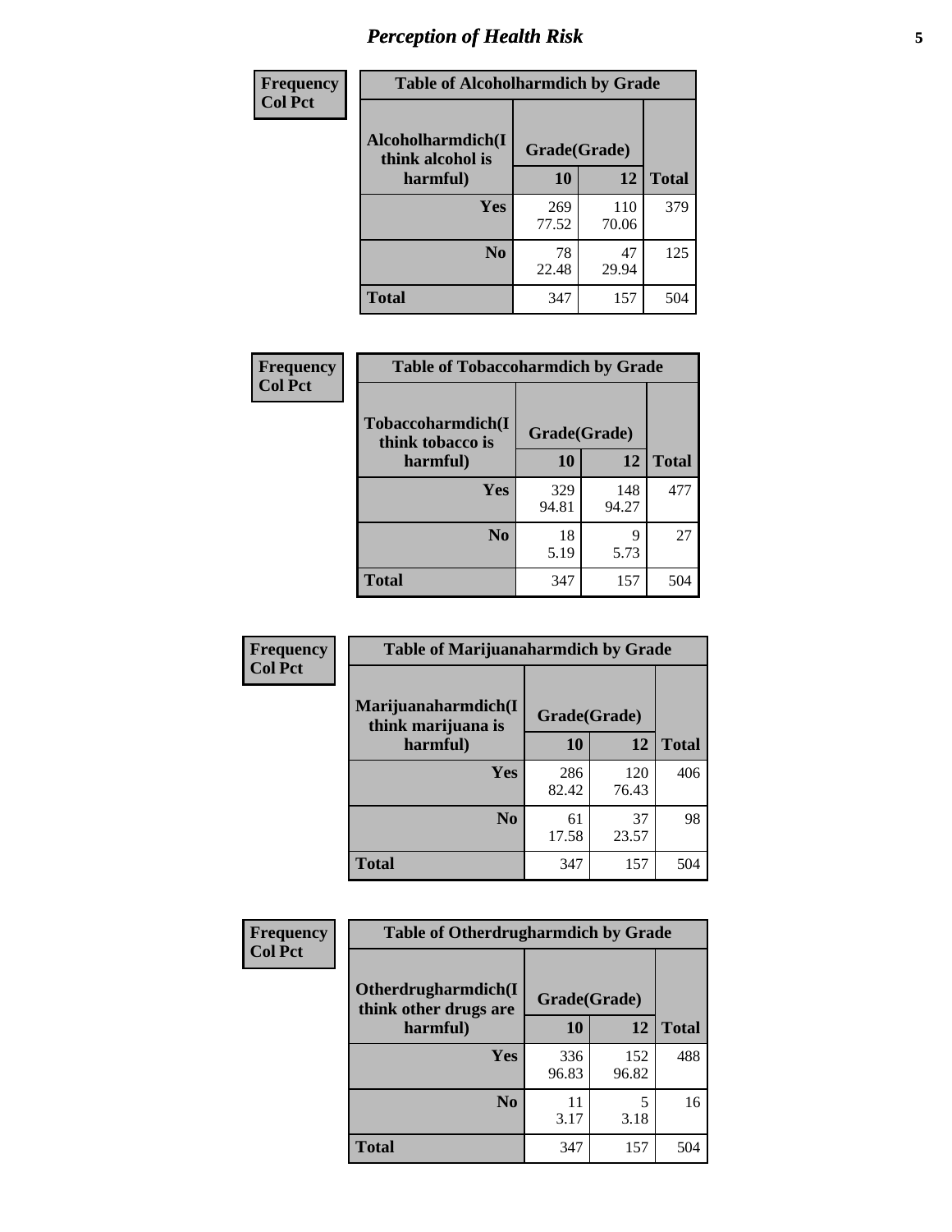# Perception of Health Risk

**Frequency**
**Col Pct**

| Table of Alcoholharmdich by Grade | | | |
|---|---|---|---|
| Alcoholharmdich(I think alcohol is harmful) | Grade(Grade) | | |
| | 10 | 12 | Total |
| Yes | 269<br>77.52 | 110<br>70.06 | 379 |
| No | 78<br>22.48 | 47<br>29.94 | 125 |
| Total | 347 | 157 | 504 |

**Frequency**
**Col Pct**

| Table of Tobaccoharmdich by Grade | | | |
|---|---|---|---|
| Tobaccoharmdich(I think tobacco is harmful) | Grade(Grade) | | |
| | 10 | 12 | Total |
| Yes | 329<br>94.81 | 148<br>94.27 | 477 |
| No | 18<br>5.19 | 9<br>5.73 | 27 |
| Total | 347 | 157 | 504 |

**Frequency**
**Col Pct**

| Table of Marijuanaharmdich by Grade | | | |
|---|---|---|---|
| Marijuanaharmdich(I think marijuana is harmful) | Grade(Grade) | | |
| | 10 | 12 | Total |
| Yes | 286<br>82.42 | 120<br>76.43 | 406 |
| No | 61<br>17.58 | 37<br>23.57 | 98 |
| Total | 347 | 157 | 504 |

**Frequency**
**Col Pct**

| Table of Otherdrugharmdich by Grade | | | |
|---|---|---|---|
| Otherdrugharmdich(I think other drugs are harmful) | Grade(Grade) | | |
| | 10 | 12 | Total |
| Yes | 336<br>96.83 | 152<br>96.82 | 488 |
| No | 11<br>3.17 | 5<br>3.18 | 16 |
| Total | 347 | 157 | 504 |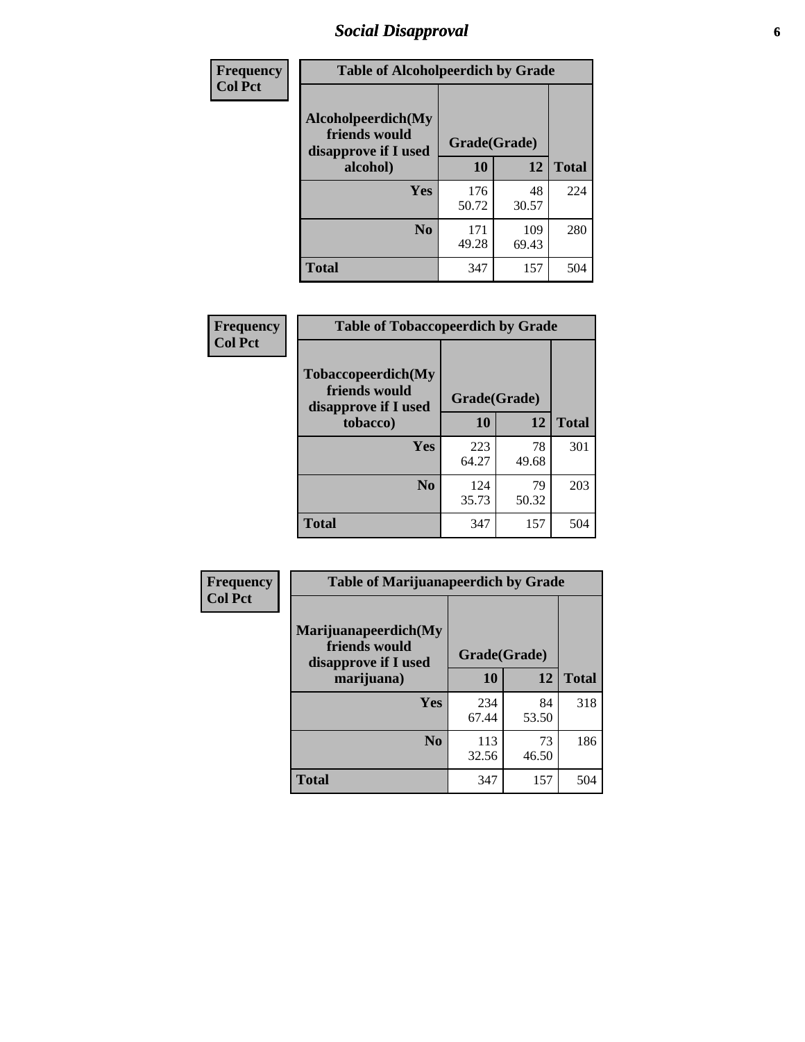## Social Disapproval

**Frequency**
**Col Pct**

**Table of Alcoholpeerdich by Grade**

| Alcoholpeerdich(My friends would disapprove if I used alcohol) | Grade(Grade) | | Total |
|---|---|---|---|
| | 10 | 12 | |
| Yes | 176<br>50.72 | 48<br>30.57 | 224 |
| No | 171<br>49.28 | 109<br>69.43 | 280 |
| Total | 347 | 157 | 504 |

**Frequency**
**Col Pct**

**Table of Tobaccopeerdich by Grade**

| Tobaccopeerdich(My friends would disapprove if I used tobacco) | Grade(Grade) | | Total |
|---|---|---|---|
| | 10 | 12 | |
| Yes | 223<br>64.27 | 78<br>49.68 | 301 |
| No | 124<br>35.73 | 79<br>50.32 | 203 |
| Total | 347 | 157 | 504 |

**Frequency**
**Col Pct**

**Table of Marijuanapeerdich by Grade**

| Marijuanapeerdich(My friends would disapprove if I used marijuana) | Grade(Grade) | | Total |
|---|---|---|---|
| | 10 | 12 | |
| Yes | 234<br>67.44 | 84<br>53.50 | 318 |
| No | 113<br>32.56 | 73<br>46.50 | 186 |
| Total | 347 | 157 | 504 |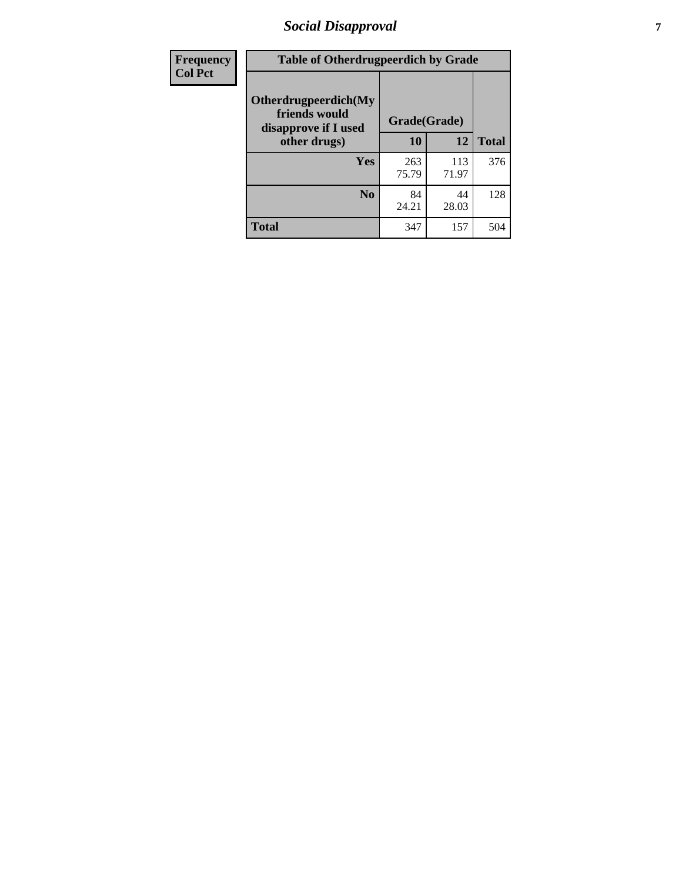| Frequency Col Pct | Table of Otherdrugpeerdich by Grade | | |
|---|---|---|---|
| Otherdrugpeerdich(My friends would disapprove if I used other drugs) | Grade(Grade) | | |
| | 10 | 12 | Total |
| Yes | 263 75.79 | 113 71.97 | 376 |
| No | 84 24.21 | 44 28.03 | 128 |
| Total | 347 | 157 | 504 |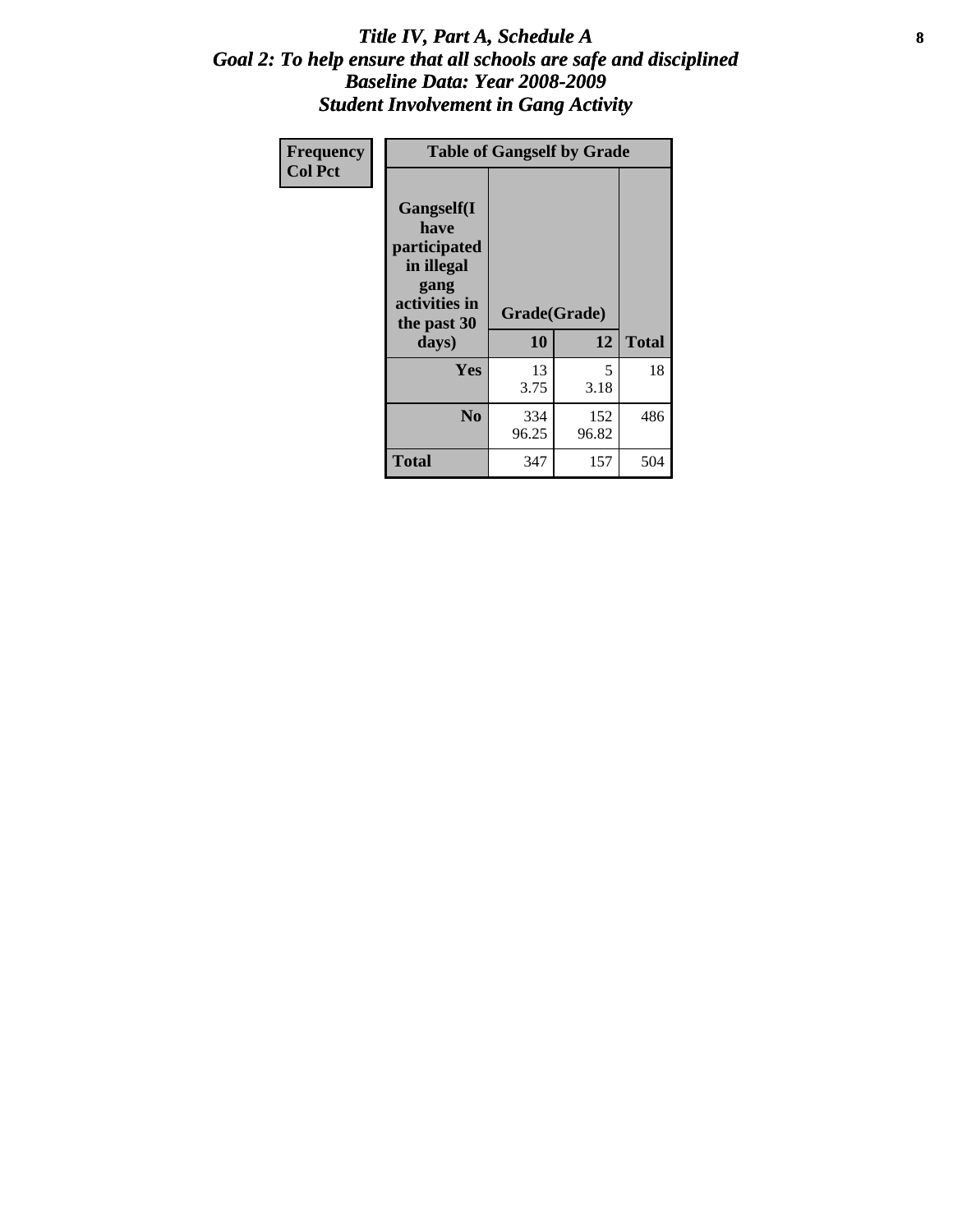# *Title IV, Part A, Schedule A*
## *Goal 2: To help ensure that all schools are safe and disciplined*
## *Baseline Data: Year 2008-2009*
## *Student Involvement in Gang Activity*

| Frequency<br>Col Pct | Table of Gangself by Grade | | |
|---|---|---|---|
| Gangself(I have participated in illegal gang activities in the past 30 days) | Grade(Grade) | | |
| | 10 | 12 | Total |
| Yes | 13<br>3.75 | 5<br>3.18 | 18 |
| No | 334<br>96.25 | 152<br>96.82 | 486 |
| Total | 347 | 157 | 504 |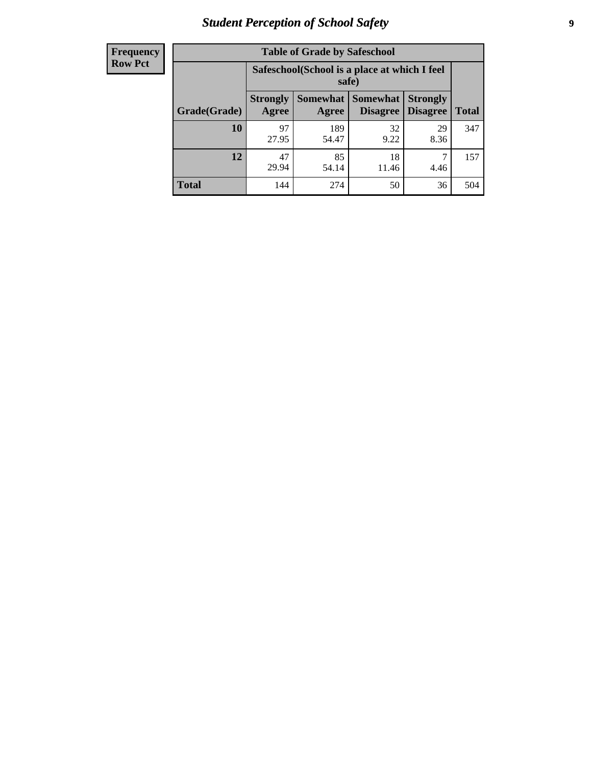| Frequency Row Pct |
|---|

| Table of Grade by Safeschool | | | | | |
|---|---|---|---|---|---|
| | Safeschool(School is a place at which I feel safe) | | | | |
| Grade(Grade) | Strongly Agree | Somewhat Agree | Somewhat Disagree | Strongly Disagree | Total |
| 10 | 97<br>27.95 | 189<br>54.47 | 32<br>9.22 | 29<br>8.36 | 347 |
| 12 | 47<br>29.94 | 85<br>54.14 | 18<br>11.46 | 7<br>4.46 | 157 |
| Total | 144 | 274 | 50 | 36 | 504 |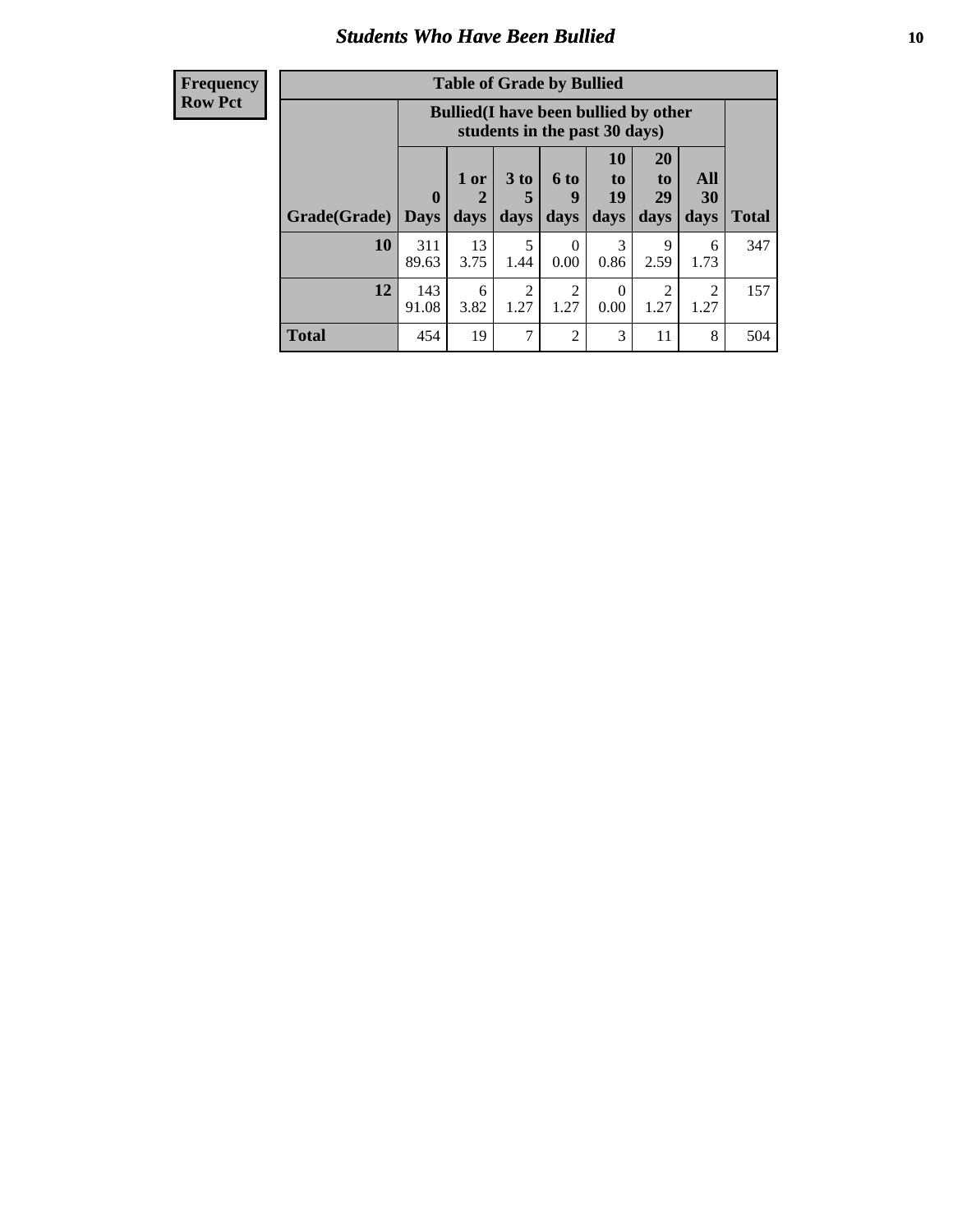## Students Who Have Been Bullied

| Frequency |
|---|
| Row Pct |

**Table of Grade by Bullied**

| Grade(Grade) | Bullied(I have been bullied by other students in the past 30 days) | | | | | | | Total |
|---|---|---|---|---|---|---|---|---|
| | 0 Days | 1 or 2 days | 3 to 5 days | 6 to 9 days | 10 to 19 days | 20 to 29 days | All 30 days | |
| **10** | 311<br>89.63 | 13<br>3.75 | 5<br>1.44 | 0<br>0.00 | 3<br>0.86 | 9<br>2.59 | 6<br>1.73 | 347 |
| **12** | 143<br>91.08 | 6<br>3.82 | 2<br>1.27 | 2<br>1.27 | 0<br>0.00 | 2<br>1.27 | 2<br>1.27 | 157 |
| **Total** | 454 | 19 | 7 | 2 | 3 | 11 | 8 | 504 |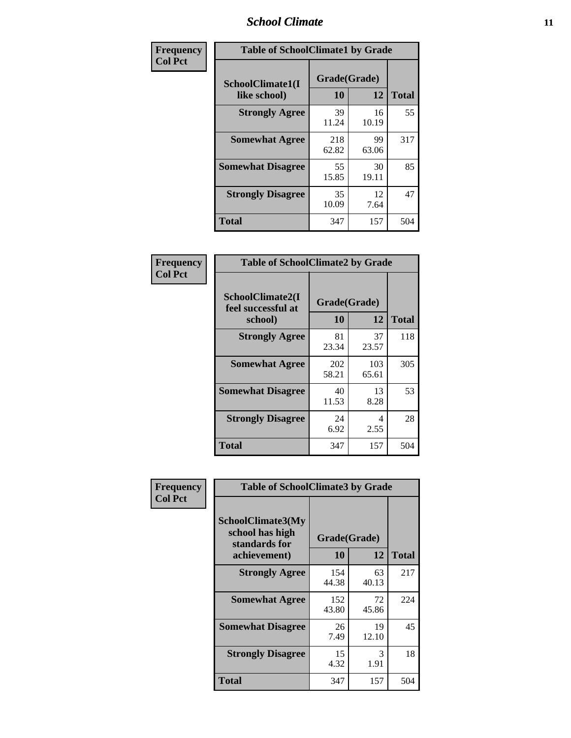| Frequency Col Pct | Table of SchoolClimate1 by Grade | | |
|---|---|---|---|
| SchoolClimate1(I like school) | Grade(Grade) | | |
| | 10 | 12 | Total |
| Strongly Agree | 39<br>11.24 | 16<br>10.19 | 55 |
| Somewhat Agree | 218<br>62.82 | 99<br>63.06 | 317 |
| Somewhat Disagree | 55<br>15.85 | 30<br>19.11 | 85 |
| Strongly Disagree | 35<br>10.09 | 12<br>7.64 | 47 |
| Total | 347 | 157 | 504 |

| Frequency Col Pct | Table of SchoolClimate2 by Grade | | |
|---|---|---|---|
| SchoolClimate2(I feel successful at school) | Grade(Grade) | | |
| | 10 | 12 | Total |
| Strongly Agree | 81<br>23.34 | 37<br>23.57 | 118 |
| Somewhat Agree | 202<br>58.21 | 103<br>65.61 | 305 |
| Somewhat Disagree | 40<br>11.53 | 13<br>8.28 | 53 |
| Strongly Disagree | 24<br>6.92 | 4<br>2.55 | 28 |
| Total | 347 | 157 | 504 |

| Frequency Col Pct | Table of SchoolClimate3 by Grade | | |
|---|---|---|---|
| SchoolClimate3(My school has high standards for achievement) | Grade(Grade) | | |
| | 10 | 12 | Total |
| Strongly Agree | 154<br>44.38 | 63<br>40.13 | 217 |
| Somewhat Agree | 152<br>43.80 | 72<br>45.86 | 224 |
| Somewhat Disagree | 26<br>7.49 | 19<br>12.10 | 45 |
| Strongly Disagree | 15<br>4.32 | 3<br>1.91 | 18 |
| Total | 347 | 157 | 504 |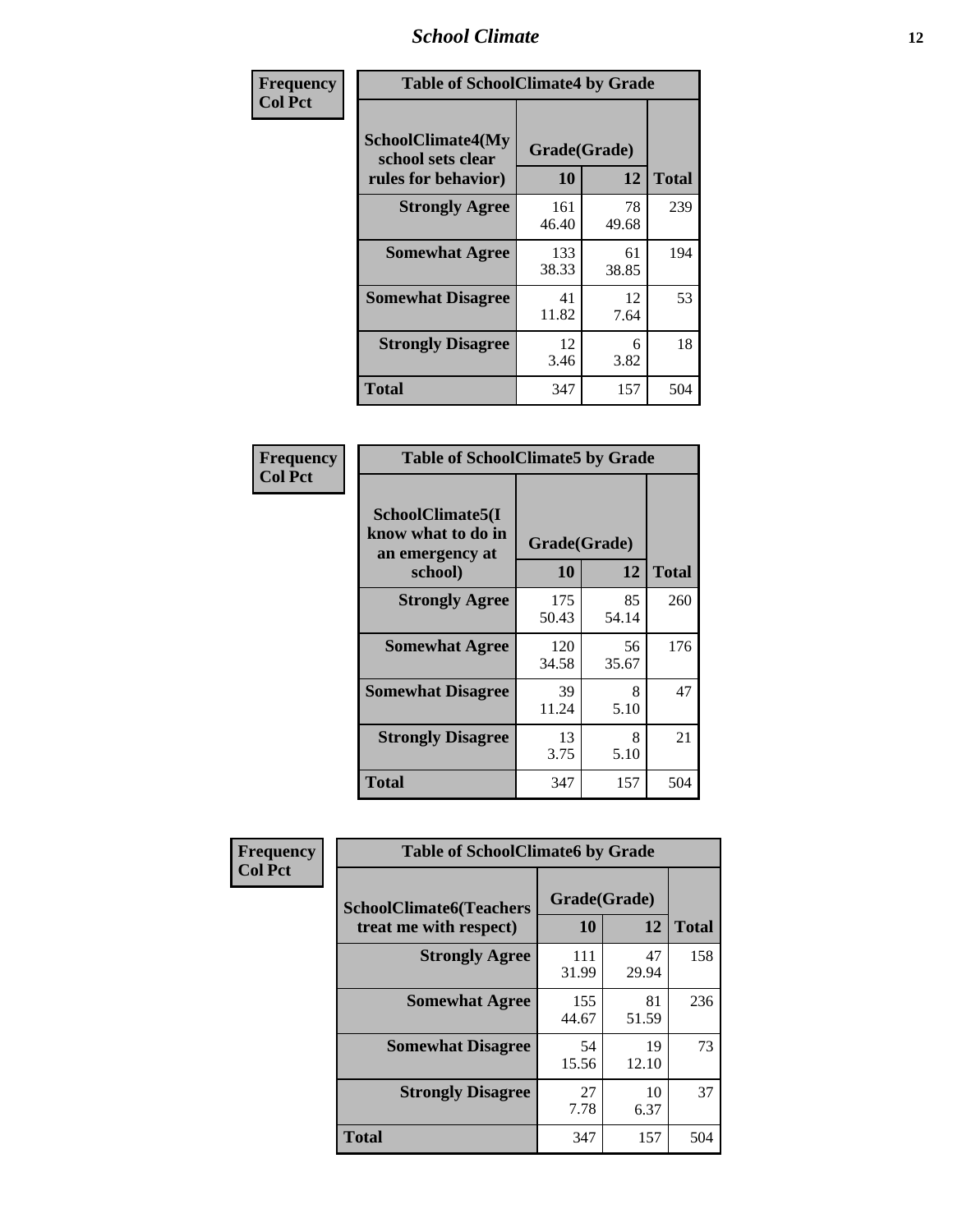| Frequency Col Pct | Table of SchoolClimate4 by Grade | | |
|---|---|---|---|
| SchoolClimate4(My school sets clear rules for behavior) | Grade(Grade) | | |
| | 10 | 12 | Total |
| Strongly Agree | 161 46.40 | 78 49.68 | 239 |
| Somewhat Agree | 133 38.33 | 61 38.85 | 194 |
| Somewhat Disagree | 41 11.82 | 12 7.64 | 53 |
| Strongly Disagree | 12 3.46 | 6 3.82 | 18 |
| Total | 347 | 157 | 504 |

| Frequency Col Pct | Table of SchoolClimate5 by Grade | | |
|---|---|---|---|
| SchoolClimate5(I know what to do in an emergency at school) | Grade(Grade) | | |
| | 10 | 12 | Total |
| Strongly Agree | 175 50.43 | 85 54.14 | 260 |
| Somewhat Agree | 120 34.58 | 56 35.67 | 176 |
| Somewhat Disagree | 39 11.24 | 8 5.10 | 47 |
| Strongly Disagree | 13 3.75 | 8 5.10 | 21 |
| Total | 347 | 157 | 504 |

| Frequency Col Pct | Table of SchoolClimate6 by Grade | | |
|---|---|---|---|
| SchoolClimate6(Teachers treat me with respect) | Grade(Grade) | | |
| | 10 | 12 | Total |
| Strongly Agree | 111 31.99 | 47 29.94 | 158 |
| Somewhat Agree | 155 44.67 | 81 51.59 | 236 |
| Somewhat Disagree | 54 15.56 | 19 12.10 | 73 |
| Strongly Disagree | 27 7.78 | 10 6.37 | 37 |
| Total | 347 | 157 | 504 |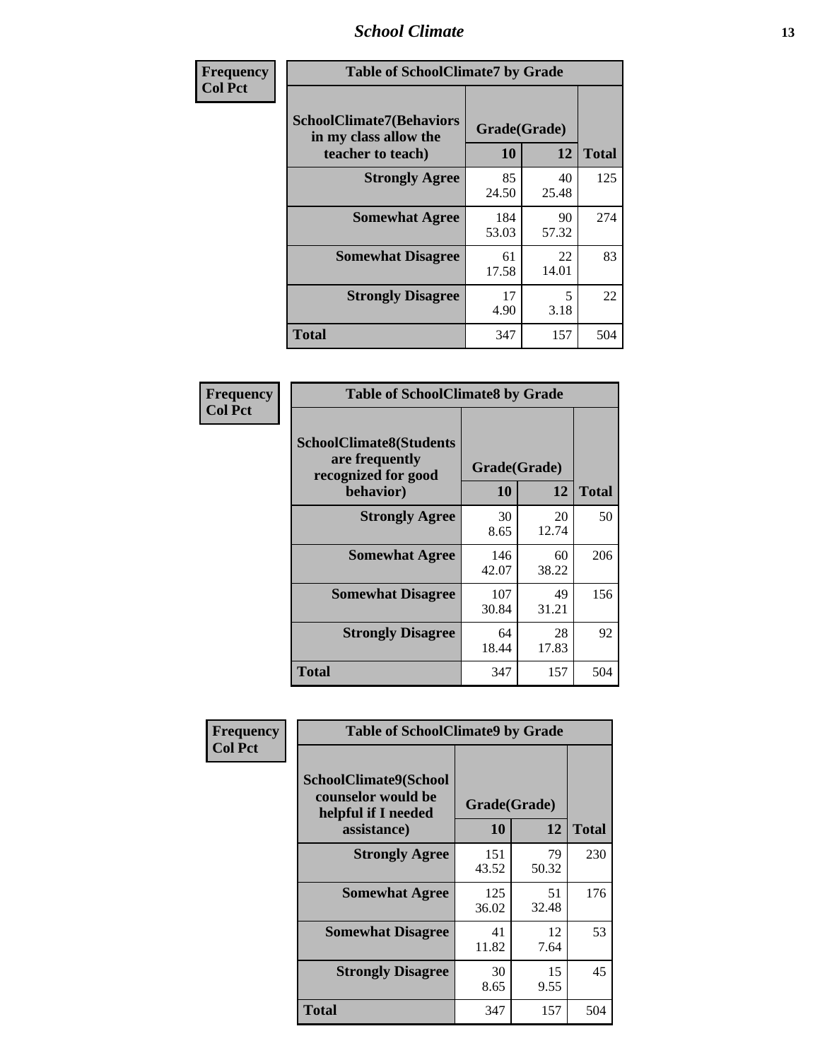| Frequency Col Pct | | | |
|---|---|---|---|
| **Table of SchoolClimate7 by Grade** | | | |
| **SchoolClimate7(Behaviors in my class allow the teacher to teach)** | **Grade(Grade)** | | **Total** |
| | **10** | **12** | |
| **Strongly Agree** | 85<br>24.50 | 40<br>25.48 | 125 |
| **Somewhat Agree** | 184<br>53.03 | 90<br>57.32 | 274 |
| **Somewhat Disagree** | 61<br>17.58 | 22<br>14.01 | 83 |
| **Strongly Disagree** | 17<br>4.90 | 5<br>3.18 | 22 |
| **Total** | 347 | 157 | 504 |

| Frequency Col Pct | | | |
|---|---|---|---|
| **Table of SchoolClimate8 by Grade** | | | |
| **SchoolClimate8(Students are frequently recognized for good behavior)** | **Grade(Grade)** | | **Total** |
| | **10** | **12** | |
| **Strongly Agree** | 30<br>8.65 | 20<br>12.74 | 50 |
| **Somewhat Agree** | 146<br>42.07 | 60<br>38.22 | 206 |
| **Somewhat Disagree** | 107<br>30.84 | 49<br>31.21 | 156 |
| **Strongly Disagree** | 64<br>18.44 | 28<br>17.83 | 92 |
| **Total** | 347 | 157 | 504 |

| Frequency Col Pct | | | |
|---|---|---|---|
| **Table of SchoolClimate9 by Grade** | | | |
| **SchoolClimate9(School counselor would be helpful if I needed assistance)** | **Grade(Grade)** | | **Total** |
| | **10** | **12** | |
| **Strongly Agree** | 151<br>43.52 | 79<br>50.32 | 230 |
| **Somewhat Agree** | 125<br>36.02 | 51<br>32.48 | 176 |
| **Somewhat Disagree** | 41<br>11.82 | 12<br>7.64 | 53 |
| **Strongly Disagree** | 30<br>8.65 | 15<br>9.55 | 45 |
| **Total** | 347 | 157 | 504 |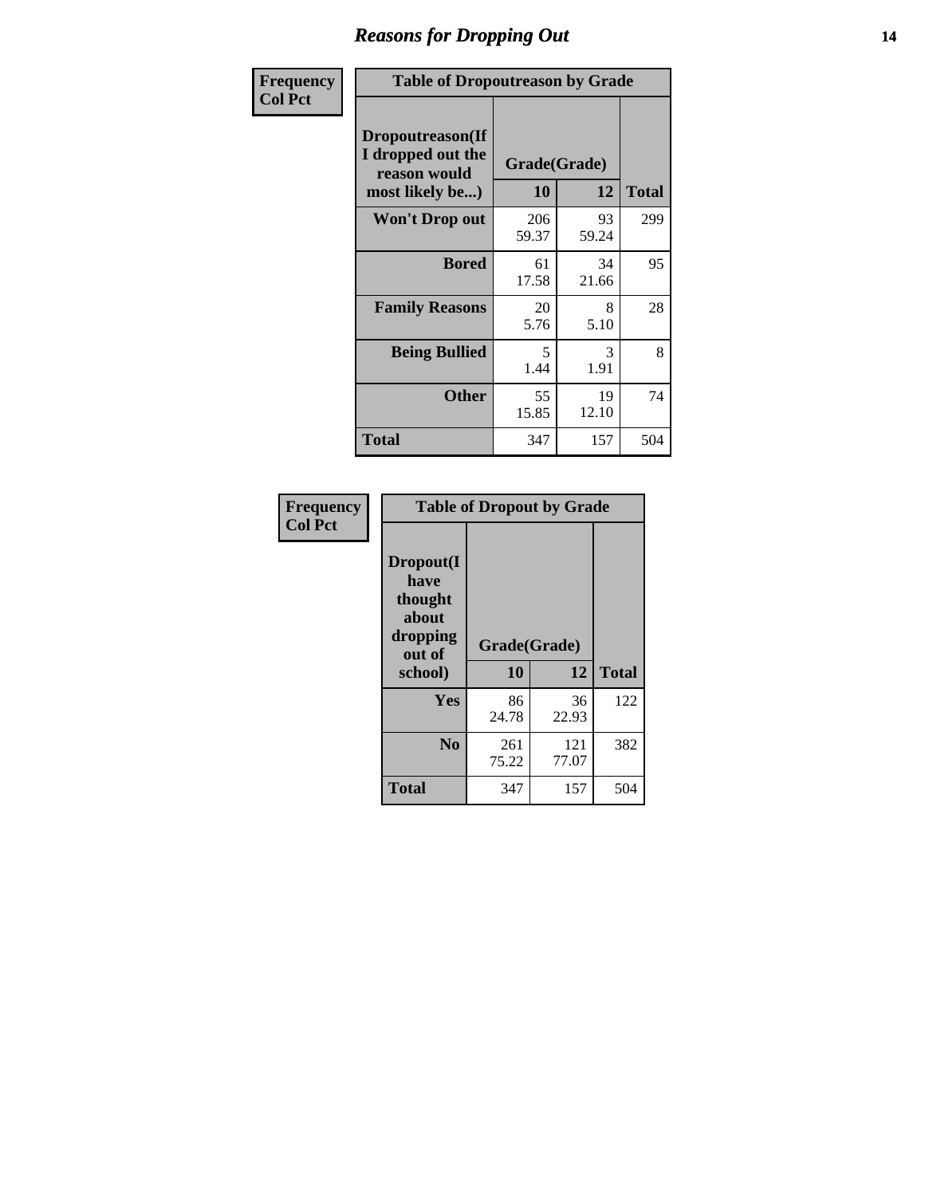# Reasons for Dropping Out

Frequency
Col Pct

| Table of Dropoutreason by Grade | | | |
|---|---|---|---|
| Dropoutreason(If I dropped out the reason would most likely be...) | Grade(Grade) | | |
| | 10 | 12 | Total |
| Won't Drop out | 206<br>59.37 | 93<br>59.24 | 299 |
| Bored | 61<br>17.58 | 34<br>21.66 | 95 |
| Family Reasons | 20<br>5.76 | 8<br>5.10 | 28 |
| Being Bullied | 5<br>1.44 | 3<br>1.91 | 8 |
| Other | 55<br>15.85 | 19<br>12.10 | 74 |
| Total | 347 | 157 | 504 |

Frequency
Col Pct

| Table of Dropout by Grade | | | |
|---|---|---|---|
| Dropout(I have thought about dropping out of school) | Grade(Grade) | | |
| | 10 | 12 | Total |
| Yes | 86<br>24.78 | 36<br>22.93 | 122 |
| No | 261<br>75.22 | 121<br>77.07 | 382 |
| Total | 347 | 157 | 504 |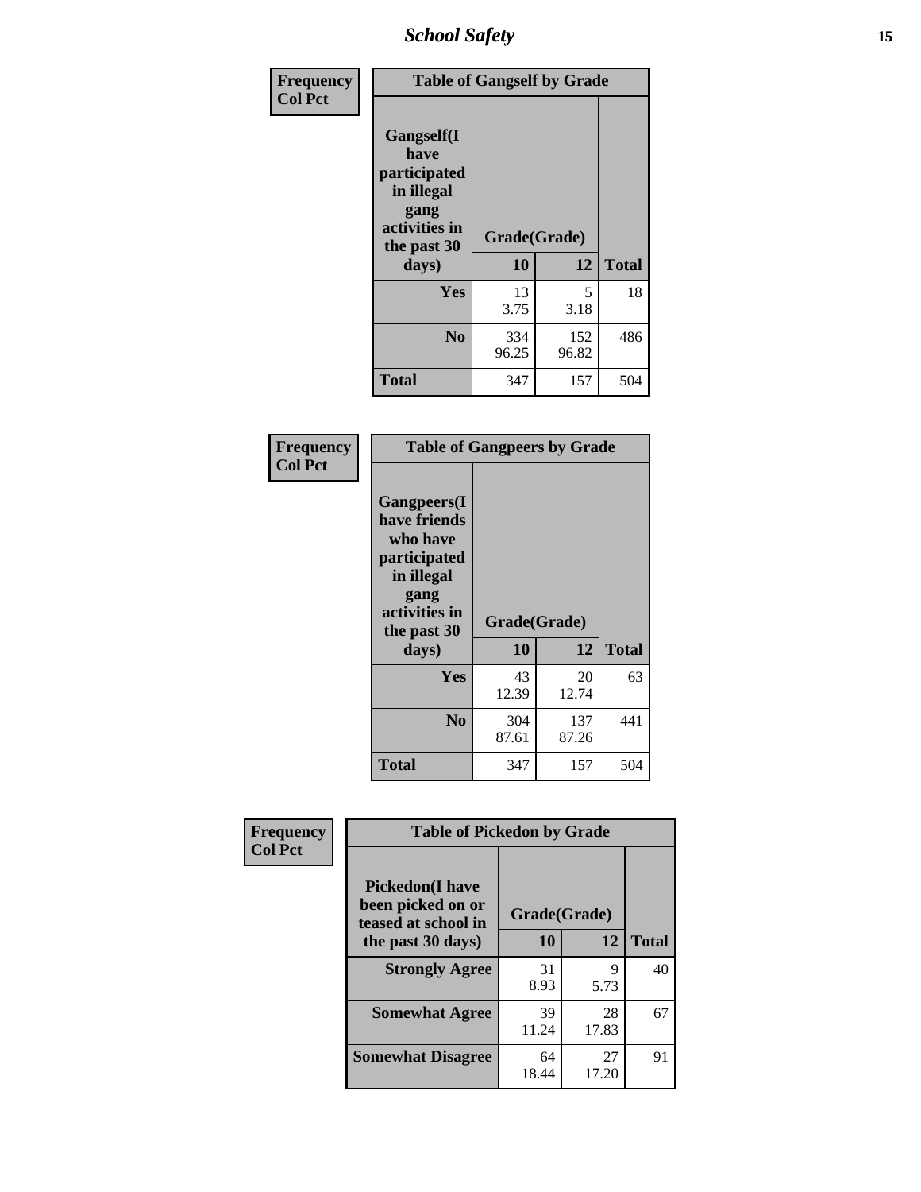| Frequency Col Pct | Table of Gangself by Grade | | |
|---|---|---|---|
| **Gangself(I have participated in illegal gang activities in the past 30 days)** | **Grade(Grade)** | | |
| | **10** | **12** | **Total** |
| **Yes** | 13<br>3.75 | 5<br>3.18 | 18 |
| **No** | 334<br>96.25 | 152<br>96.82 | 486 |
| **Total** | 347 | 157 | 504 |

| Frequency Col Pct | Table of Gangpeers by Grade | | |
|---|---|---|---|
| **Gangpeers(I have friends who have participated in illegal gang activities in the past 30 days)** | **Grade(Grade)** | | |
| | **10** | **12** | **Total** |
| **Yes** | 43<br>12.39 | 20<br>12.74 | 63 |
| **No** | 304<br>87.61 | 137<br>87.26 | 441 |
| **Total** | 347 | 157 | 504 |

| Frequency Col Pct | Table of Pickedon by Grade | | |
|---|---|---|---|
| **Pickedon(I have been picked on or teased at school in the past 30 days)** | **Grade(Grade)** | | |
| | **10** | **12** | **Total** |
| **Strongly Agree** | 31<br>8.93 | 9<br>5.73 | 40 |
| **Somewhat Agree** | 39<br>11.24 | 28<br>17.83 | 67 |
| **Somewhat Disagree** | 64<br>18.44 | 27<br>17.20 | 91 |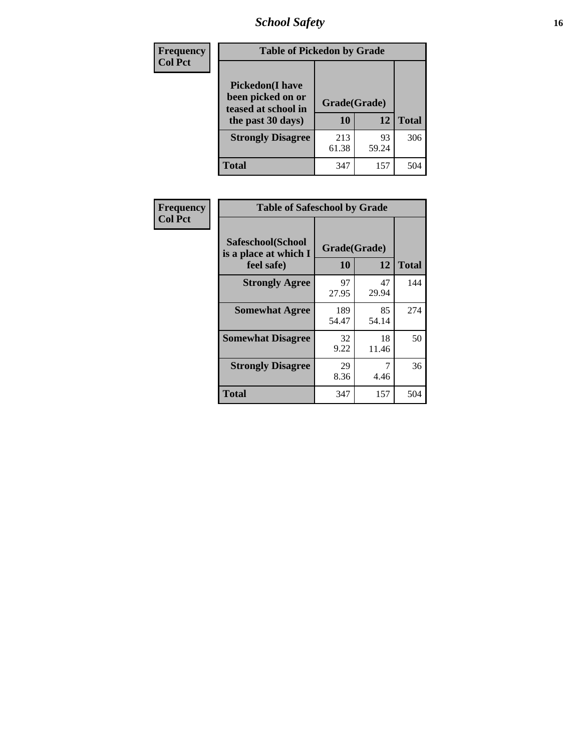# School Safety

**Frequency**
**Col Pct**

| Table of Pickedon by Grade | | | |
|---|---|---|---|
| **Pickedon(I have been picked on or teased at school in the past 30 days)** | **Grade(Grade)** | | |
| | **10** | **12** | **Total** |
| **Strongly Disagree** | 213<br>61.38 | 93<br>59.24 | 306 |
| **Total** | 347 | 157 | 504 |

**Frequency**
**Col Pct**

| Table of Safeschool by Grade | | | |
|---|---|---|---|
| **Safeschool(School is a place at which I feel safe)** | **Grade(Grade)** | | |
| | **10** | **12** | **Total** |
| **Strongly Agree** | 97<br>27.95 | 47<br>29.94 | 144 |
| **Somewhat Agree** | 189<br>54.47 | 85<br>54.14 | 274 |
| **Somewhat Disagree** | 32<br>9.22 | 18<br>11.46 | 50 |
| **Strongly Disagree** | 29<br>8.36 | 7<br>4.46 | 36 |
| **Total** | 347 | 157 | 504 |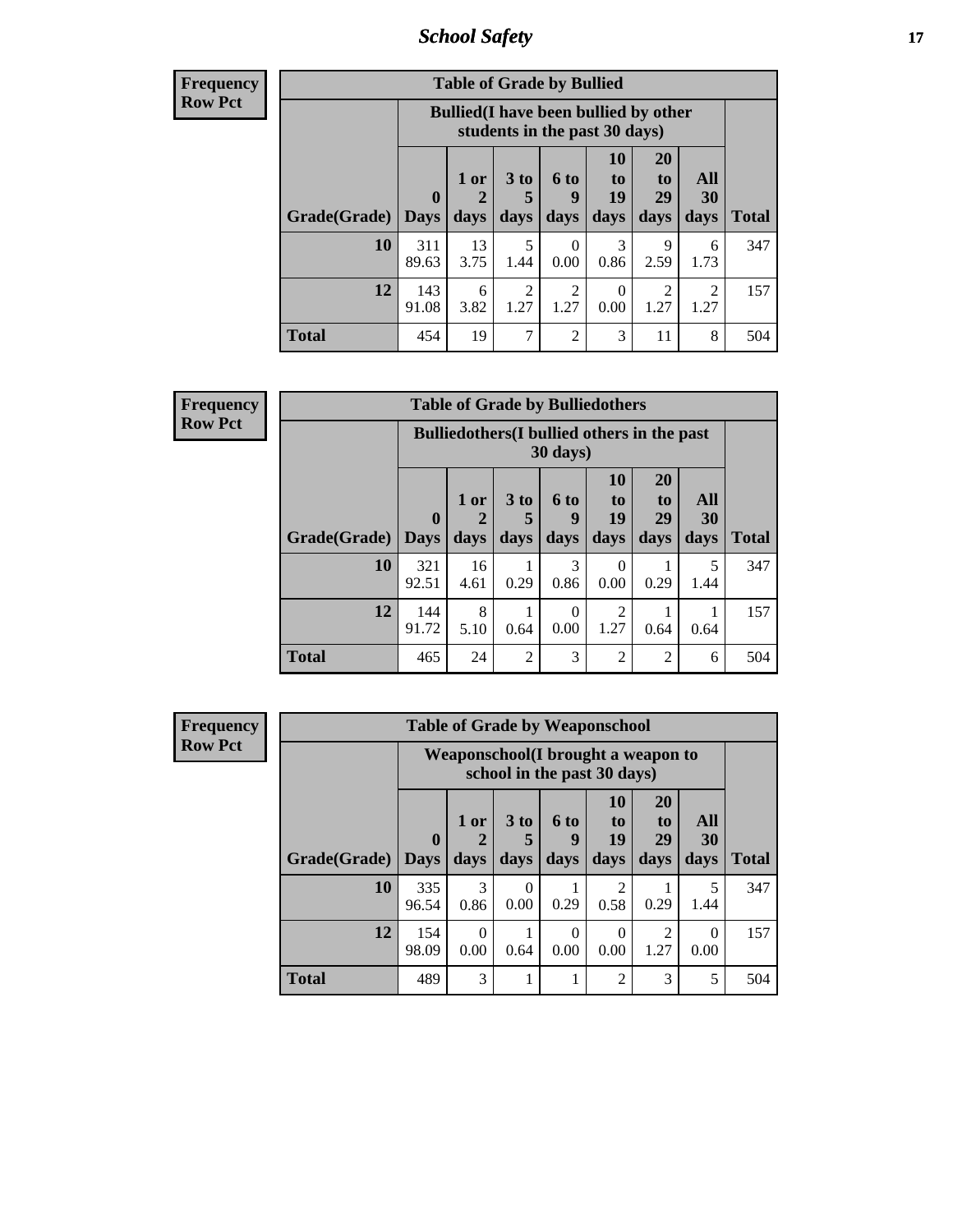**Frequency Row Pct**

| Table of Grade by Bullied | | | | | | | | |
|---|---|---|---|---|---|---|---|---|
| | Bullied(I have been bullied by other students in the past 30 days) | | | | | | | |
| Grade(Grade) | 0 Days | 1 or 2 days | 3 to 5 days | 6 to 9 days | 10 to 19 days | 20 to 29 days | All 30 days | Total |
| 10 | 311<br>89.63 | 13<br>3.75 | 5<br>1.44 | 0<br>0.00 | 3<br>0.86 | 9<br>2.59 | 6<br>1.73 | 347 |
| 12 | 143<br>91.08 | 6<br>3.82 | 2<br>1.27 | 2<br>1.27 | 0<br>0.00 | 2<br>1.27 | 2<br>1.27 | 157 |
| Total | 454 | 19 | 7 | 2 | 3 | 11 | 8 | 504 |

**Frequency Row Pct**

| Table of Grade by Bulliedothers | | | | | | | | |
|---|---|---|---|---|---|---|---|---|
| | Bulliedothers(I bullied others in the past 30 days) | | | | | | | |
| Grade(Grade) | 0 Days | 1 or 2 days | 3 to 5 days | 6 to 9 days | 10 to 19 days | 20 to 29 days | All 30 days | Total |
| 10 | 321<br>92.51 | 16<br>4.61 | 1<br>0.29 | 3<br>0.86 | 0<br>0.00 | 1<br>0.29 | 5<br>1.44 | 347 |
| 12 | 144<br>91.72 | 8<br>5.10 | 1<br>0.64 | 0<br>0.00 | 2<br>1.27 | 1<br>0.64 | 1<br>0.64 | 157 |
| Total | 465 | 24 | 2 | 3 | 2 | 2 | 6 | 504 |

**Frequency Row Pct**

| Table of Grade by Weaponschool | | | | | | | | |
|---|---|---|---|---|---|---|---|---|
| | Weaponschool(I brought a weapon to school in the past 30 days) | | | | | | | |
| Grade(Grade) | 0 Days | 1 or 2 days | 3 to 5 days | 6 to 9 days | 10 to 19 days | 20 to 29 days | All 30 days | Total |
| 10 | 335<br>96.54 | 3<br>0.86 | 0<br>0.00 | 1<br>0.29 | 2<br>0.58 | 1<br>0.29 | 5<br>1.44 | 347 |
| 12 | 154<br>98.09 | 0<br>0.00 | 1<br>0.64 | 0<br>0.00 | 0<br>0.00 | 2<br>1.27 | 0<br>0.00 | 157 |
| Total | 489 | 3 | 1 | 1 | 2 | 3 | 5 | 504 |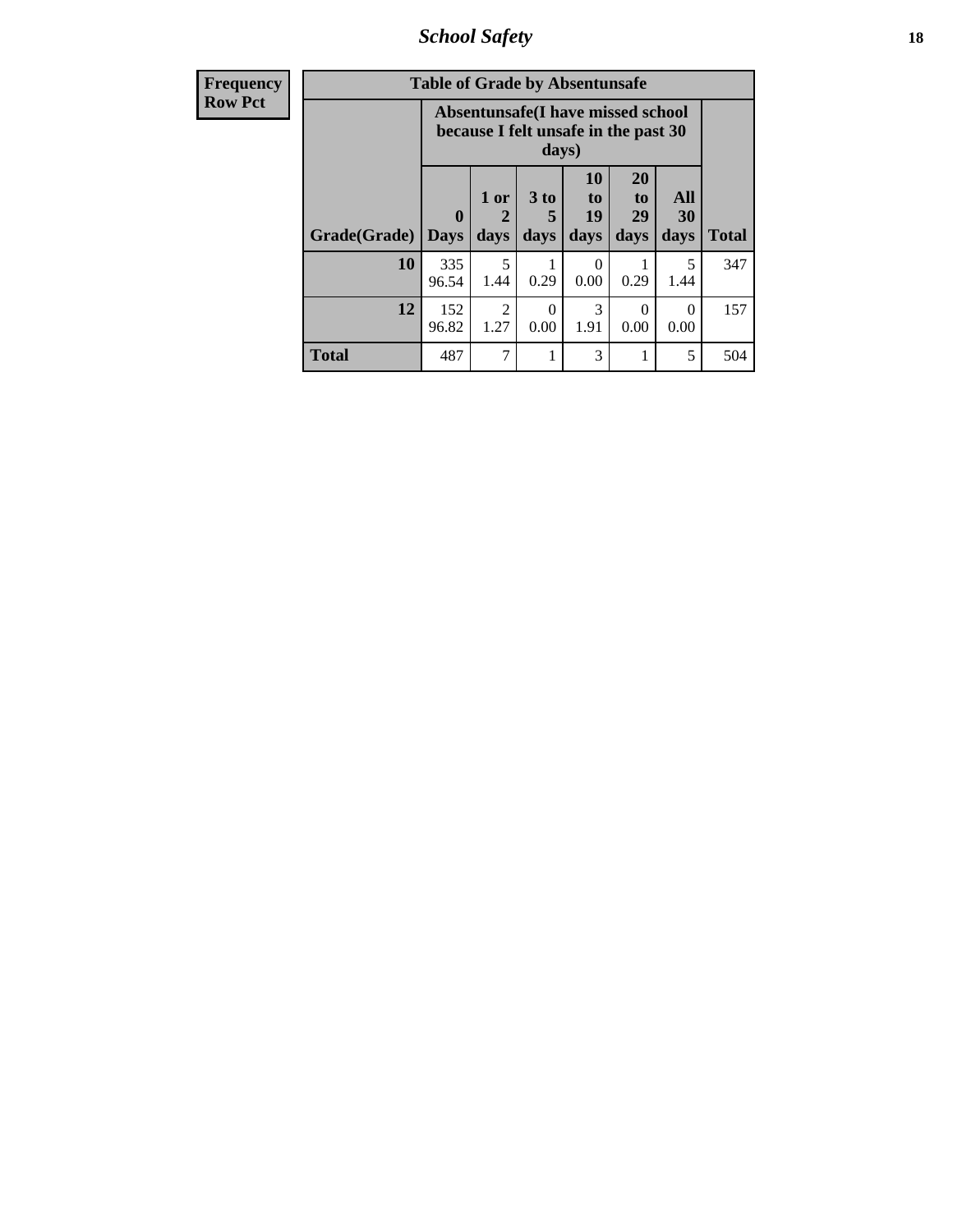## School Safety

| Frequency Row Pct | Table of Grade by Absentunsafe | | | | | | |
|---|---|---|---|---|---|---|---|
| | Absentunsafe(I have missed school because I felt unsafe in the past 30 days) | | | | | | |
| Grade(Grade) | 0 Days | 1 or 2 days | 3 to 5 days | 10 to 19 days | 20 to 29 days | All 30 days | Total |
| 10 | 335 96.54 | 5 1.44 | 1 0.29 | 0 0.00 | 1 0.29 | 5 1.44 | 347 |
| 12 | 152 96.82 | 2 1.27 | 0 0.00 | 3 1.91 | 0 0.00 | 0 0.00 | 157 |
| Total | 487 | 7 | 1 | 3 | 1 | 5 | 504 |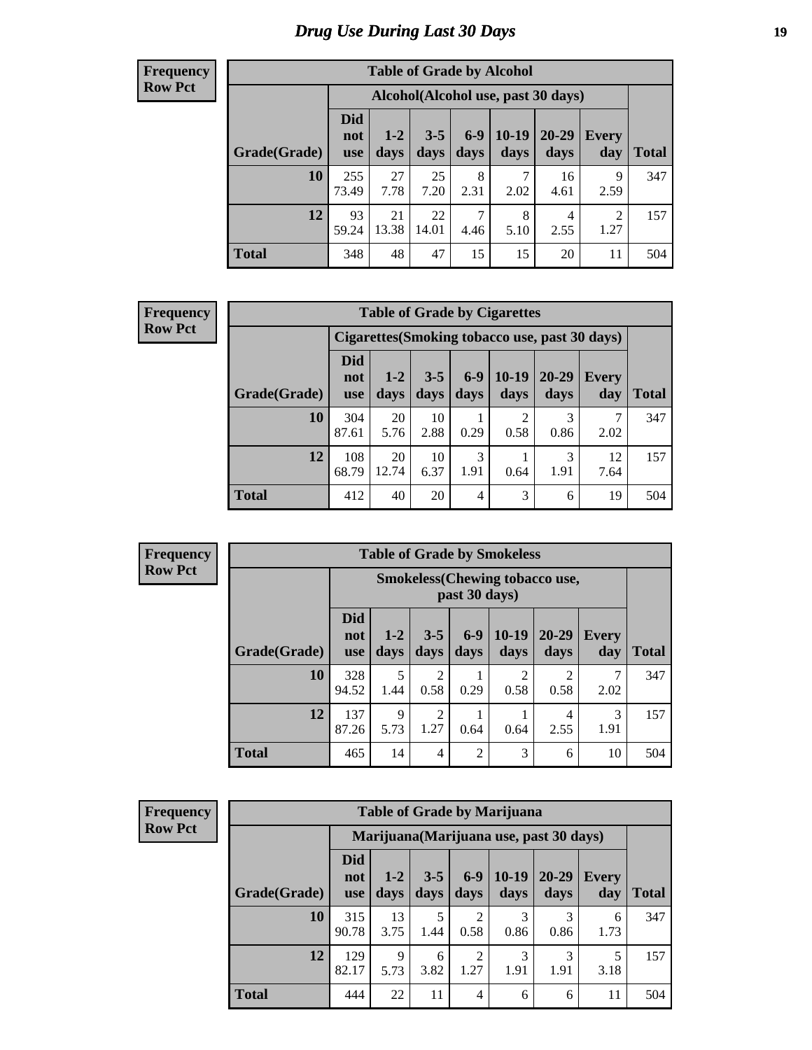# Drug Use During Last 30 Days

**Frequency**
**Row Pct**

| Table of Grade by Alcohol | | | | | | | | |
|---|---|---|---|---|---|---|---|---|
| | Alcohol(Alcohol use, past 30 days) | | | | | | | |
| Grade(Grade) | Did not use | 1-2 days | 3-5 days | 6-9 days | 10-19 days | 20-29 days | Every day | Total |
| 10 | 255 73.49 | 27 7.78 | 25 7.20 | 8 2.31 | 7 2.02 | 16 4.61 | 9 2.59 | 347 |
| 12 | 93 59.24 | 21 13.38 | 22 14.01 | 7 4.46 | 8 5.10 | 4 2.55 | 2 1.27 | 157 |
| Total | 348 | 48 | 47 | 15 | 15 | 20 | 11 | 504 |

**Frequency**
**Row Pct**

| Table of Grade by Cigarettes | | | | | | | | |
|---|---|---|---|---|---|---|---|---|
| | Cigarettes(Smoking tobacco use, past 30 days) | | | | | | | |
| Grade(Grade) | Did not use | 1-2 days | 3-5 days | 6-9 days | 10-19 days | 20-29 days | Every day | Total |
| 10 | 304 87.61 | 20 5.76 | 10 2.88 | 1 0.29 | 2 0.58 | 3 0.86 | 7 2.02 | 347 |
| 12 | 108 68.79 | 20 12.74 | 10 6.37 | 3 1.91 | 1 0.64 | 3 1.91 | 12 7.64 | 157 |
| Total | 412 | 40 | 20 | 4 | 3 | 6 | 19 | 504 |

**Frequency**
**Row Pct**

| Table of Grade by Smokeless | | | | | | | | |
|---|---|---|---|---|---|---|---|---|
| | Smokeless(Chewing tobacco use, past 30 days) | | | | | | | |
| Grade(Grade) | Did not use | 1-2 days | 3-5 days | 6-9 days | 10-19 days | 20-29 days | Every day | Total |
| 10 | 328 94.52 | 5 1.44 | 2 0.58 | 1 0.29 | 2 0.58 | 2 0.58 | 7 2.02 | 347 |
| 12 | 137 87.26 | 9 5.73 | 2 1.27 | 1 0.64 | 1 0.64 | 4 2.55 | 3 1.91 | 157 |
| Total | 465 | 14 | 4 | 2 | 3 | 6 | 10 | 504 |

**Frequency**
**Row Pct**

| Table of Grade by Marijuana | | | | | | | | |
|---|---|---|---|---|---|---|---|---|
| | Marijuana(Marijuana use, past 30 days) | | | | | | | |
| Grade(Grade) | Did not use | 1-2 days | 3-5 days | 6-9 days | 10-19 days | 20-29 days | Every day | Total |
| 10 | 315 90.78 | 13 3.75 | 5 1.44 | 2 0.58 | 3 0.86 | 3 0.86 | 6 1.73 | 347 |
| 12 | 129 82.17 | 9 5.73 | 6 3.82 | 2 1.27 | 3 1.91 | 3 1.91 | 5 3.18 | 157 |
| Total | 444 | 22 | 11 | 4 | 6 | 6 | 11 | 504 |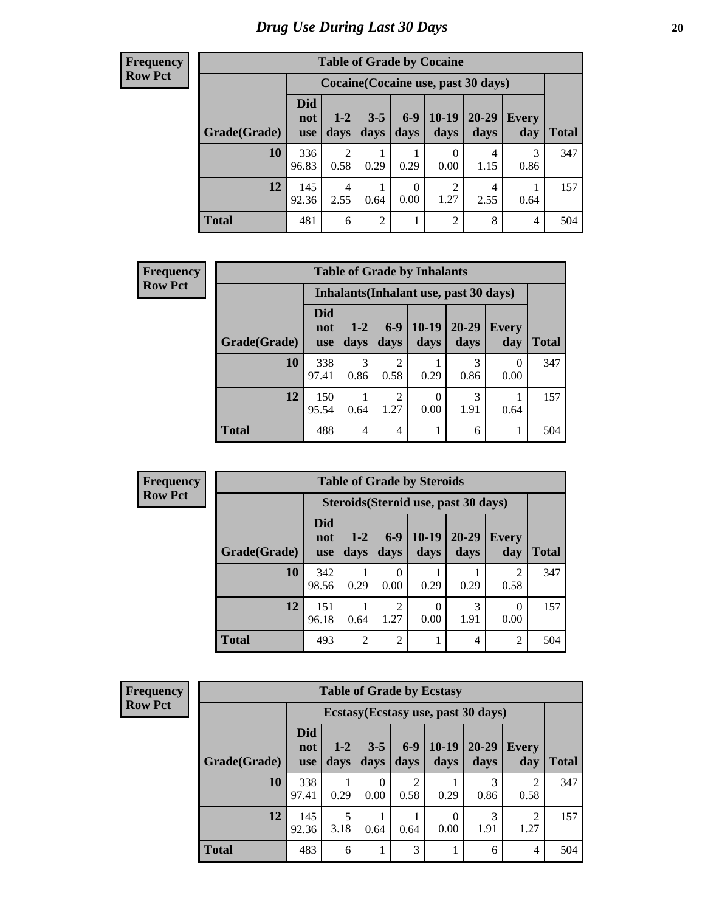# Drug Use During Last 30 Days

**Frequency**
**Row Pct**

| Table of Grade by Cocaine | | | | | | | | |
|---|---|---|---|---|---|---|---|---|
| | Cocaine(Cocaine use, past 30 days) | | | | | | | |
| Grade(Grade) | Did not use | 1-2 days | 3-5 days | 6-9 days | 10-19 days | 20-29 days | Every day | Total |
| **10** | 336<br>96.83 | 2<br>0.58 | 1<br>0.29 | 1<br>0.29 | 0<br>0.00 | 4<br>1.15 | 3<br>0.86 | 347 |
| **12** | 145<br>92.36 | 4<br>2.55 | 1<br>0.64 | 0<br>0.00 | 2<br>1.27 | 4<br>2.55 | 1<br>0.64 | 157 |
| **Total** | 481 | 6 | 2 | 1 | 2 | 8 | 4 | 504 |

**Frequency**
**Row Pct**

| Table of Grade by Inhalants | | | | | | | |
|---|---|---|---|---|---|---|---|
| | Inhalants(Inhalant use, past 30 days) | | | | | | |
| Grade(Grade) | Did not use | 1-2 days | 6-9 days | 10-19 days | 20-29 days | Every day | Total |
| **10** | 338<br>97.41 | 3<br>0.86 | 2<br>0.58 | 1<br>0.29 | 3<br>0.86 | 0<br>0.00 | 347 |
| **12** | 150<br>95.54 | 1<br>0.64 | 2<br>1.27 | 0<br>0.00 | 3<br>1.91 | 1<br>0.64 | 157 |
| **Total** | 488 | 4 | 4 | 1 | 6 | 1 | 504 |

**Frequency**
**Row Pct**

| Table of Grade by Steroids | | | | | | | |
|---|---|---|---|---|---|---|---|
| | Steroids(Steroid use, past 30 days) | | | | | | |
| Grade(Grade) | Did not use | 1-2 days | 6-9 days | 10-19 days | 20-29 days | Every day | Total |
| **10** | 342<br>98.56 | 1<br>0.29 | 0<br>0.00 | 1<br>0.29 | 1<br>0.29 | 2<br>0.58 | 347 |
| **12** | 151<br>96.18 | 1<br>0.64 | 2<br>1.27 | 0<br>0.00 | 3<br>1.91 | 0<br>0.00 | 157 |
| **Total** | 493 | 2 | 2 | 1 | 4 | 2 | 504 |

**Frequency**
**Row Pct**

| Table of Grade by Ecstasy | | | | | | | | |
|---|---|---|---|---|---|---|---|---|
| | Ecstasy(Ecstasy use, past 30 days) | | | | | | | |
| Grade(Grade) | Did not use | 1-2 days | 3-5 days | 6-9 days | 10-19 days | 20-29 days | Every day | Total |
| **10** | 338<br>97.41 | 1<br>0.29 | 0<br>0.00 | 2<br>0.58 | 1<br>0.29 | 3<br>0.86 | 2<br>0.58 | 347 |
| **12** | 145<br>92.36 | 5<br>3.18 | 1<br>0.64 | 1<br>0.64 | 0<br>0.00 | 3<br>1.91 | 2<br>1.27 | 157 |
| **Total** | 483 | 6 | 1 | 3 | 1 | 6 | 4 | 504 |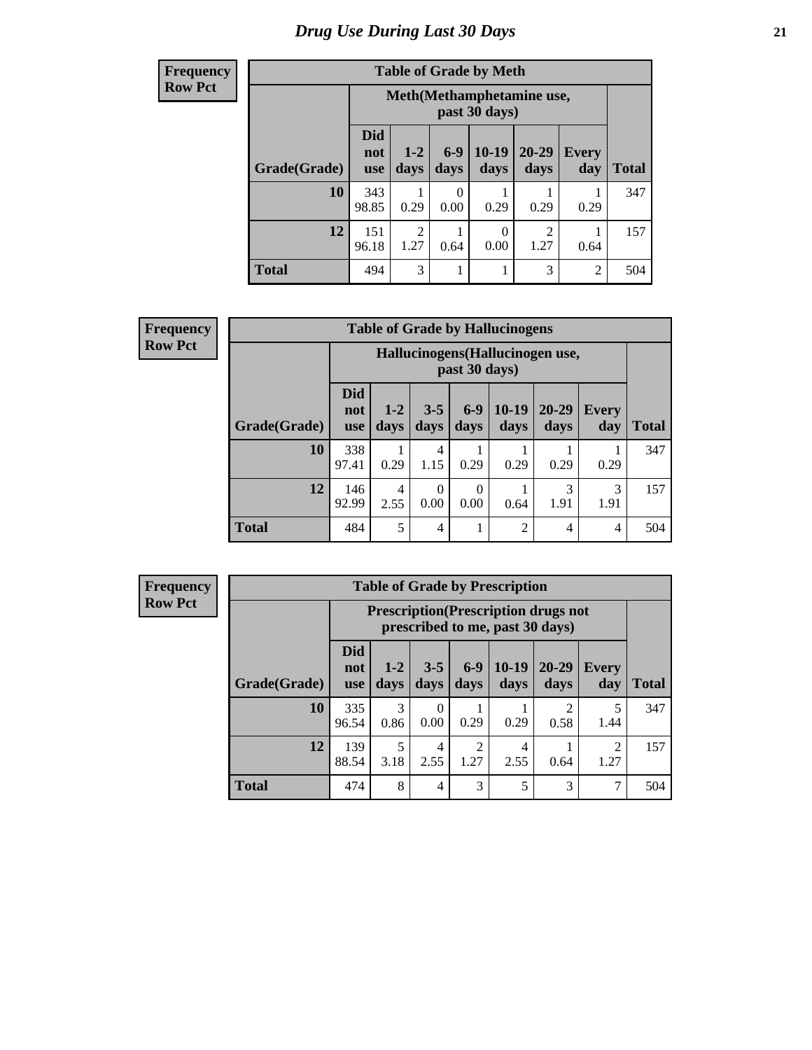# Drug Use During Last 30 Days

**Frequency**
**Row Pct**

| Table of Grade by Meth | | | | | | | |
|---|---|---|---|---|---|---|---|
| | Meth(Methamphetamine use, past 30 days) | | | | | | |
| Grade(Grade) | Did not use | 1-2 days | 6-9 days | 10-19 days | 20-29 days | Every day | Total |
| 10 | 343<br>98.85 | 1<br>0.29 | 0<br>0.00 | 1<br>0.29 | 1<br>0.29 | 1<br>0.29 | 347 |
| 12 | 151<br>96.18 | 2<br>1.27 | 1<br>0.64 | 0<br>0.00 | 2<br>1.27 | 1<br>0.64 | 157 |
| Total | 494 | 3 | 1 | 1 | 3 | 2 | 504 |

**Frequency**
**Row Pct**

| Table of Grade by Hallucinogens | | | | | | | | |
|---|---|---|---|---|---|---|---|---|
| | Hallucinogens(Hallucinogen use, past 30 days) | | | | | | | |
| Grade(Grade) | Did not use | 1-2 days | 3-5 days | 6-9 days | 10-19 days | 20-29 days | Every day | Total |
| 10 | 338<br>97.41 | 1<br>0.29 | 4<br>1.15 | 1<br>0.29 | 1<br>0.29 | 1<br>0.29 | 1<br>0.29 | 347 |
| 12 | 146<br>92.99 | 4<br>2.55 | 0<br>0.00 | 0<br>0.00 | 1<br>0.64 | 3<br>1.91 | 3<br>1.91 | 157 |
| Total | 484 | 5 | 4 | 1 | 2 | 4 | 4 | 504 |

**Frequency**
**Row Pct**

| Table of Grade by Prescription | | | | | | | | |
|---|---|---|---|---|---|---|---|---|
| | Prescription(Prescription drugs not prescribed to me, past 30 days) | | | | | | | |
| Grade(Grade) | Did not use | 1-2 days | 3-5 days | 6-9 days | 10-19 days | 20-29 days | Every day | Total |
| 10 | 335<br>96.54 | 3<br>0.86 | 0<br>0.00 | 1<br>0.29 | 1<br>0.29 | 2<br>0.58 | 5<br>1.44 | 347 |
| 12 | 139<br>88.54 | 5<br>3.18 | 4<br>2.55 | 2<br>1.27 | 4<br>2.55 | 1<br>0.64 | 2<br>1.27 | 157 |
| Total | 474 | 8 | 4 | 3 | 5 | 3 | 7 | 504 |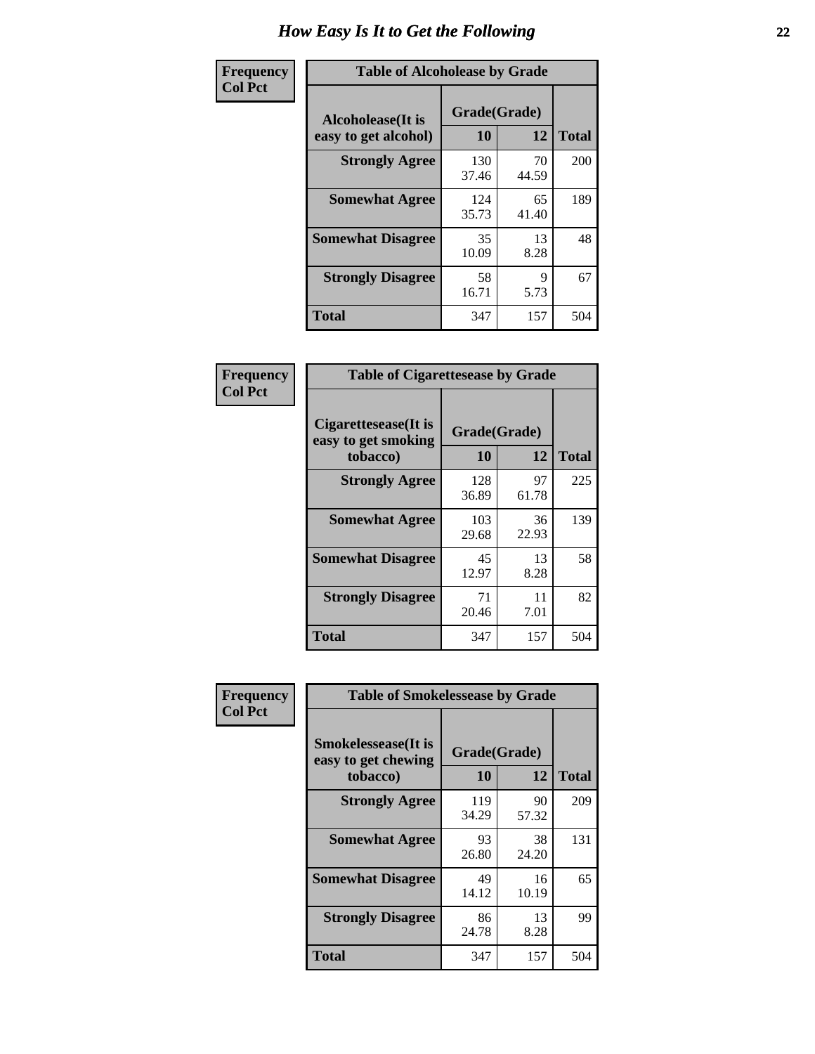# How Easy Is It to Get the Following

**Frequency / Col Pct**

**Table of Alcoholease by Grade**

| Alcoholease(It is easy to get alcohol) | Grade(Grade) 10 | 12 | Total |
|---|---|---|---|
| **Strongly Agree** | 130<br>37.46 | 70<br>44.59 | 200 |
| **Somewhat Agree** | 124<br>35.73 | 65<br>41.40 | 189 |
| **Somewhat Disagree** | 35<br>10.09 | 13<br>8.28 | 48 |
| **Strongly Disagree** | 58<br>16.71 | 9<br>5.73 | 67 |
| **Total** | 347 | 157 | 504 |

**Frequency / Col Pct**

**Table of Cigarettesease by Grade**

| Cigarettesease(It is easy to get smoking tobacco) | Grade(Grade) 10 | 12 | Total |
|---|---|---|---|
| **Strongly Agree** | 128<br>36.89 | 97<br>61.78 | 225 |
| **Somewhat Agree** | 103<br>29.68 | 36<br>22.93 | 139 |
| **Somewhat Disagree** | 45<br>12.97 | 13<br>8.28 | 58 |
| **Strongly Disagree** | 71<br>20.46 | 11<br>7.01 | 82 |
| **Total** | 347 | 157 | 504 |

**Frequency / Col Pct**

**Table of Smokelessease by Grade**

| Smokelessease(It is easy to get chewing tobacco) | Grade(Grade) 10 | 12 | Total |
|---|---|---|---|
| **Strongly Agree** | 119<br>34.29 | 90<br>57.32 | 209 |
| **Somewhat Agree** | 93<br>26.80 | 38<br>24.20 | 131 |
| **Somewhat Disagree** | 49<br>14.12 | 16<br>10.19 | 65 |
| **Strongly Disagree** | 86<br>24.78 | 13<br>8.28 | 99 |
| **Total** | 347 | 157 | 504 |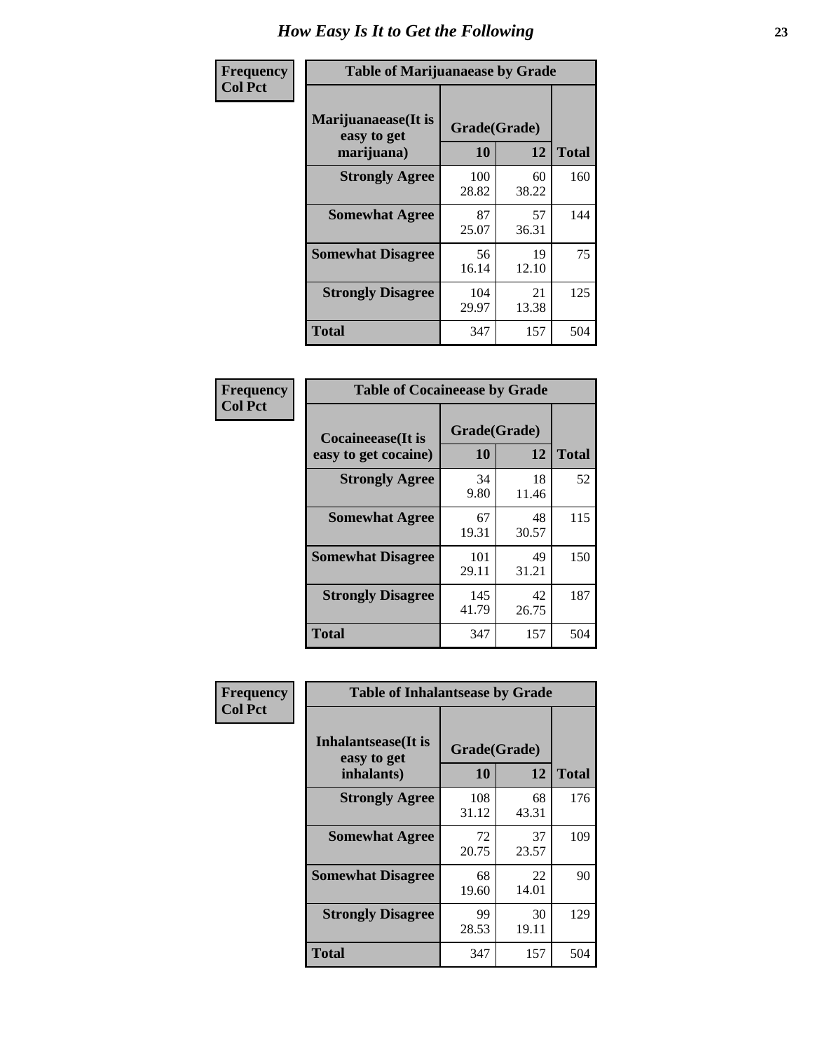# How Easy Is It to Get the Following

| Frequency<br>Col Pct | | | |
|---|---|---|---|

**Table of Marijuanaease by Grade**

| Marijuanaease(It is easy to get marijuana) | Grade(Grade) | | Total |
|---|---|---|---|
| | 10 | 12 | |
| Strongly Agree | 100<br>28.82 | 60<br>38.22 | 160 |
| Somewhat Agree | 87<br>25.07 | 57<br>36.31 | 144 |
| Somewhat Disagree | 56<br>16.14 | 19<br>12.10 | 75 |
| Strongly Disagree | 104<br>29.97 | 21<br>13.38 | 125 |
| Total | 347 | 157 | 504 |

Frequency
Col Pct

**Table of Cocaineease by Grade**

| Cocaineease(It is easy to get cocaine) | Grade(Grade) | | Total |
|---|---|---|---|
| | 10 | 12 | |
| Strongly Agree | 34<br>9.80 | 18<br>11.46 | 52 |
| Somewhat Agree | 67<br>19.31 | 48<br>30.57 | 115 |
| Somewhat Disagree | 101<br>29.11 | 49<br>31.21 | 150 |
| Strongly Disagree | 145<br>41.79 | 42<br>26.75 | 187 |
| Total | 347 | 157 | 504 |

Frequency
Col Pct

**Table of Inhalantsease by Grade**

| Inhalantsease(It is easy to get inhalants) | Grade(Grade) | | Total |
|---|---|---|---|
| | 10 | 12 | |
| Strongly Agree | 108<br>31.12 | 68<br>43.31 | 176 |
| Somewhat Agree | 72<br>20.75 | 37<br>23.57 | 109 |
| Somewhat Disagree | 68<br>19.60 | 22<br>14.01 | 90 |
| Strongly Disagree | 99<br>28.53 | 30<br>19.11 | 129 |
| Total | 347 | 157 | 504 |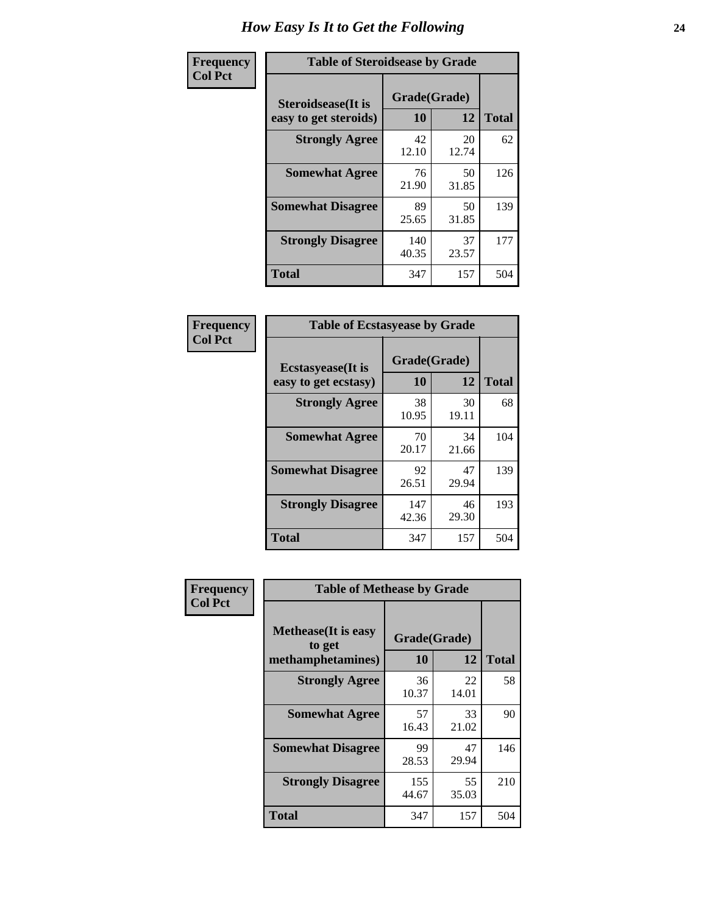# How Easy Is It to Get the Following

**Frequency**
**Col Pct**

**Table of Steroidsease by Grade**

| Steroidsease(It is easy to get steroids) | Grade(Grade) | | Total |
|---|---|---|---|
| | 10 | 12 | |
| Strongly Agree | 42<br>12.10 | 20<br>12.74 | 62 |
| Somewhat Agree | 76<br>21.90 | 50<br>31.85 | 126 |
| Somewhat Disagree | 89<br>25.65 | 50<br>31.85 | 139 |
| Strongly Disagree | 140<br>40.35 | 37<br>23.57 | 177 |
| Total | 347 | 157 | 504 |

**Frequency**
**Col Pct**

**Table of Ecstasyease by Grade**

| Ecstasyease(It is easy to get ecstasy) | Grade(Grade) | | Total |
|---|---|---|---|
| | 10 | 12 | |
| Strongly Agree | 38<br>10.95 | 30<br>19.11 | 68 |
| Somewhat Agree | 70<br>20.17 | 34<br>21.66 | 104 |
| Somewhat Disagree | 92<br>26.51 | 47<br>29.94 | 139 |
| Strongly Disagree | 147<br>42.36 | 46<br>29.30 | 193 |
| Total | 347 | 157 | 504 |

**Frequency**
**Col Pct**

**Table of Methease by Grade**

| Methease(It is easy to get methamphetamines) | Grade(Grade) | | Total |
|---|---|---|---|
| | 10 | 12 | |
| Strongly Agree | 36<br>10.37 | 22<br>14.01 | 58 |
| Somewhat Agree | 57<br>16.43 | 33<br>21.02 | 90 |
| Somewhat Disagree | 99<br>28.53 | 47<br>29.94 | 146 |
| Strongly Disagree | 155<br>44.67 | 55<br>35.03 | 210 |
| Total | 347 | 157 | 504 |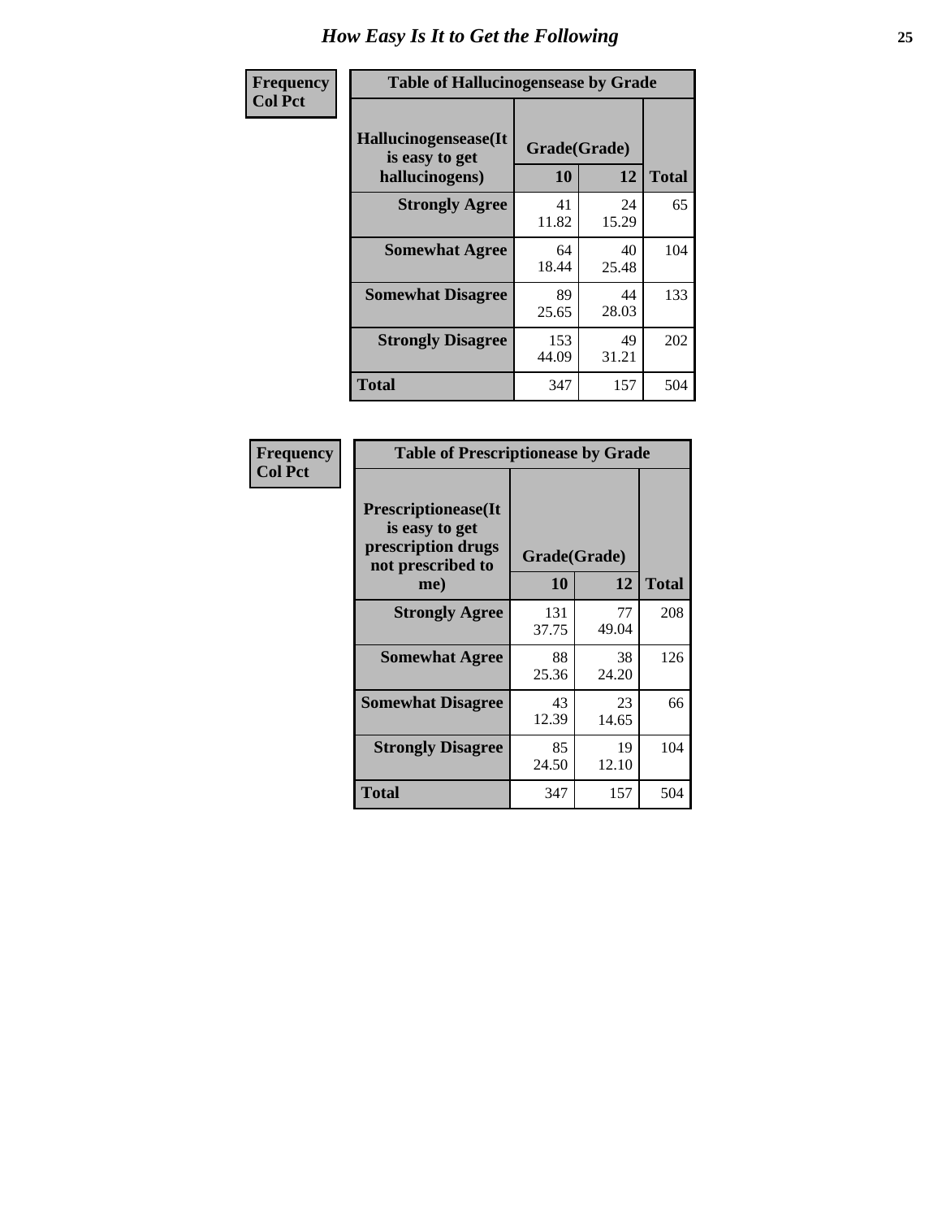# How Easy Is It to Get the Following

**Frequency**
**Col Pct**

| Table of Hallucinogensease by Grade | | | |
|---|---|---|---|
| **Hallucinogensease(It is easy to get hallucinogens)** | **Grade(Grade)** | | **Total** |
| | **10** | **12** | |
| **Strongly Agree** | 41<br>11.82 | 24<br>15.29 | 65 |
| **Somewhat Agree** | 64<br>18.44 | 40<br>25.48 | 104 |
| **Somewhat Disagree** | 89<br>25.65 | 44<br>28.03 | 133 |
| **Strongly Disagree** | 153<br>44.09 | 49<br>31.21 | 202 |
| **Total** | 347 | 157 | 504 |

**Frequency**
**Col Pct**

| Table of Prescriptionease by Grade | | | |
|---|---|---|---|
| **Prescriptionease(It is easy to get prescription drugs not prescribed to me)** | **Grade(Grade)** | | **Total** |
| | **10** | **12** | |
| **Strongly Agree** | 131<br>37.75 | 77<br>49.04 | 208 |
| **Somewhat Agree** | 88<br>25.36 | 38<br>24.20 | 126 |
| **Somewhat Disagree** | 43<br>12.39 | 23<br>14.65 | 66 |
| **Strongly Disagree** | 85<br>24.50 | 19<br>12.10 | 104 |
| **Total** | 347 | 157 | 504 |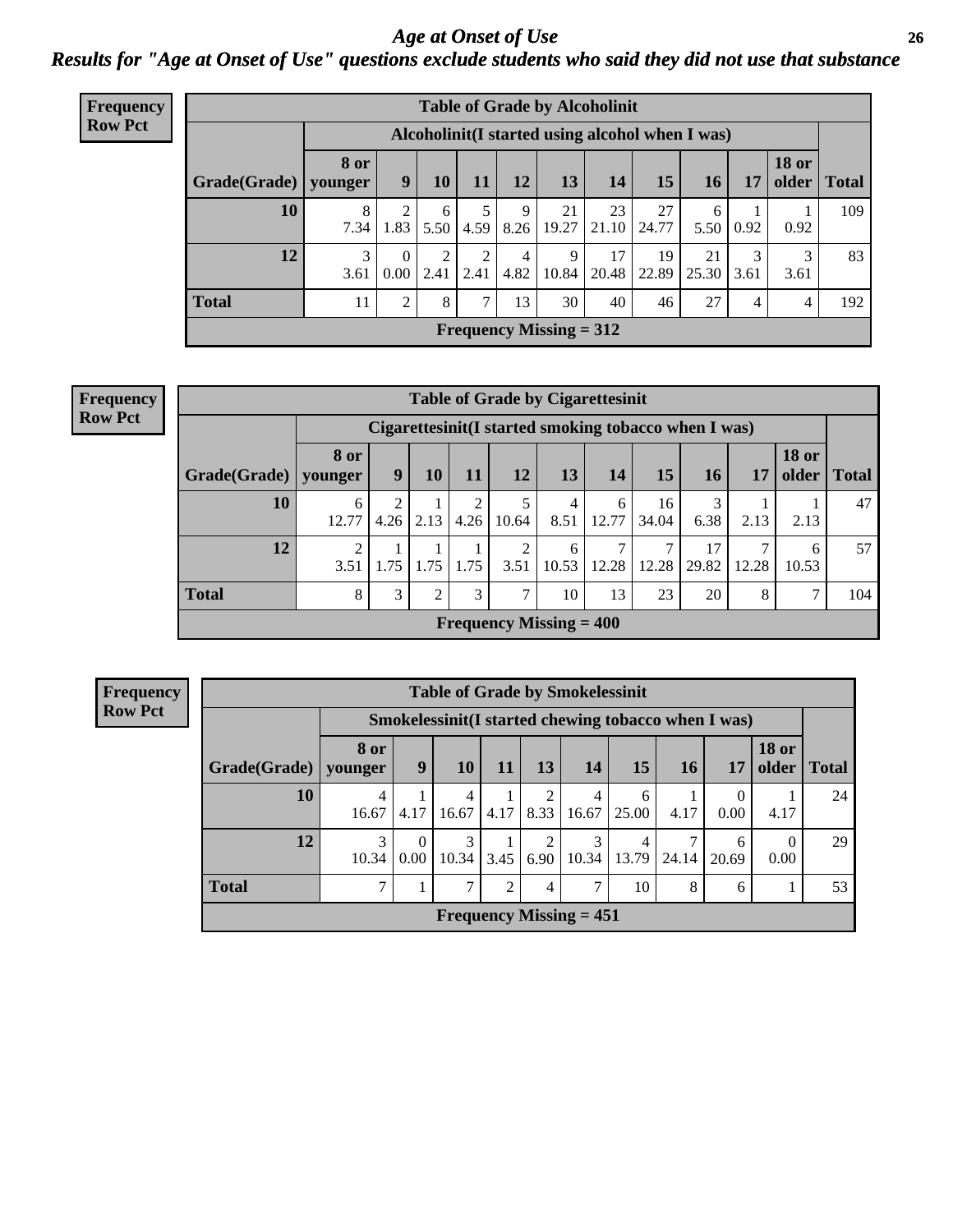# *Age at Onset of Use*

## *Results for "Age at Onset of Use" questions exclude students who said they did not use that substance*

**Frequency**
**Row Pct**

**Table of Grade by Alcoholinit**

| Grade(Grade) | Alcoholinit(I started using alcohol when I was) | | | | | | | | | | | Total |
|---|---|---|---|---|---|---|---|---|---|---|---|---|
| | 8 or younger | 9 | 10 | 11 | 12 | 13 | 14 | 15 | 16 | 17 | 18 or older | |
| **10** | 8<br>7.34 | 2<br>1.83 | 6<br>5.50 | 5<br>4.59 | 9<br>8.26 | 21<br>19.27 | 23<br>21.10 | 27<br>24.77 | 6<br>5.50 | 1<br>0.92 | 1<br>0.92 | 109 |
| **12** | 3<br>3.61 | 0<br>0.00 | 2<br>2.41 | 2<br>2.41 | 4<br>4.82 | 9<br>10.84 | 17<br>20.48 | 19<br>22.89 | 21<br>25.30 | 3<br>3.61 | 3<br>3.61 | 83 |
| **Total** | 11 | 2 | 8 | 7 | 13 | 30 | 40 | 46 | 27 | 4 | 4 | 192 |

**Frequency Missing = 312**

**Frequency**
**Row Pct**

**Table of Grade by Cigarettesinit**

| Grade(Grade) | Cigarettesinit(I started smoking tobacco when I was) | | | | | | | | | | | Total |
|---|---|---|---|---|---|---|---|---|---|---|---|---|
| | 8 or younger | 9 | 10 | 11 | 12 | 13 | 14 | 15 | 16 | 17 | 18 or older | |
| **10** | 6<br>12.77 | 2<br>4.26 | 1<br>2.13 | 2<br>4.26 | 5<br>10.64 | 4<br>8.51 | 6<br>12.77 | 16<br>34.04 | 3<br>6.38 | 1<br>2.13 | 1<br>2.13 | 47 |
| **12** | 2<br>3.51 | 1<br>1.75 | 1<br>1.75 | 1<br>1.75 | 2<br>3.51 | 6<br>10.53 | 7<br>12.28 | 7<br>12.28 | 17<br>29.82 | 7<br>12.28 | 6<br>10.53 | 57 |
| **Total** | 8 | 3 | 2 | 3 | 7 | 10 | 13 | 23 | 20 | 8 | 7 | 104 |

**Frequency Missing = 400**

**Frequency**
**Row Pct**

**Table of Grade by Smokelessinit**

| Grade(Grade) | Smokelessinit(I started chewing tobacco when I was) | | | | | | | | | | Total |
|---|---|---|---|---|---|---|---|---|---|---|---|
| | 8 or younger | 9 | 10 | 11 | 13 | 14 | 15 | 16 | 17 | 18 or older | |
| **10** | 4<br>16.67 | 1<br>4.17 | 4<br>16.67 | 1<br>4.17 | 2<br>8.33 | 4<br>16.67 | 6<br>25.00 | 1<br>4.17 | 0<br>0.00 | 1<br>4.17 | 24 |
| **12** | 3<br>10.34 | 0<br>0.00 | 3<br>10.34 | 1<br>3.45 | 2<br>6.90 | 3<br>10.34 | 4<br>13.79 | 7<br>24.14 | 6<br>20.69 | 0<br>0.00 | 29 |
| **Total** | 7 | 1 | 7 | 2 | 4 | 7 | 10 | 8 | 6 | 1 | 53 |

**Frequency Missing = 451**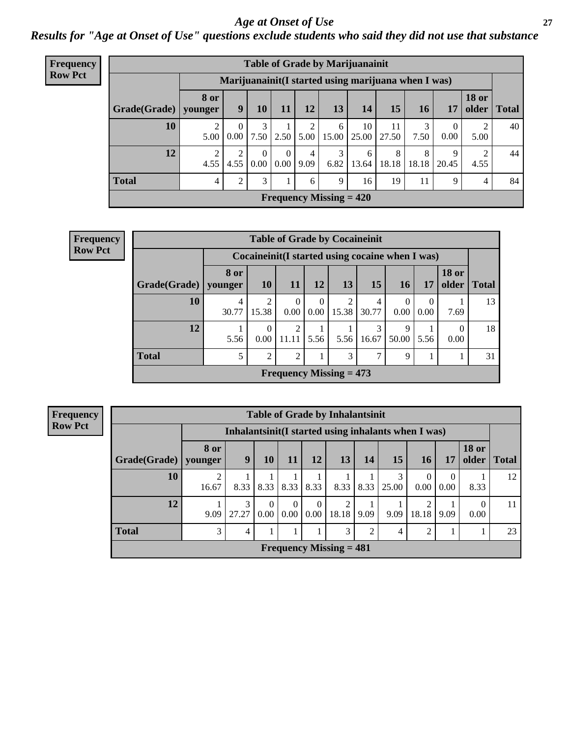# *Age at Onset of Use*

## *Results for "Age at Onset of Use" questions exclude students who said they did not use that substance*

**Frequency**
**Row Pct**

| Table of Grade by Marijuanainit | | | | | | | | | | | | |
|---|---|---|---|---|---|---|---|---|---|---|---|---|
| | Marijuanainit(I started using marijuana when I was) | | | | | | | | | | | |
| Grade(Grade) | 8 or younger | 9 | 10 | 11 | 12 | 13 | 14 | 15 | 16 | 17 | 18 or older | Total |
| 10 | 2<br>5.00 | 0<br>0.00 | 3<br>7.50 | 1<br>2.50 | 2<br>5.00 | 6<br>15.00 | 10<br>25.00 | 11<br>27.50 | 3<br>7.50 | 0<br>0.00 | 2<br>5.00 | 40 |
| 12 | 2<br>4.55 | 2<br>4.55 | 0<br>0.00 | 0<br>0.00 | 4<br>9.09 | 3<br>6.82 | 6<br>13.64 | 8<br>18.18 | 8<br>18.18 | 9<br>20.45 | 2<br>4.55 | 44 |
| Total | 4 | 2 | 3 | 1 | 6 | 9 | 16 | 19 | 11 | 9 | 4 | 84 |
| Frequency Missing = 420 | | | | | | | | | | | | |

**Frequency**
**Row Pct**

| Table of Grade by Cocaineinit | | | | | | | | | | |
|---|---|---|---|---|---|---|---|---|---|---|
| | Cocaineinit(I started using cocaine when I was) | | | | | | | | | |
| Grade(Grade) | 8 or younger | 10 | 11 | 12 | 13 | 15 | 16 | 17 | 18 or older | Total |
| 10 | 4<br>30.77 | 2<br>15.38 | 0<br>0.00 | 0<br>0.00 | 2<br>15.38 | 4<br>30.77 | 0<br>0.00 | 0<br>0.00 | 1<br>7.69 | 13 |
| 12 | 1<br>5.56 | 0<br>0.00 | 2<br>11.11 | 1<br>5.56 | 1<br>5.56 | 3<br>16.67 | 9<br>50.00 | 1<br>5.56 | 0<br>0.00 | 18 |
| Total | 5 | 2 | 2 | 1 | 3 | 7 | 9 | 1 | 1 | 31 |
| Frequency Missing = 473 | | | | | | | | | | |

**Frequency**
**Row Pct**

| Table of Grade by Inhalantsinit | | | | | | | | | | | | |
|---|---|---|---|---|---|---|---|---|---|---|---|---|
| | Inhalantsinit(I started using inhalants when I was) | | | | | | | | | | | |
| Grade(Grade) | 8 or younger | 9 | 10 | 11 | 12 | 13 | 14 | 15 | 16 | 17 | 18 or older | Total |
| 10 | 2<br>16.67 | 1<br>8.33 | 1<br>8.33 | 1<br>8.33 | 1<br>8.33 | 1<br>8.33 | 1<br>8.33 | 3<br>25.00 | 0<br>0.00 | 0<br>0.00 | 1<br>8.33 | 12 |
| 12 | 1<br>9.09 | 3<br>27.27 | 0<br>0.00 | 0<br>0.00 | 0<br>0.00 | 2<br>18.18 | 1<br>9.09 | 1<br>9.09 | 2<br>18.18 | 1<br>9.09 | 0<br>0.00 | 11 |
| Total | 3 | 4 | 1 | 1 | 1 | 3 | 2 | 4 | 2 | 1 | 1 | 23 |
| Frequency Missing = 481 | | | | | | | | | | | | |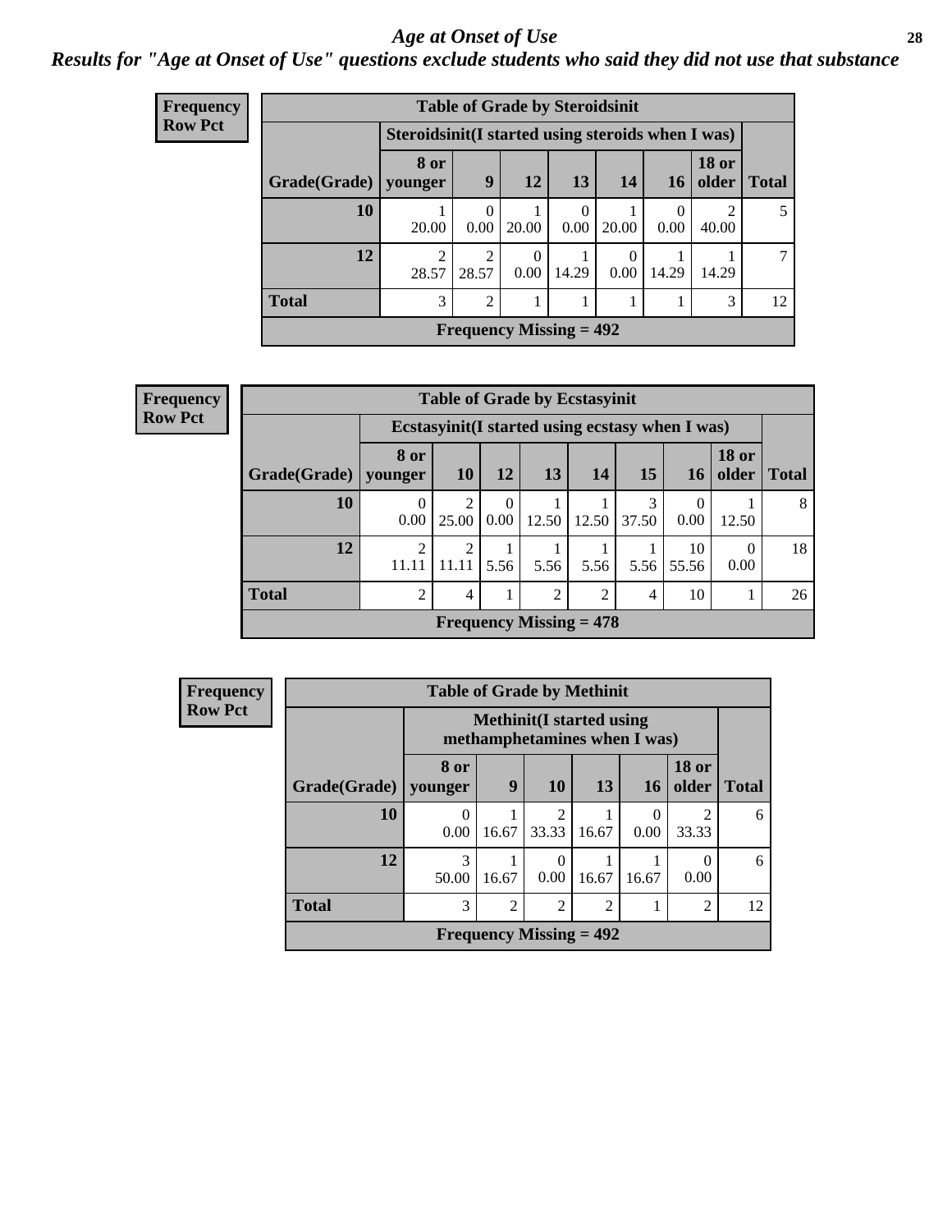*Age at Onset of Use*

*Results for "Age at Onset of Use" questions exclude students who said they did not use that substance*

**Frequency**
**Row Pct**

| Table of Grade by Steroidsinit | | | | | | | | |
|---|---|---|---|---|---|---|---|---|
| | Steroidsinit(I started using steroids when I was) | | | | | | | |
| Grade(Grade) | 8 or younger | 9 | 12 | 13 | 14 | 16 | 18 or older | Total |
| 10 | 1<br>20.00 | 0<br>0.00 | 1<br>20.00 | 0<br>0.00 | 1<br>20.00 | 0<br>0.00 | 2<br>40.00 | 5 |
| 12 | 2<br>28.57 | 2<br>28.57 | 0<br>0.00 | 1<br>14.29 | 0<br>0.00 | 1<br>14.29 | 1<br>14.29 | 7 |
| Total | 3 | 2 | 1 | 1 | 1 | 1 | 3 | 12 |
| Frequency Missing = 492 | | | | | | | | |

**Frequency**
**Row Pct**

| Table of Grade by Ecstasyinit | | | | | | | | | |
|---|---|---|---|---|---|---|---|---|---|
| | Ecstasyinit(I started using ecstasy when I was) | | | | | | | | |
| Grade(Grade) | 8 or younger | 10 | 12 | 13 | 14 | 15 | 16 | 18 or older | Total |
| 10 | 0<br>0.00 | 2<br>25.00 | 0<br>0.00 | 1<br>12.50 | 1<br>12.50 | 3<br>37.50 | 0<br>0.00 | 1<br>12.50 | 8 |
| 12 | 2<br>11.11 | 2<br>11.11 | 1<br>5.56 | 1<br>5.56 | 1<br>5.56 | 1<br>5.56 | 10<br>55.56 | 0<br>0.00 | 18 |
| Total | 2 | 4 | 1 | 2 | 2 | 4 | 10 | 1 | 26 |
| Frequency Missing = 478 | | | | | | | | | |

**Frequency**
**Row Pct**

| Table of Grade by Methinit | | | | | | | |
|---|---|---|---|---|---|---|---|
| | Methinit(I started using methamphetamines when I was) | | | | | | |
| Grade(Grade) | 8 or younger | 9 | 10 | 13 | 16 | 18 or older | Total |
| 10 | 0<br>0.00 | 1<br>16.67 | 2<br>33.33 | 1<br>16.67 | 0<br>0.00 | 2<br>33.33 | 6 |
| 12 | 3<br>50.00 | 1<br>16.67 | 0<br>0.00 | 1<br>16.67 | 1<br>16.67 | 0<br>0.00 | 6 |
| Total | 3 | 2 | 2 | 2 | 1 | 2 | 12 |
| Frequency Missing = 492 | | | | | | | |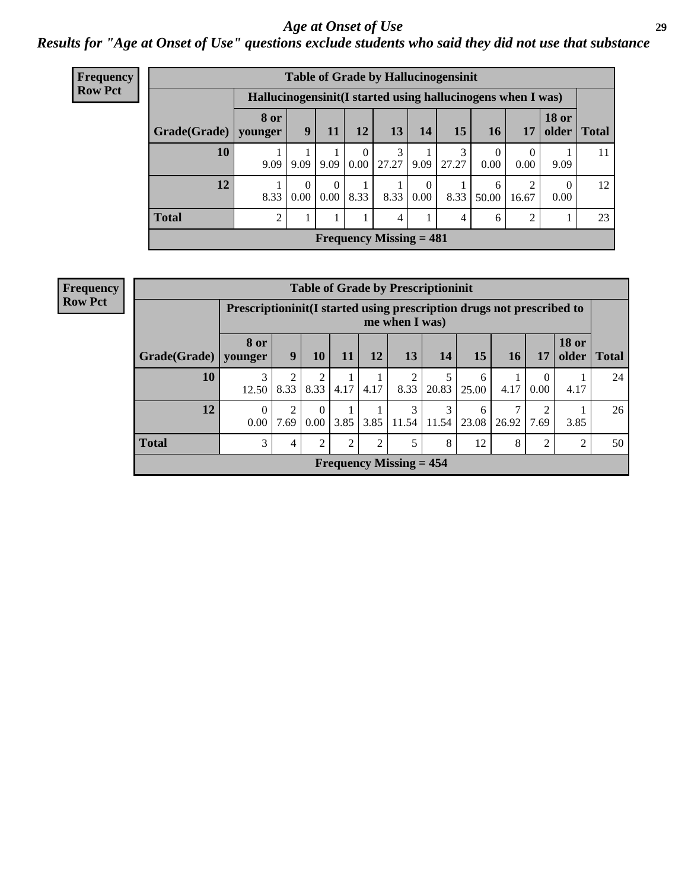# Age at Onset of Use

## Results for "Age at Onset of Use" questions exclude students who said they did not use that substance

**Frequency**
**Row Pct**

| Table of Grade by Hallucinogensinit | | | | | | | | | | | |
|---|---|---|---|---|---|---|---|---|---|---|---|
| | Hallucinogensinit(I started using hallucinogens when I was) | | | | | | | | | | |
| Grade(Grade) | 8 or younger | 9 | 11 | 12 | 13 | 14 | 15 | 16 | 17 | 18 or older | Total |
| 10 | 1<br>9.09 | 1<br>9.09 | 1<br>9.09 | 0<br>0.00 | 3<br>27.27 | 1<br>9.09 | 3<br>27.27 | 0<br>0.00 | 0<br>0.00 | 1<br>9.09 | 11 |
| 12 | 1<br>8.33 | 0<br>0.00 | 0<br>0.00 | 1<br>8.33 | 1<br>8.33 | 0<br>0.00 | 1<br>8.33 | 6<br>50.00 | 2<br>16.67 | 0<br>0.00 | 12 |
| Total | 2 | 1 | 1 | 1 | 4 | 1 | 4 | 6 | 2 | 1 | 23 |
| Frequency Missing = 481 | | | | | | | | | | | |

**Frequency**
**Row Pct**

| Table of Grade by Prescriptioninit | | | | | | | | | | | | |
|---|---|---|---|---|---|---|---|---|---|---|---|---|
| | Prescriptioninit(I started using prescription drugs not prescribed to me when I was) | | | | | | | | | | | |
| Grade(Grade) | 8 or younger | 9 | 10 | 11 | 12 | 13 | 14 | 15 | 16 | 17 | 18 or older | Total |
| 10 | 3<br>12.50 | 2<br>8.33 | 2<br>8.33 | 1<br>4.17 | 1<br>4.17 | 2<br>8.33 | 5<br>20.83 | 6<br>25.00 | 1<br>4.17 | 0<br>0.00 | 1<br>4.17 | 24 |
| 12 | 0<br>0.00 | 2<br>7.69 | 0<br>0.00 | 1<br>3.85 | 1<br>3.85 | 3<br>11.54 | 3<br>11.54 | 6<br>23.08 | 7<br>26.92 | 2<br>7.69 | 1<br>3.85 | 26 |
| Total | 3 | 4 | 2 | 2 | 2 | 5 | 8 | 12 | 8 | 2 | 2 | 50 |
| Frequency Missing = 454 | | | | | | | | | | | | |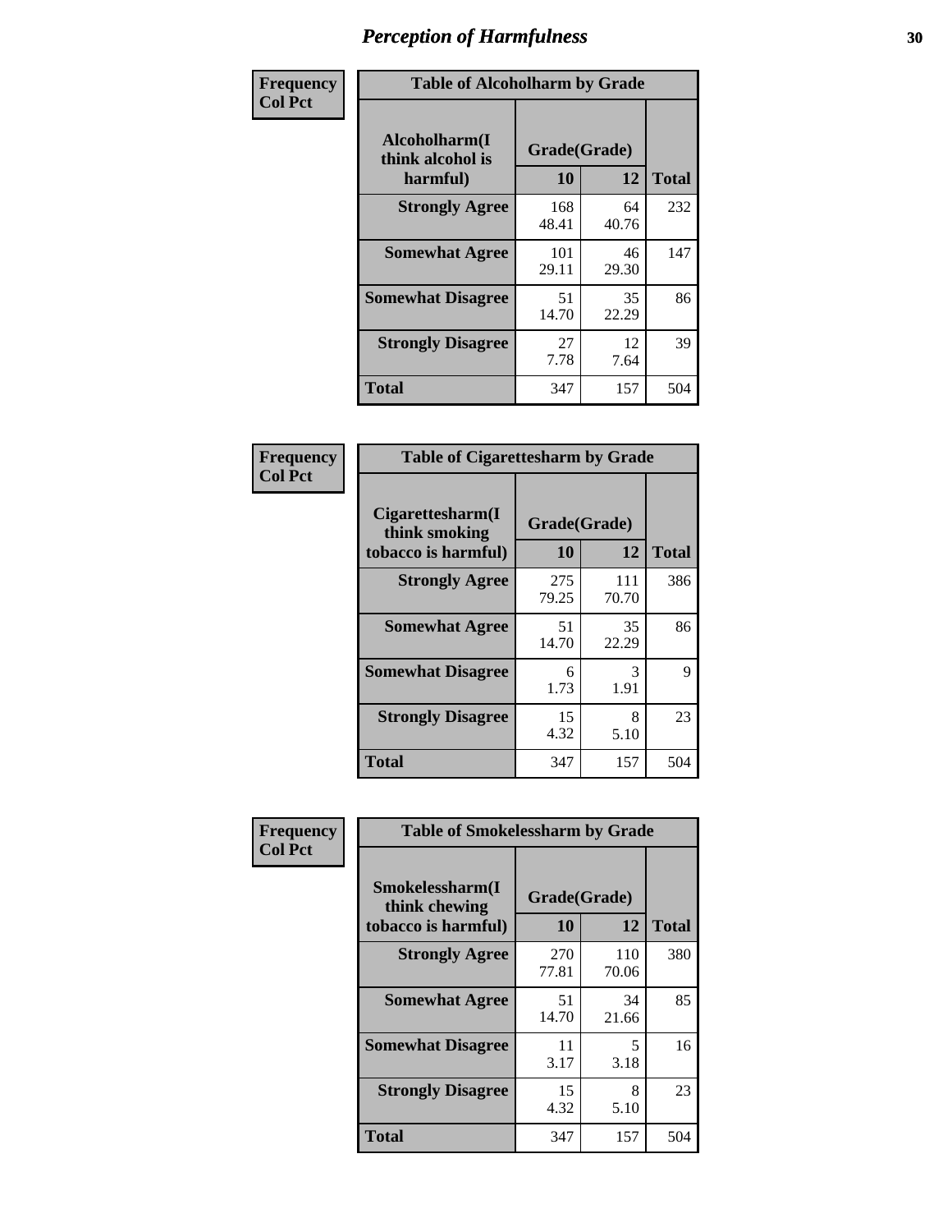# Perception of Harmfulness

| Frequency Col Pct |
|---|

**Table of Alcoholharm by Grade**

| Alcoholharm(I think alcohol is harmful) | Grade(Grade) 10 | 12 | Total |
|---|---|---|---|
| **Strongly Agree** | 168<br>48.41 | 64<br>40.76 | 232 |
| **Somewhat Agree** | 101<br>29.11 | 46<br>29.30 | 147 |
| **Somewhat Disagree** | 51<br>14.70 | 35<br>22.29 | 86 |
| **Strongly Disagree** | 27<br>7.78 | 12<br>7.64 | 39 |
| **Total** | 347 | 157 | 504 |

| Frequency Col Pct |
|---|

**Table of Cigarettesharm by Grade**

| Cigarettesharm(I think smoking tobacco is harmful) | Grade(Grade) 10 | 12 | Total |
|---|---|---|---|
| **Strongly Agree** | 275<br>79.25 | 111<br>70.70 | 386 |
| **Somewhat Agree** | 51<br>14.70 | 35<br>22.29 | 86 |
| **Somewhat Disagree** | 6<br>1.73 | 3<br>1.91 | 9 |
| **Strongly Disagree** | 15<br>4.32 | 8<br>5.10 | 23 |
| **Total** | 347 | 157 | 504 |

| Frequency Col Pct |
|---|

**Table of Smokelessharm by Grade**

| Smokelessharm(I think chewing tobacco is harmful) | Grade(Grade) 10 | 12 | Total |
|---|---|---|---|
| **Strongly Agree** | 270<br>77.81 | 110<br>70.06 | 380 |
| **Somewhat Agree** | 51<br>14.70 | 34<br>21.66 | 85 |
| **Somewhat Disagree** | 11<br>3.17 | 5<br>3.18 | 16 |
| **Strongly Disagree** | 15<br>4.32 | 8<br>5.10 | 23 |
| **Total** | 347 | 157 | 504 |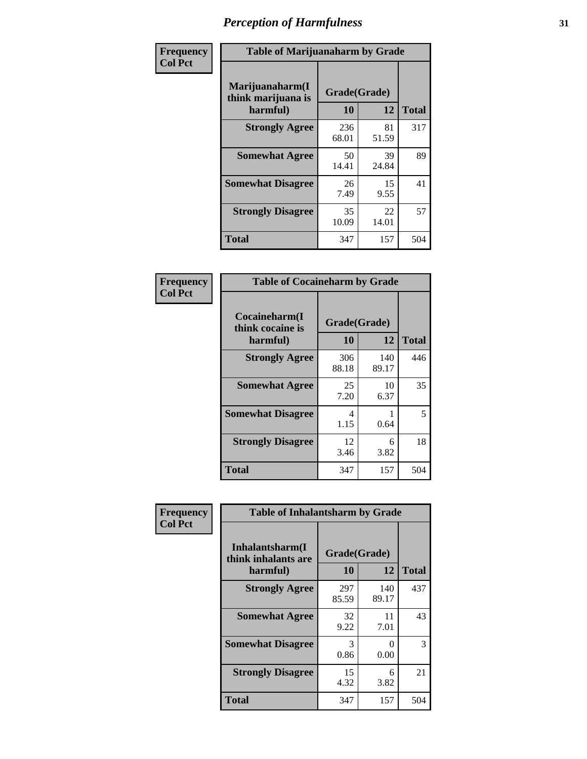# Perception of Harmfulness

| Frequency<br>Col Pct | Table of Marijuanaharm by Grade | | |
|---|---|---|---|
| **Marijuanaharm(I think marijuana is harmful)** | **Grade(Grade)** | | |
| | **10** | **12** | **Total** |
| **Strongly Agree** | 236<br>68.01 | 81<br>51.59 | 317 |
| **Somewhat Agree** | 50<br>14.41 | 39<br>24.84 | 89 |
| **Somewhat Disagree** | 26<br>7.49 | 15<br>9.55 | 41 |
| **Strongly Disagree** | 35<br>10.09 | 22<br>14.01 | 57 |
| **Total** | 347 | 157 | 504 |

| Frequency<br>Col Pct | Table of Cocaineharm by Grade | | |
|---|---|---|---|
| **Cocaineharm(I think cocaine is harmful)** | **Grade(Grade)** | | |
| | **10** | **12** | **Total** |
| **Strongly Agree** | 306<br>88.18 | 140<br>89.17 | 446 |
| **Somewhat Agree** | 25<br>7.20 | 10<br>6.37 | 35 |
| **Somewhat Disagree** | 4<br>1.15 | 1<br>0.64 | 5 |
| **Strongly Disagree** | 12<br>3.46 | 6<br>3.82 | 18 |
| **Total** | 347 | 157 | 504 |

| Frequency<br>Col Pct | Table of Inhalantsharm by Grade | | |
|---|---|---|---|
| **Inhalantsharm(I think inhalants are harmful)** | **Grade(Grade)** | | |
| | **10** | **12** | **Total** |
| **Strongly Agree** | 297<br>85.59 | 140<br>89.17 | 437 |
| **Somewhat Agree** | 32<br>9.22 | 11<br>7.01 | 43 |
| **Somewhat Disagree** | 3<br>0.86 | 0<br>0.00 | 3 |
| **Strongly Disagree** | 15<br>4.32 | 6<br>3.82 | 21 |
| **Total** | 347 | 157 | 504 |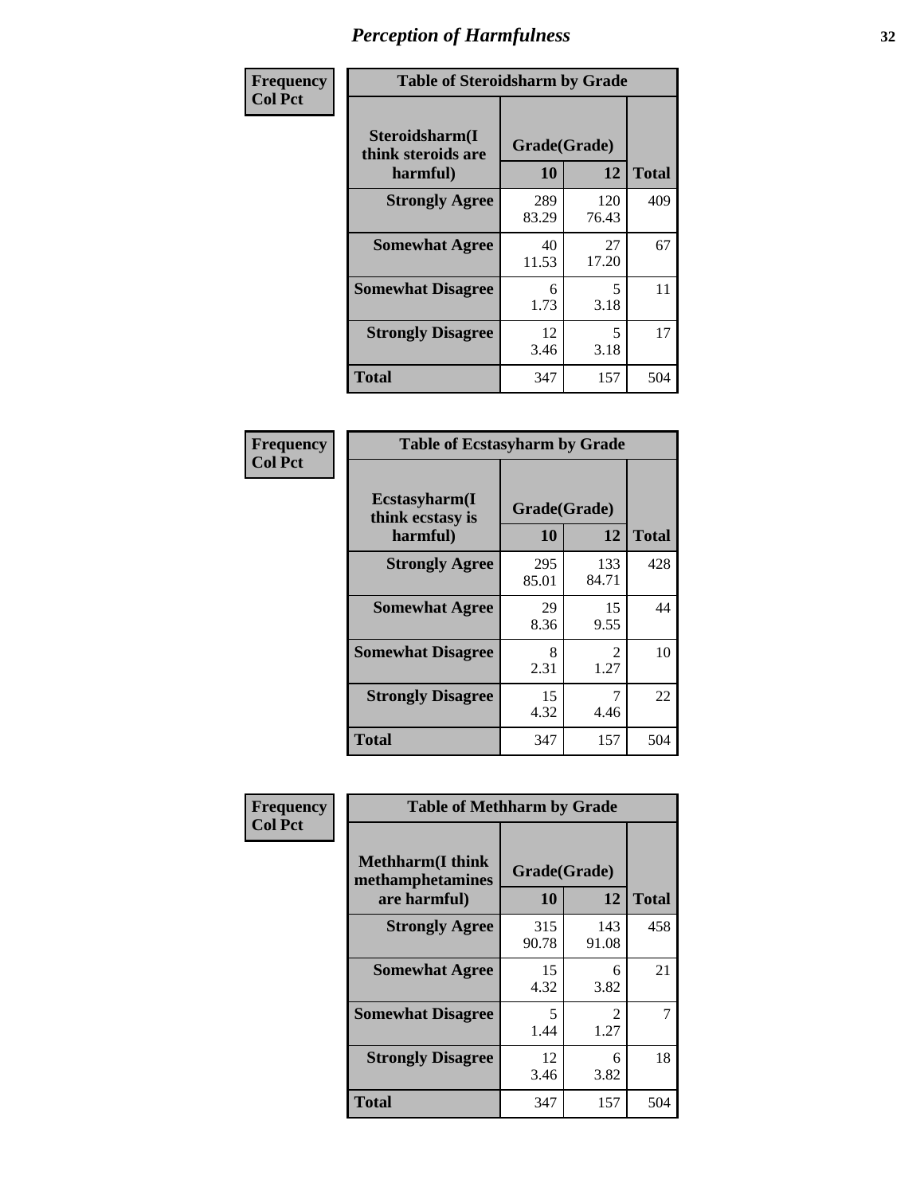# Perception of Harmfulness

**Frequency Col Pct**

| Steroidsharm(I think steroids are harmful) | Grade(Grade) 10 | 12 | Total |
|---|---|---|---|
| **Strongly Agree** | 289<br>83.29 | 120<br>76.43 | 409 |
| **Somewhat Agree** | 40<br>11.53 | 27<br>17.20 | 67 |
| **Somewhat Disagree** | 6<br>1.73 | 5<br>3.18 | 11 |
| **Strongly Disagree** | 12<br>3.46 | 5<br>3.18 | 17 |
| **Total** | 347 | 157 | 504 |

Table of Steroidsharm by Grade

**Frequency Col Pct**

| Ecstasyharm(I think ecstasy is harmful) | Grade(Grade) 10 | 12 | Total |
|---|---|---|---|
| **Strongly Agree** | 295<br>85.01 | 133<br>84.71 | 428 |
| **Somewhat Agree** | 29<br>8.36 | 15<br>9.55 | 44 |
| **Somewhat Disagree** | 8<br>2.31 | 2<br>1.27 | 10 |
| **Strongly Disagree** | 15<br>4.32 | 7<br>4.46 | 22 |
| **Total** | 347 | 157 | 504 |

Table of Ecstasyharm by Grade

**Frequency Col Pct**

| Methharm(I think methamphetamines are harmful) | Grade(Grade) 10 | 12 | Total |
|---|---|---|---|
| **Strongly Agree** | 315<br>90.78 | 143<br>91.08 | 458 |
| **Somewhat Agree** | 15<br>4.32 | 6<br>3.82 | 21 |
| **Somewhat Disagree** | 5<br>1.44 | 2<br>1.27 | 7 |
| **Strongly Disagree** | 12<br>3.46 | 6<br>3.82 | 18 |
| **Total** | 347 | 157 | 504 |

Table of Methharm by Grade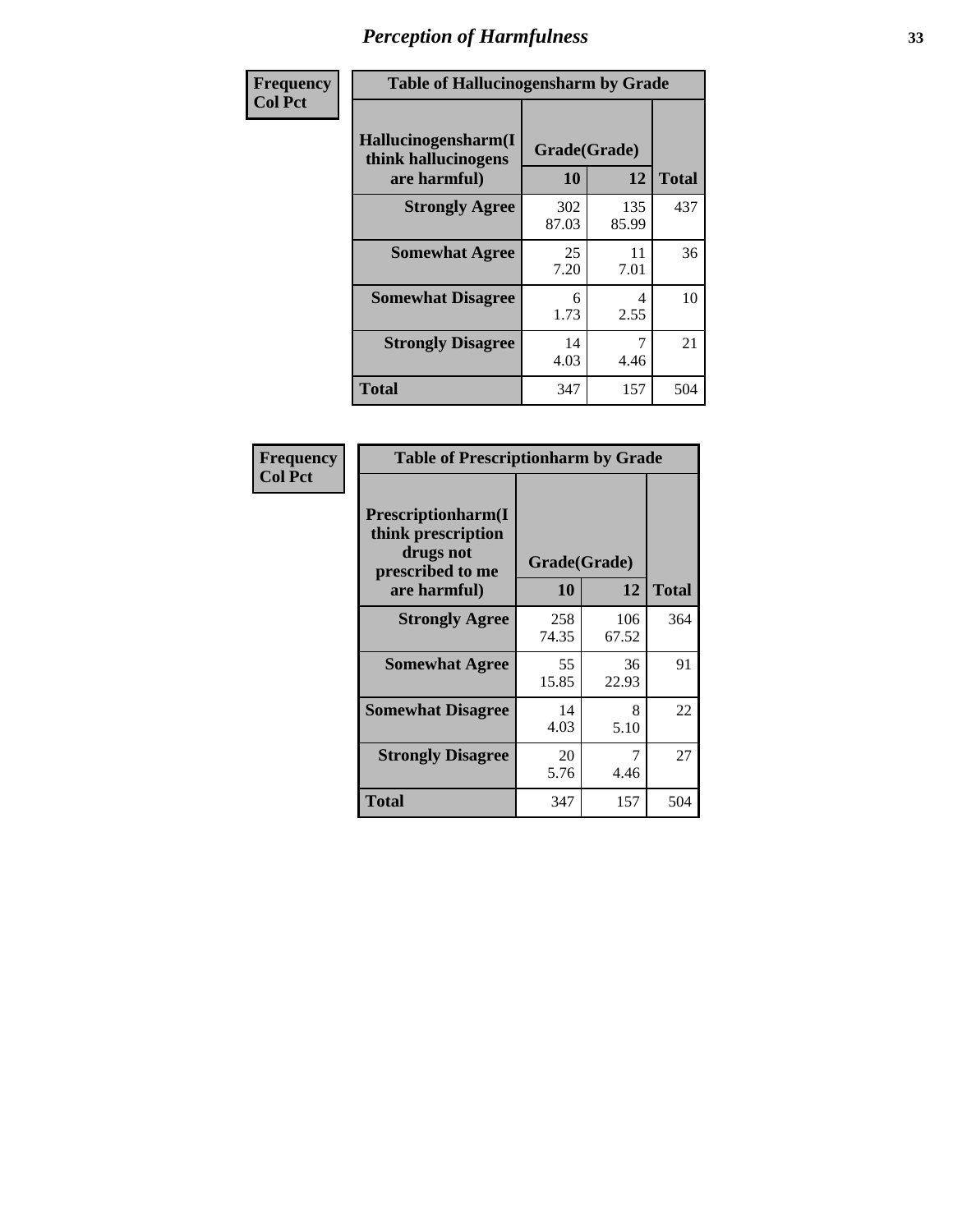# Perception of Harmfulness

**Frequency**
**Col Pct**

| Table of Hallucinogensharm by Grade | | | |
|---|---|---|---|
| Hallucinogensharm(I think hallucinogens are harmful) | Grade(Grade) | | Total |
| | 10 | 12 | |
| **Strongly Agree** | 302<br>87.03 | 135<br>85.99 | 437 |
| **Somewhat Agree** | 25<br>7.20 | 11<br>7.01 | 36 |
| **Somewhat Disagree** | 6<br>1.73 | 4<br>2.55 | 10 |
| **Strongly Disagree** | 14<br>4.03 | 7<br>4.46 | 21 |
| **Total** | 347 | 157 | 504 |

**Frequency**
**Col Pct**

| Table of Prescriptionharm by Grade | | | |
|---|---|---|---|
| Prescriptionharm(I think prescription drugs not prescribed to me are harmful) | Grade(Grade) | | Total |
| | 10 | 12 | |
| **Strongly Agree** | 258<br>74.35 | 106<br>67.52 | 364 |
| **Somewhat Agree** | 55<br>15.85 | 36<br>22.93 | 91 |
| **Somewhat Disagree** | 14<br>4.03 | 8<br>5.10 | 22 |
| **Strongly Disagree** | 20<br>5.76 | 7<br>4.46 | 27 |
| **Total** | 347 | 157 | 504 |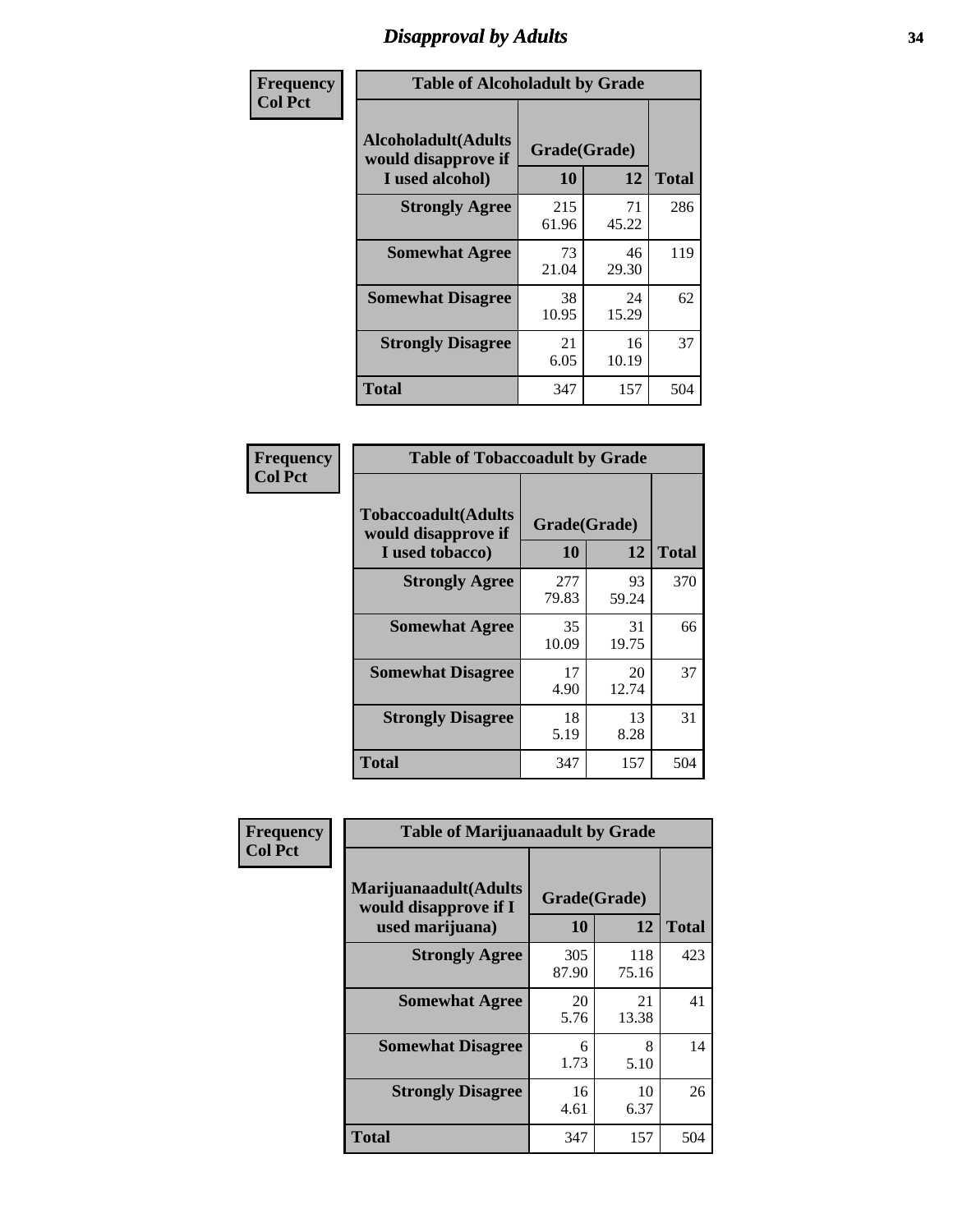# Disapproval by Adults

| Frequency Col Pct |
|---|

| Table of Alcoholadult by Grade | | | |
|---|---|---|---|
| Alcoholadult(Adults would disapprove if I used alcohol) | Grade(Grade) | | Total |
| | 10 | 12 | |
| Strongly Agree | 215<br>61.96 | 71<br>45.22 | 286 |
| Somewhat Agree | 73<br>21.04 | 46<br>29.30 | 119 |
| Somewhat Disagree | 38<br>10.95 | 24<br>15.29 | 62 |
| Strongly Disagree | 21<br>6.05 | 16<br>10.19 | 37 |
| Total | 347 | 157 | 504 |

| Frequency Col Pct |
|---|

| Table of Tobaccoadult by Grade | | | |
|---|---|---|---|
| Tobaccoadult(Adults would disapprove if I used tobacco) | Grade(Grade) | | Total |
| | 10 | 12 | |
| Strongly Agree | 277<br>79.83 | 93<br>59.24 | 370 |
| Somewhat Agree | 35<br>10.09 | 31<br>19.75 | 66 |
| Somewhat Disagree | 17<br>4.90 | 20<br>12.74 | 37 |
| Strongly Disagree | 18<br>5.19 | 13<br>8.28 | 31 |
| Total | 347 | 157 | 504 |

| Frequency Col Pct |
|---|

| Table of Marijuanaadult by Grade | | | |
|---|---|---|---|
| Marijuanaadult(Adults would disapprove if I used marijuana) | Grade(Grade) | | Total |
| | 10 | 12 | |
| Strongly Agree | 305<br>87.90 | 118<br>75.16 | 423 |
| Somewhat Agree | 20<br>5.76 | 21<br>13.38 | 41 |
| Somewhat Disagree | 6<br>1.73 | 8<br>5.10 | 14 |
| Strongly Disagree | 16<br>4.61 | 10<br>6.37 | 26 |
| Total | 347 | 157 | 504 |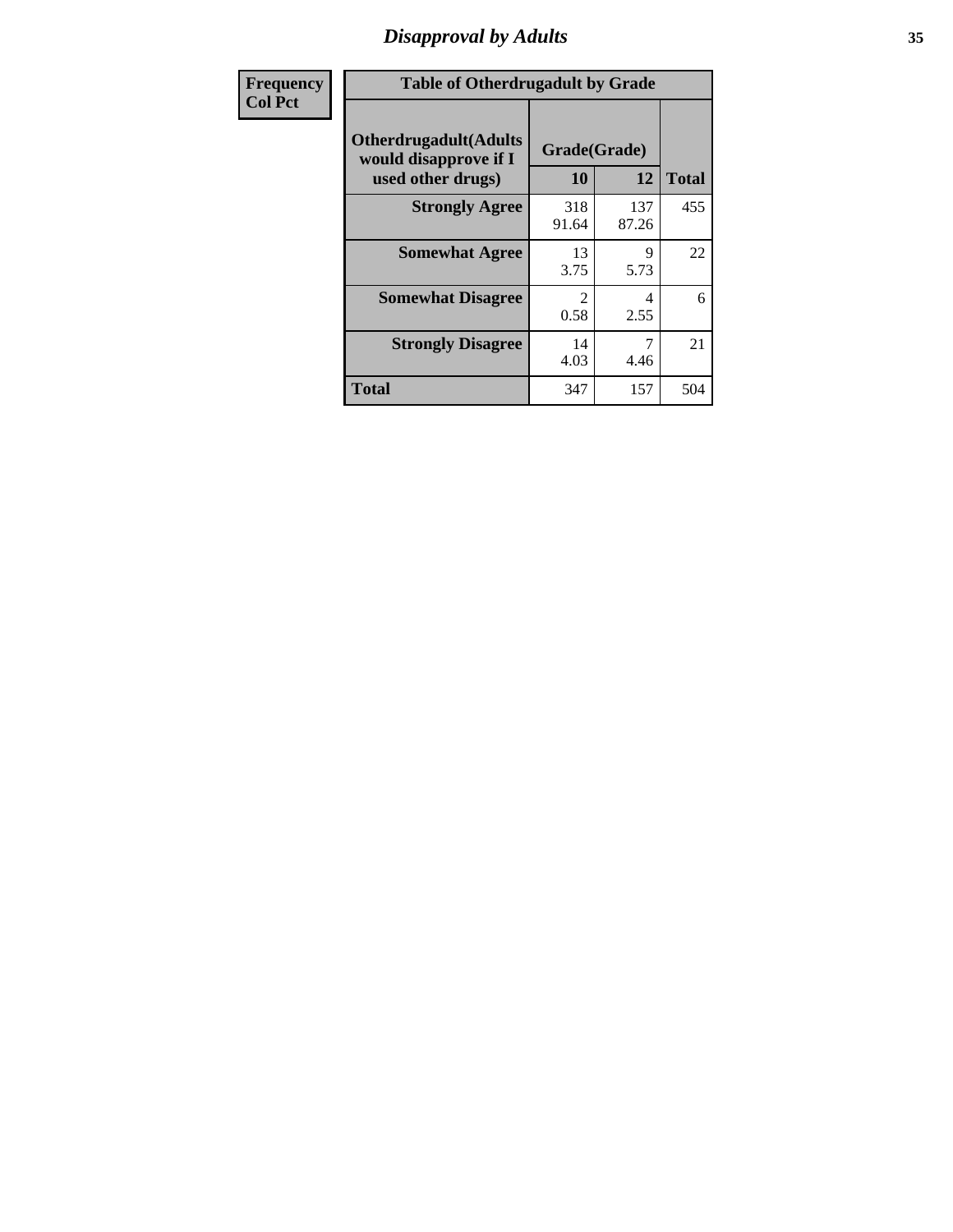# Disapproval by Adults

| Frequency Col Pct |
|---|

**Table of Otherdrugadult by Grade**

| Otherdrugadult(Adults would disapprove if I used other drugs) | Grade(Grade) | | Total |
|---|---|---|---|
| | 10 | 12 | |
| **Strongly Agree** | 318<br>91.64 | 137<br>87.26 | 455 |
| **Somewhat Agree** | 13<br>3.75 | 9<br>5.73 | 22 |
| **Somewhat Disagree** | 2<br>0.58 | 4<br>2.55 | 6 |
| **Strongly Disagree** | 14<br>4.03 | 7<br>4.46 | 21 |
| **Total** | 347 | 157 | 504 |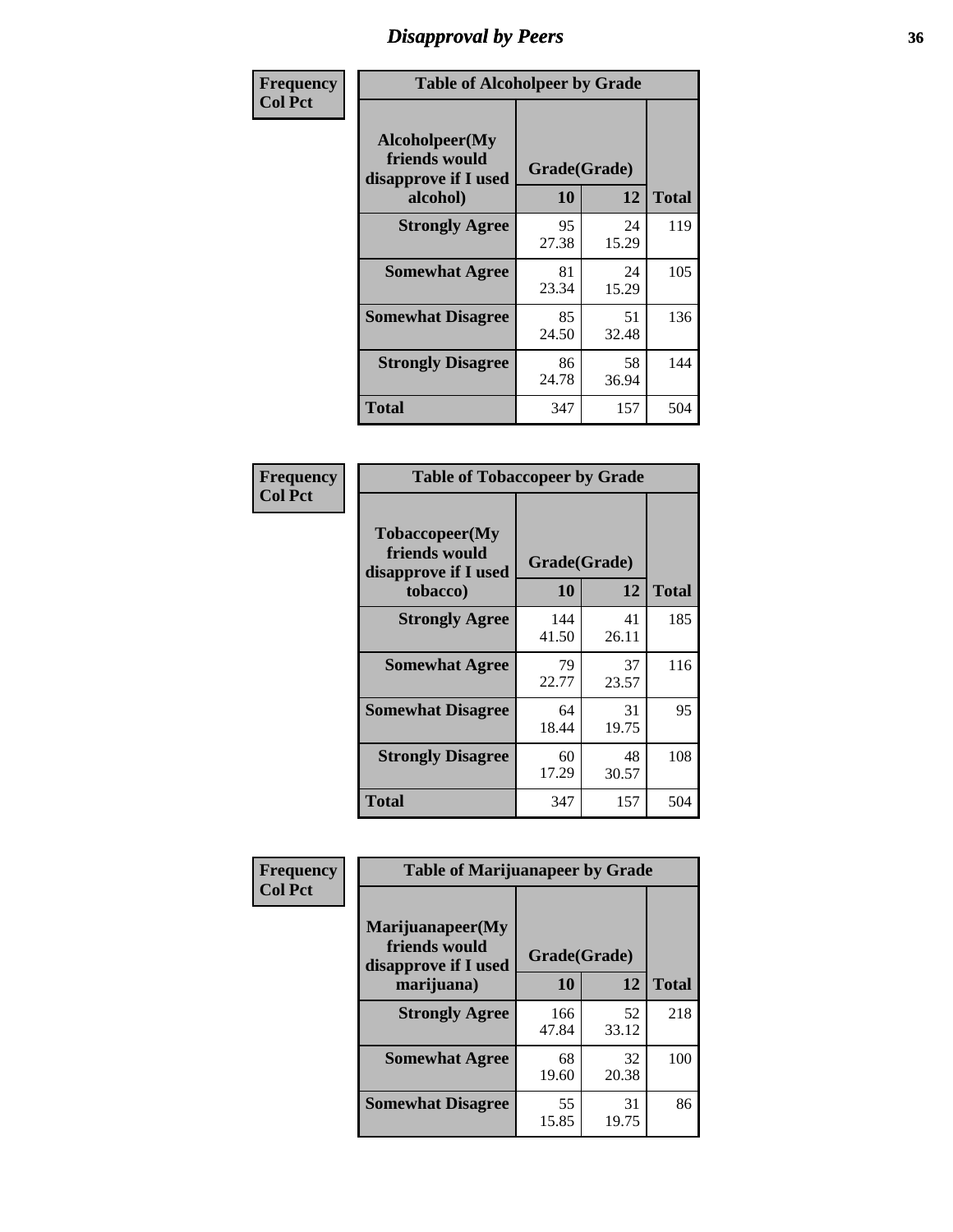# Disapproval by Peers

| Frequency<br>Col Pct | Table of Alcoholpeer by Grade | | |
|---|---|---|---|
| Alcoholpeer(My friends would disapprove if I used alcohol) | Grade(Grade) | | |
| | 10 | 12 | Total |
| Strongly Agree | 95<br>27.38 | 24<br>15.29 | 119 |
| Somewhat Agree | 81<br>23.34 | 24<br>15.29 | 105 |
| Somewhat Disagree | 85<br>24.50 | 51<br>32.48 | 136 |
| Strongly Disagree | 86<br>24.78 | 58<br>36.94 | 144 |
| Total | 347 | 157 | 504 |

| Frequency<br>Col Pct | Table of Tobaccopeer by Grade | | |
|---|---|---|---|
| Tobaccopeer(My friends would disapprove if I used tobacco) | Grade(Grade) | | |
| | 10 | 12 | Total |
| Strongly Agree | 144<br>41.50 | 41<br>26.11 | 185 |
| Somewhat Agree | 79<br>22.77 | 37<br>23.57 | 116 |
| Somewhat Disagree | 64<br>18.44 | 31<br>19.75 | 95 |
| Strongly Disagree | 60<br>17.29 | 48<br>30.57 | 108 |
| Total | 347 | 157 | 504 |

| Frequency<br>Col Pct | Table of Marijuanapeer by Grade | | |
|---|---|---|---|
| Marijuanapeer(My friends would disapprove if I used marijuana) | Grade(Grade) | | |
| | 10 | 12 | Total |
| Strongly Agree | 166<br>47.84 | 52<br>33.12 | 218 |
| Somewhat Agree | 68<br>19.60 | 32<br>20.38 | 100 |
| Somewhat Disagree | 55<br>15.85 | 31<br>19.75 | 86 |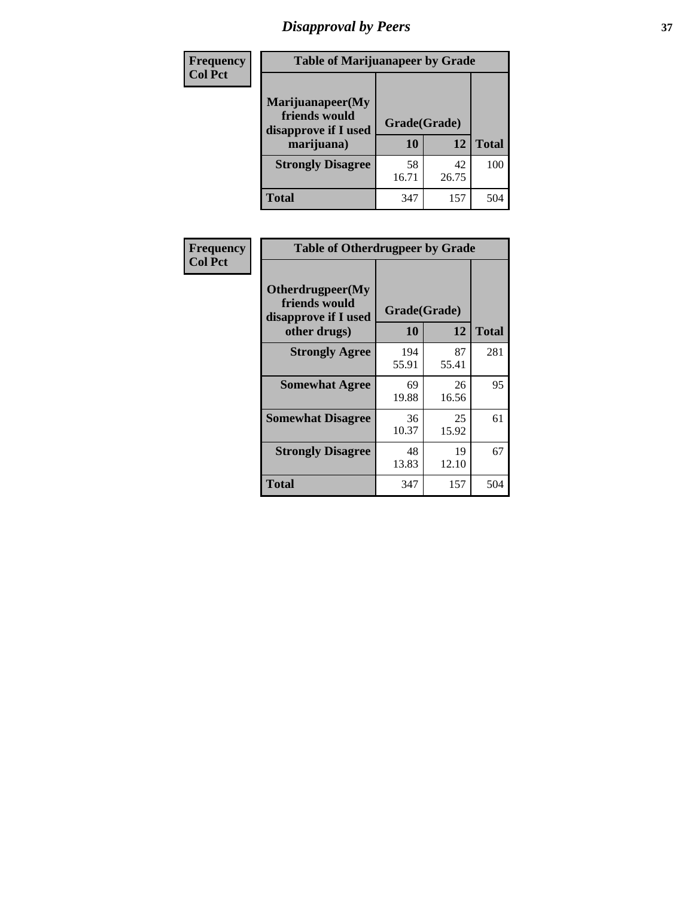# Disapproval by Peers

| Frequency<br>Col Pct | | | |
|---|---|---|---|

**Table of Marijuanapeer by Grade**

| Marijuanapeer(My friends would disapprove if I used marijuana) | Grade(Grade) 10 | 12 | Total |
|---|---|---|---|
| **Strongly Disagree** | 58<br>16.71 | 42<br>26.75 | 100 |
| **Total** | 347 | 157 | 504 |

| Frequency<br>Col Pct | | | |
|---|---|---|---|

**Table of Otherdrugpeer by Grade**

| Otherdrugpeer(My friends would disapprove if I used other drugs) | Grade(Grade) 10 | 12 | Total |
|---|---|---|---|
| **Strongly Agree** | 194<br>55.91 | 87<br>55.41 | 281 |
| **Somewhat Agree** | 69<br>19.88 | 26<br>16.56 | 95 |
| **Somewhat Disagree** | 36<br>10.37 | 25<br>15.92 | 61 |
| **Strongly Disagree** | 48<br>13.83 | 19<br>12.10 | 67 |
| **Total** | 347 | 157 | 504 |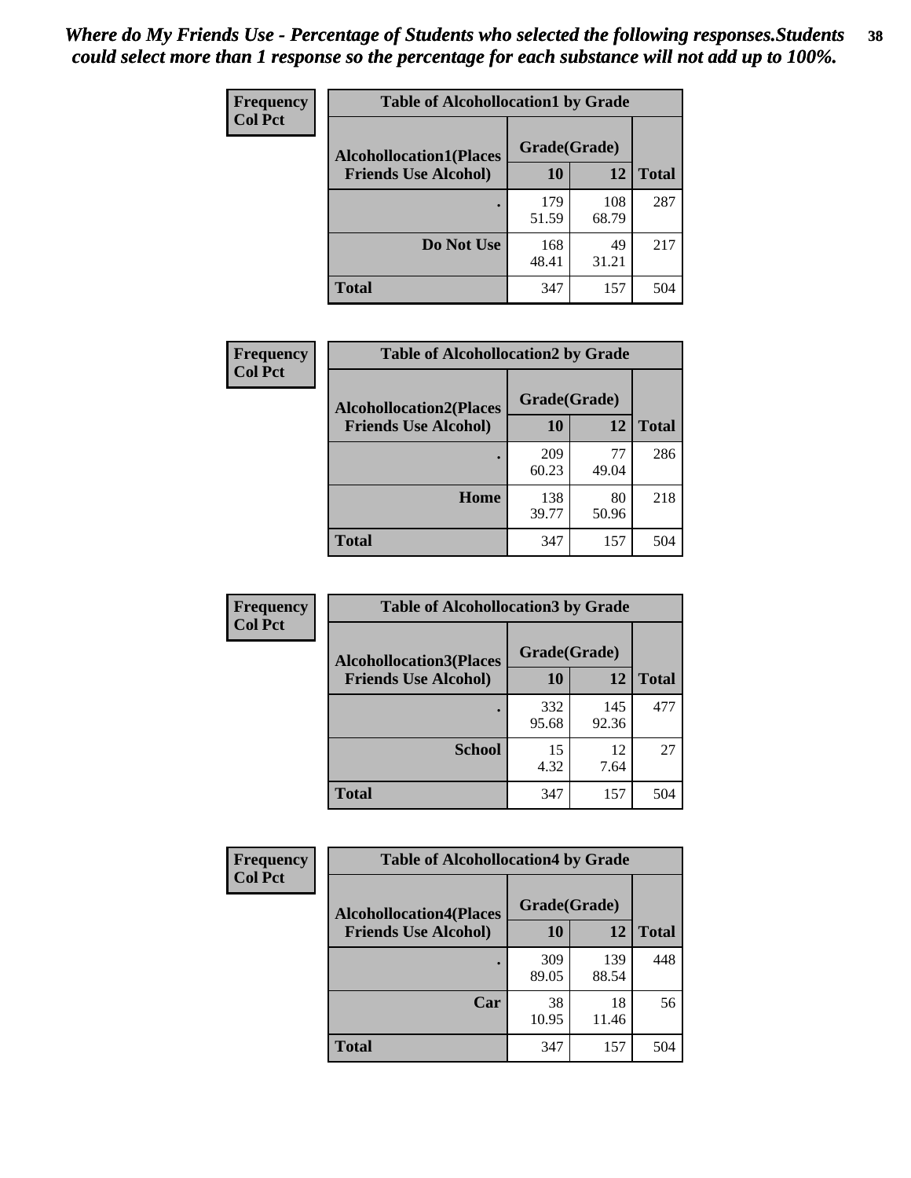*Where do My Friends Use - Percentage of Students who selected the following responses.Students could select more than 1 response so the percentage for each substance will not add up to 100%.*

**Frequency**
**Col Pct**

| Table of Alcohollocation1 by Grade | | | |
|---|---|---|---|
| **Alcohollocation1(Places Friends Use Alcohol)** | **Grade(Grade)** | | **Total** |
| | **10** | **12** | |
| **.** | 179<br>51.59 | 108<br>68.79 | 287 |
| **Do Not Use** | 168<br>48.41 | 49<br>31.21 | 217 |
| **Total** | 347 | 157 | 504 |

**Frequency**
**Col Pct**

| Table of Alcohollocation2 by Grade | | | |
|---|---|---|---|
| **Alcohollocation2(Places Friends Use Alcohol)** | **Grade(Grade)** | | **Total** |
| | **10** | **12** | |
| **.** | 209<br>60.23 | 77<br>49.04 | 286 |
| **Home** | 138<br>39.77 | 80<br>50.96 | 218 |
| **Total** | 347 | 157 | 504 |

**Frequency**
**Col Pct**

| Table of Alcohollocation3 by Grade | | | |
|---|---|---|---|
| **Alcohollocation3(Places Friends Use Alcohol)** | **Grade(Grade)** | | **Total** |
| | **10** | **12** | |
| **.** | 332<br>95.68 | 145<br>92.36 | 477 |
| **School** | 15<br>4.32 | 12<br>7.64 | 27 |
| **Total** | 347 | 157 | 504 |

**Frequency**
**Col Pct**

| Table of Alcohollocation4 by Grade | | | |
|---|---|---|---|
| **Alcohollocation4(Places Friends Use Alcohol)** | **Grade(Grade)** | | **Total** |
| | **10** | **12** | |
| **.** | 309<br>89.05 | 139<br>88.54 | 448 |
| **Car** | 38<br>10.95 | 18<br>11.46 | 56 |
| **Total** | 347 | 157 | 504 |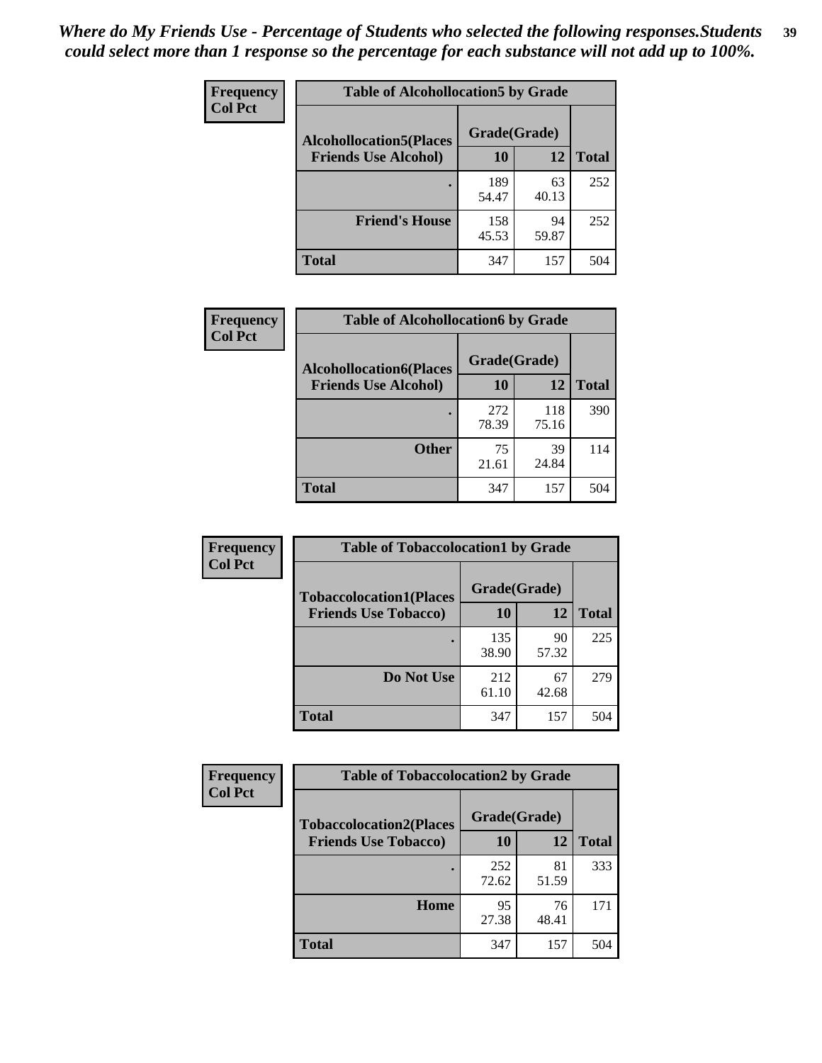*Where do My Friends Use - Percentage of Students who selected the following responses.Students could select more than 1 response so the percentage for each substance will not add up to 100%.*

**Frequency**
**Col Pct**

| Table of Alcohollocation5 by Grade | | | |
|---|---|---|---|
| **Alcohollocation5(Places Friends Use Alcohol)** | **Grade(Grade)** | | **Total** |
| | **10** | **12** | |
| **.** | 189<br>54.47 | 63<br>40.13 | 252 |
| **Friend's House** | 158<br>45.53 | 94<br>59.87 | 252 |
| **Total** | 347 | 157 | 504 |

**Frequency**
**Col Pct**

| Table of Alcohollocation6 by Grade | | | |
|---|---|---|---|
| **Alcohollocation6(Places Friends Use Alcohol)** | **Grade(Grade)** | | **Total** |
| | **10** | **12** | |
| **.** | 272<br>78.39 | 118<br>75.16 | 390 |
| **Other** | 75<br>21.61 | 39<br>24.84 | 114 |
| **Total** | 347 | 157 | 504 |

**Frequency**
**Col Pct**

| Table of Tobaccolocation1 by Grade | | | |
|---|---|---|---|
| **Tobaccolocation1(Places Friends Use Tobacco)** | **Grade(Grade)** | | **Total** |
| | **10** | **12** | |
| **.** | 135<br>38.90 | 90<br>57.32 | 225 |
| **Do Not Use** | 212<br>61.10 | 67<br>42.68 | 279 |
| **Total** | 347 | 157 | 504 |

**Frequency**
**Col Pct**

| Table of Tobaccolocation2 by Grade | | | |
|---|---|---|---|
| **Tobaccolocation2(Places Friends Use Tobacco)** | **Grade(Grade)** | | **Total** |
| | **10** | **12** | |
| **.** | 252<br>72.62 | 81<br>51.59 | 333 |
| **Home** | 95<br>27.38 | 76<br>48.41 | 171 |
| **Total** | 347 | 157 | 504 |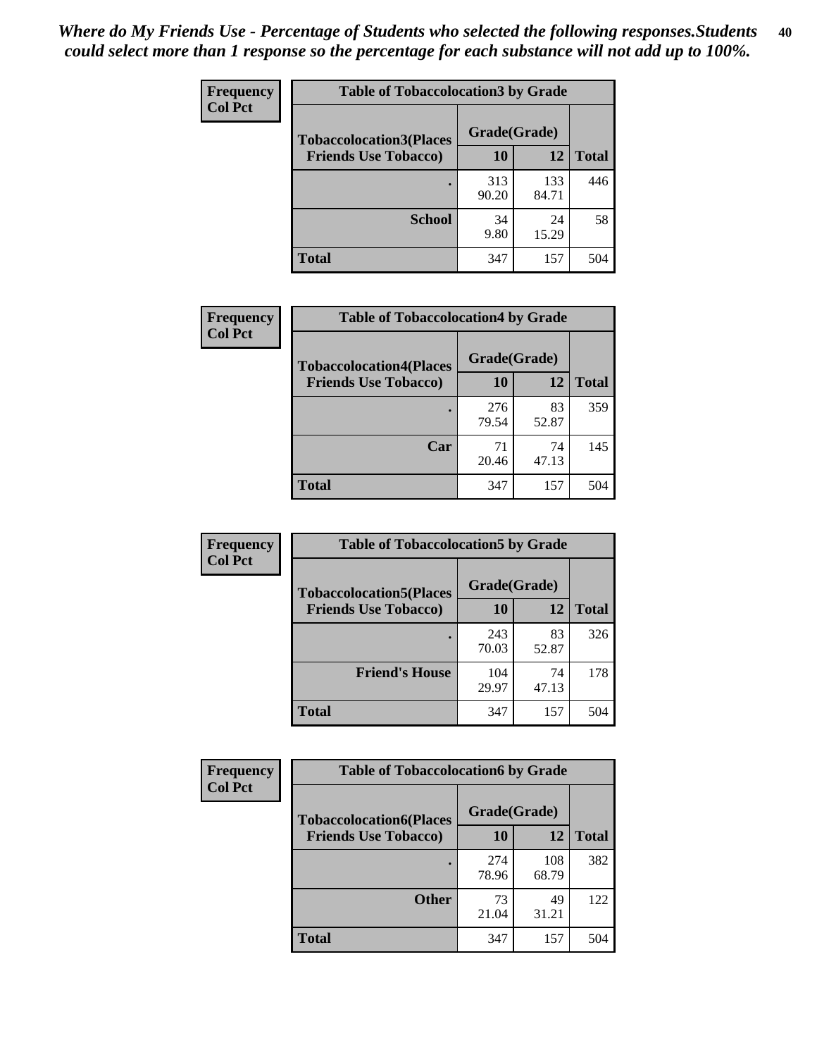*Where do My Friends Use - Percentage of Students who selected the following responses.Students could select more than 1 response so the percentage for each substance will not add up to 100%.*

**Frequency**
**Col Pct**

| Table of Tobaccolocation3 by Grade | | | |
|---|---|---|---|
| **Tobaccolocation3(Places Friends Use Tobacco)** | **Grade(Grade)** | | **Total** |
| | **10** | **12** | |
| **.** | 313<br>90.20 | 133<br>84.71 | 446 |
| **School** | 34<br>9.80 | 24<br>15.29 | 58 |
| **Total** | 347 | 157 | 504 |

**Frequency**
**Col Pct**

| Table of Tobaccolocation4 by Grade | | | |
|---|---|---|---|
| **Tobaccolocation4(Places Friends Use Tobacco)** | **Grade(Grade)** | | **Total** |
| | **10** | **12** | |
| **.** | 276<br>79.54 | 83<br>52.87 | 359 |
| **Car** | 71<br>20.46 | 74<br>47.13 | 145 |
| **Total** | 347 | 157 | 504 |

**Frequency**
**Col Pct**

| Table of Tobaccolocation5 by Grade | | | |
|---|---|---|---|
| **Tobaccolocation5(Places Friends Use Tobacco)** | **Grade(Grade)** | | **Total** |
| | **10** | **12** | |
| **.** | 243<br>70.03 | 83<br>52.87 | 326 |
| **Friend's House** | 104<br>29.97 | 74<br>47.13 | 178 |
| **Total** | 347 | 157 | 504 |

**Frequency**
**Col Pct**

| Table of Tobaccolocation6 by Grade | | | |
|---|---|---|---|
| **Tobaccolocation6(Places Friends Use Tobacco)** | **Grade(Grade)** | | **Total** |
| | **10** | **12** | |
| **.** | 274<br>78.96 | 108<br>68.79 | 382 |
| **Other** | 73<br>21.04 | 49<br>31.21 | 122 |
| **Total** | 347 | 157 | 504 |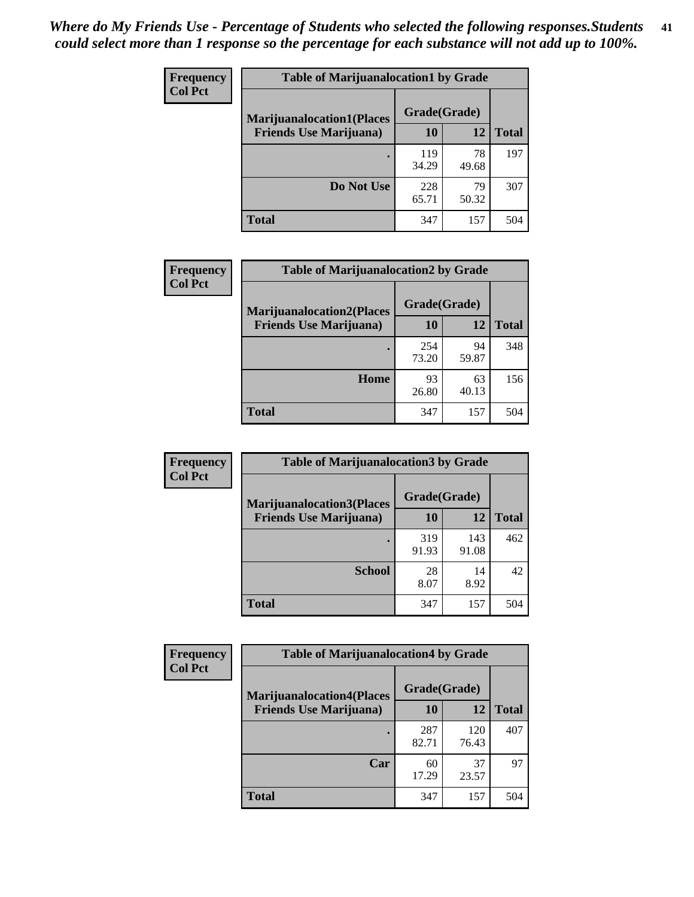*Where do My Friends Use - Percentage of Students who selected the following responses.Students could select more than 1 response so the percentage for each substance will not add up to 100%.*

**Frequency**
**Col Pct**

| Table of Marijuanalocation1 by Grade | | | |
|---|---|---|---|
| **Marijuanalocation1(Places Friends Use Marijuana)** | **Grade(Grade)** | | |
| | **10** | **12** | **Total** |
| **.** | 119<br>34.29 | 78<br>49.68 | 197 |
| **Do Not Use** | 228<br>65.71 | 79<br>50.32 | 307 |
| **Total** | 347 | 157 | 504 |

**Frequency**
**Col Pct**

| Table of Marijuanalocation2 by Grade | | | |
|---|---|---|---|
| **Marijuanalocation2(Places Friends Use Marijuana)** | **Grade(Grade)** | | |
| | **10** | **12** | **Total** |
| **.** | 254<br>73.20 | 94<br>59.87 | 348 |
| **Home** | 93<br>26.80 | 63<br>40.13 | 156 |
| **Total** | 347 | 157 | 504 |

**Frequency**
**Col Pct**

| Table of Marijuanalocation3 by Grade | | | |
|---|---|---|---|
| **Marijuanalocation3(Places Friends Use Marijuana)** | **Grade(Grade)** | | |
| | **10** | **12** | **Total** |
| **.** | 319<br>91.93 | 143<br>91.08 | 462 |
| **School** | 28<br>8.07 | 14<br>8.92 | 42 |
| **Total** | 347 | 157 | 504 |

**Frequency**
**Col Pct**

| Table of Marijuanalocation4 by Grade | | | |
|---|---|---|---|
| **Marijuanalocation4(Places Friends Use Marijuana)** | **Grade(Grade)** | | |
| | **10** | **12** | **Total** |
| **.** | 287<br>82.71 | 120<br>76.43 | 407 |
| **Car** | 60<br>17.29 | 37<br>23.57 | 97 |
| **Total** | 347 | 157 | 504 |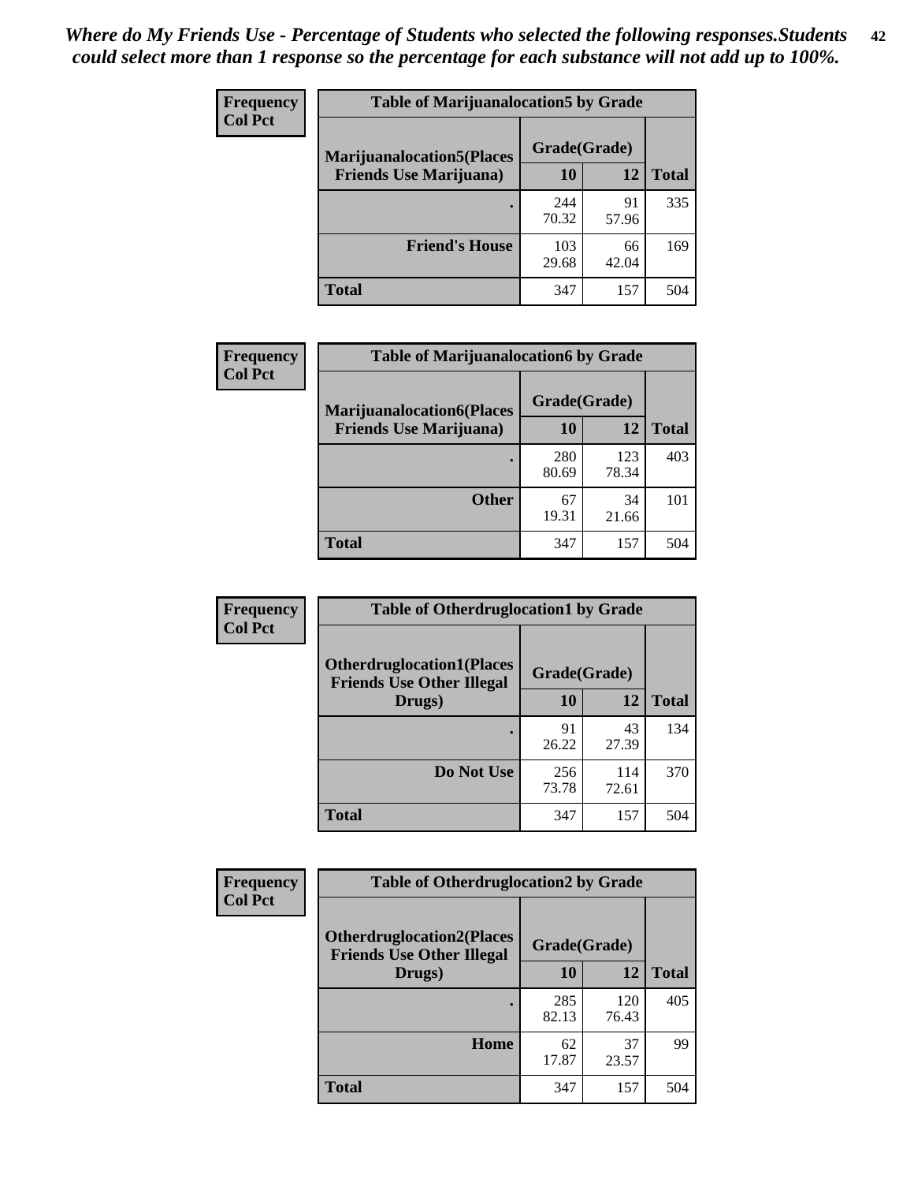*Where do My Friends Use - Percentage of Students who selected the following responses.Students could select more than 1 response so the percentage for each substance will not add up to 100%.*

**Frequency**
**Col Pct**

| Table of Marijuanalocation5 by Grade | | | |
|---|---|---|---|
| **Marijuanalocation5(Places Friends Use Marijuana)** | **Grade(Grade)** | | **Total** |
| | **10** | **12** | |
| . | 244<br>70.32 | 91<br>57.96 | 335 |
| **Friend's House** | 103<br>29.68 | 66<br>42.04 | 169 |
| **Total** | 347 | 157 | 504 |

**Frequency**
**Col Pct**

| Table of Marijuanalocation6 by Grade | | | |
|---|---|---|---|
| **Marijuanalocation6(Places Friends Use Marijuana)** | **Grade(Grade)** | | **Total** |
| | **10** | **12** | |
| . | 280<br>80.69 | 123<br>78.34 | 403 |
| **Other** | 67<br>19.31 | 34<br>21.66 | 101 |
| **Total** | 347 | 157 | 504 |

**Frequency**
**Col Pct**

| Table of Otherdruglocation1 by Grade | | | |
|---|---|---|---|
| **Otherdruglocation1(Places Friends Use Other Illegal Drugs)** | **Grade(Grade)** | | **Total** |
| | **10** | **12** | |
| . | 91<br>26.22 | 43<br>27.39 | 134 |
| **Do Not Use** | 256<br>73.78 | 114<br>72.61 | 370 |
| **Total** | 347 | 157 | 504 |

**Frequency**
**Col Pct**

| Table of Otherdruglocation2 by Grade | | | |
|---|---|---|---|
| **Otherdruglocation2(Places Friends Use Other Illegal Drugs)** | **Grade(Grade)** | | **Total** |
| | **10** | **12** | |
| . | 285<br>82.13 | 120<br>76.43 | 405 |
| **Home** | 62<br>17.87 | 37<br>23.57 | 99 |
| **Total** | 347 | 157 | 504 |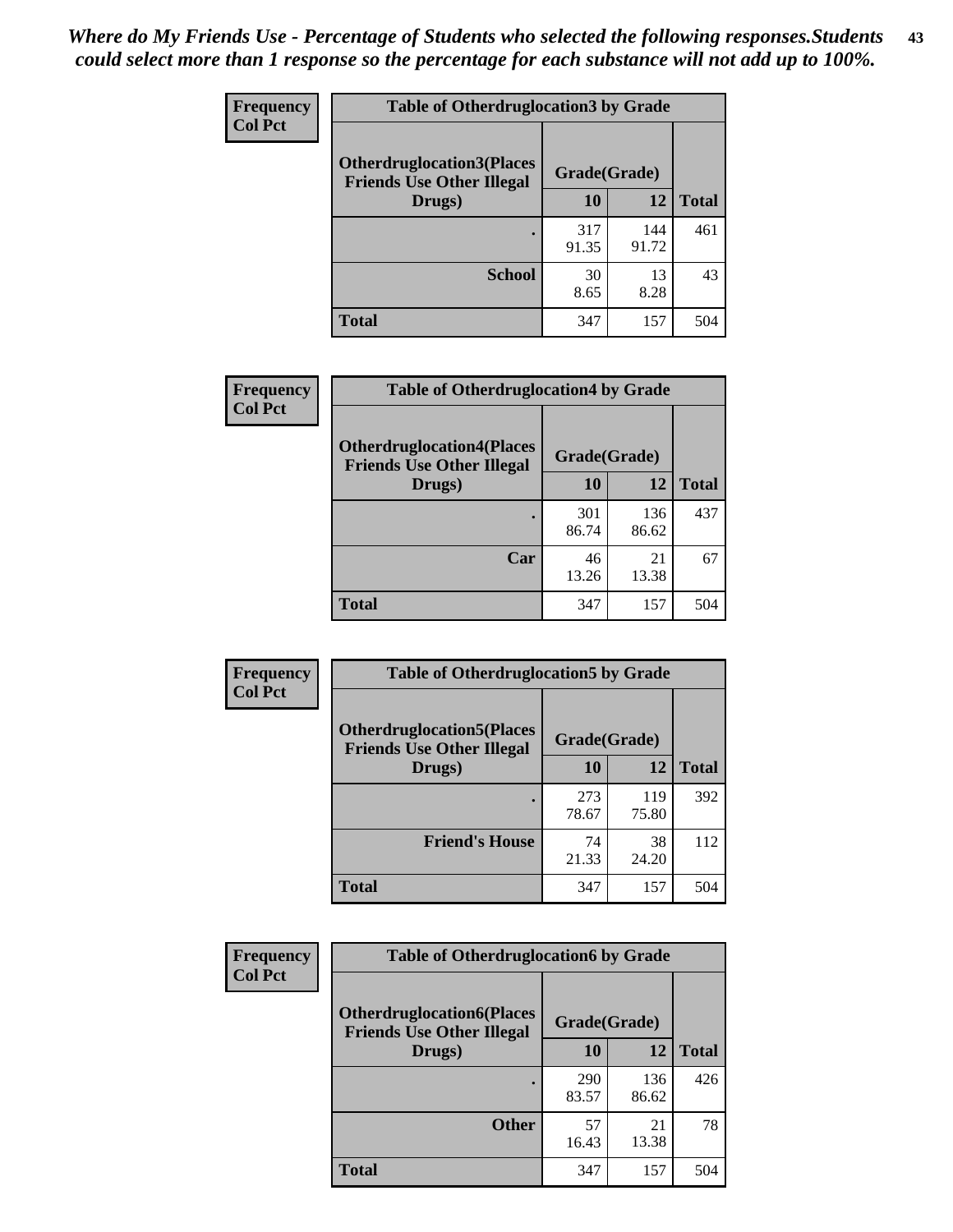*Where do My Friends Use - Percentage of Students who selected the following responses.Students could select more than 1 response so the percentage for each substance will not add up to 100%.*

| Frequency Col Pct | Table of Otherdruglocation3 by Grade | | |
|---|---|---|---|
| Otherdruglocation3(Places Friends Use Other Illegal Drugs) | Grade(Grade) | | |
| | 10 | 12 | Total |
| . | 317<br>91.35 | 144<br>91.72 | 461 |
| School | 30<br>8.65 | 13<br>8.28 | 43 |
| Total | 347 | 157 | 504 |

| Frequency Col Pct | Table of Otherdruglocation4 by Grade | | |
|---|---|---|---|
| Otherdruglocation4(Places Friends Use Other Illegal Drugs) | Grade(Grade) | | |
| | 10 | 12 | Total |
| . | 301<br>86.74 | 136<br>86.62 | 437 |
| Car | 46<br>13.26 | 21<br>13.38 | 67 |
| Total | 347 | 157 | 504 |

| Frequency Col Pct | Table of Otherdruglocation5 by Grade | | |
|---|---|---|---|
| Otherdruglocation5(Places Friends Use Other Illegal Drugs) | Grade(Grade) | | |
| | 10 | 12 | Total |
| . | 273<br>78.67 | 119<br>75.80 | 392 |
| Friend's House | 74<br>21.33 | 38<br>24.20 | 112 |
| Total | 347 | 157 | 504 |

| Frequency Col Pct | Table of Otherdruglocation6 by Grade | | |
|---|---|---|---|
| Otherdruglocation6(Places Friends Use Other Illegal Drugs) | Grade(Grade) | | |
| | 10 | 12 | Total |
| . | 290<br>83.57 | 136<br>86.62 | 426 |
| Other | 57<br>16.43 | 21<br>13.38 | 78 |
| Total | 347 | 157 | 504 |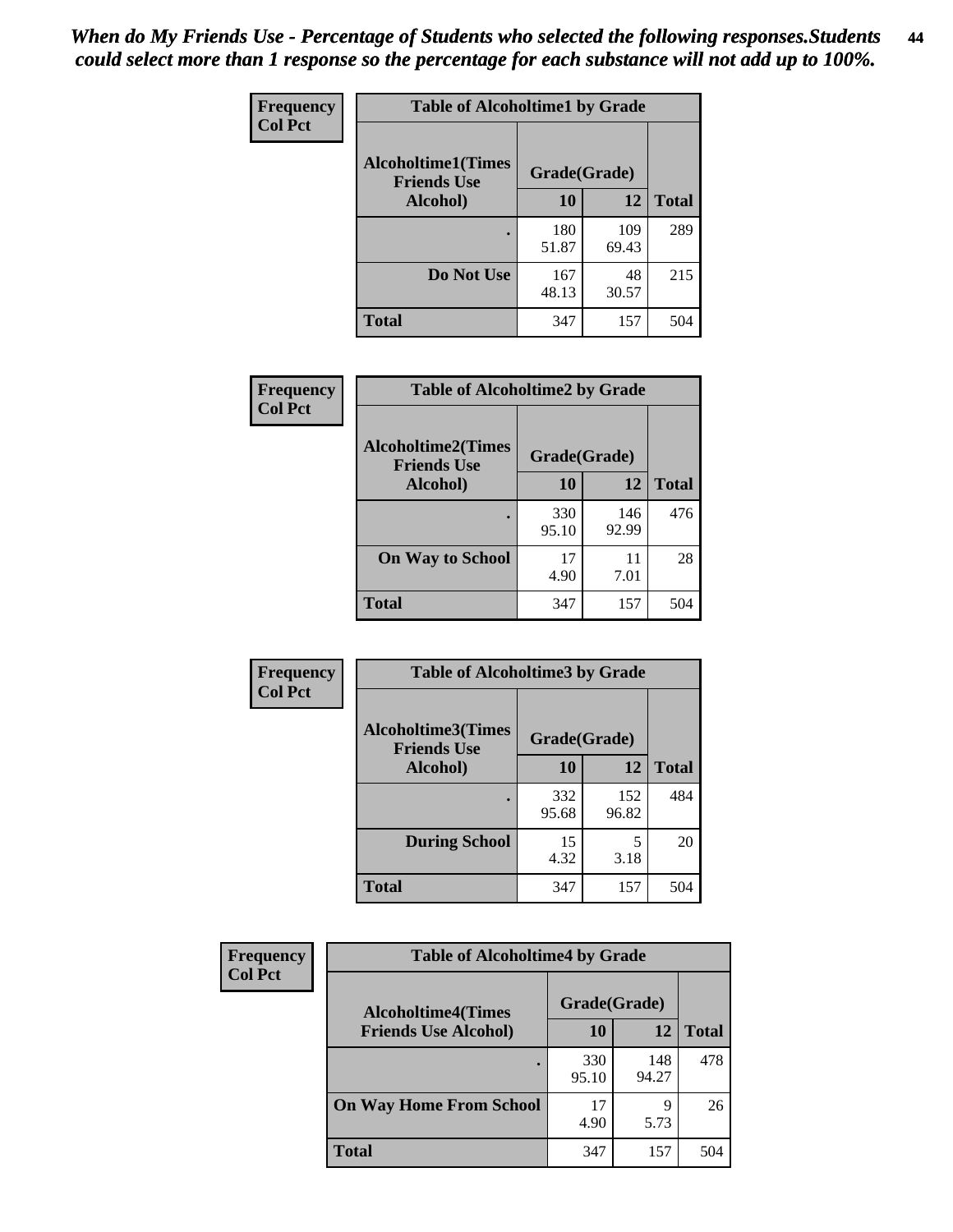*When do My Friends Use - Percentage of Students who selected the following responses.Students could select more than 1 response so the percentage for each substance will not add up to 100%.*

**Frequency**
**Col Pct**

| Table of Alcoholtime1 by Grade | | | |
|---|---|---|---|
| **Alcoholtime1(Times Friends Use Alcohol)** | **Grade(Grade)** | | |
| | **10** | **12** | **Total** |
| . | 180<br>51.87 | 109<br>69.43 | 289 |
| **Do Not Use** | 167<br>48.13 | 48<br>30.57 | 215 |
| **Total** | 347 | 157 | 504 |

**Frequency**
**Col Pct**

| Table of Alcoholtime2 by Grade | | | |
|---|---|---|---|
| **Alcoholtime2(Times Friends Use Alcohol)** | **Grade(Grade)** | | |
| | **10** | **12** | **Total** |
| . | 330<br>95.10 | 146<br>92.99 | 476 |
| **On Way to School** | 17<br>4.90 | 11<br>7.01 | 28 |
| **Total** | 347 | 157 | 504 |

**Frequency**
**Col Pct**

| Table of Alcoholtime3 by Grade | | | |
|---|---|---|---|
| **Alcoholtime3(Times Friends Use Alcohol)** | **Grade(Grade)** | | |
| | **10** | **12** | **Total** |
| . | 332<br>95.68 | 152<br>96.82 | 484 |
| **During School** | 15<br>4.32 | 5<br>3.18 | 20 |
| **Total** | 347 | 157 | 504 |

**Frequency**
**Col Pct**

| Table of Alcoholtime4 by Grade | | | |
|---|---|---|---|
| **Alcoholtime4(Times Friends Use Alcohol)** | **Grade(Grade)** | | |
| | **10** | **12** | **Total** |
| . | 330<br>95.10 | 148<br>94.27 | 478 |
| **On Way Home From School** | 17<br>4.90 | 9<br>5.73 | 26 |
| **Total** | 347 | 157 | 504 |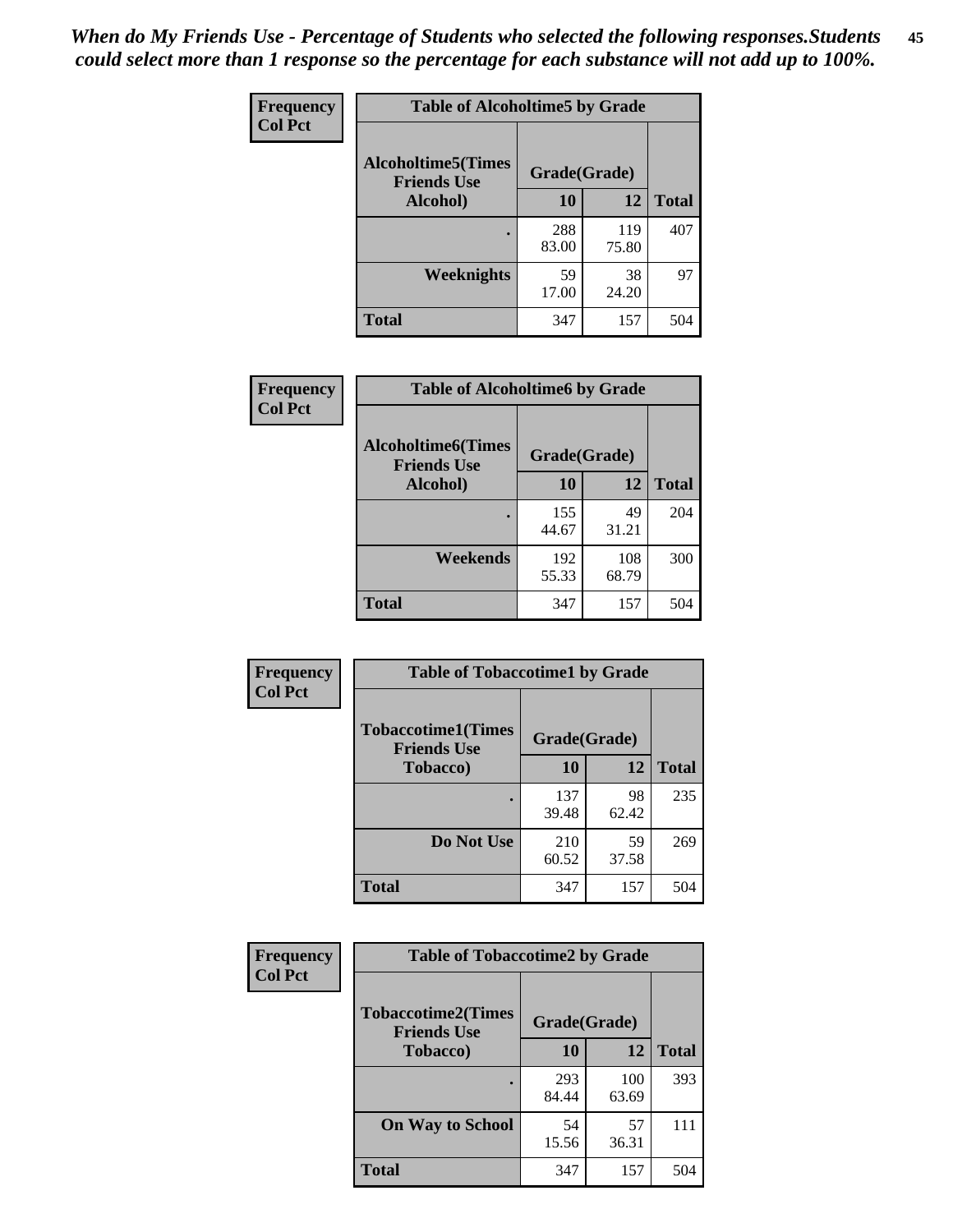*When do My Friends Use - Percentage of Students who selected the following responses.Students could select more than 1 response so the percentage for each substance will not add up to 100%.*

| Frequency<br>Col Pct | Table of Alcoholtime5 by Grade | | |
|---|---|---|---|
| Alcoholtime5(Times Friends Use Alcohol) | Grade(Grade) | | |
| | 10 | 12 | Total |
| . | 288<br>83.00 | 119<br>75.80 | 407 |
| Weeknights | 59<br>17.00 | 38<br>24.20 | 97 |
| Total | 347 | 157 | 504 |

| Frequency<br>Col Pct | Table of Alcoholtime6 by Grade | | |
|---|---|---|---|
| Alcoholtime6(Times Friends Use Alcohol) | Grade(Grade) | | |
| | 10 | 12 | Total |
| . | 155<br>44.67 | 49<br>31.21 | 204 |
| Weekends | 192<br>55.33 | 108<br>68.79 | 300 |
| Total | 347 | 157 | 504 |

| Frequency<br>Col Pct | Table of Tobaccotime1 by Grade | | |
|---|---|---|---|
| Tobaccotime1(Times Friends Use Tobacco) | Grade(Grade) | | |
| | 10 | 12 | Total |
| . | 137<br>39.48 | 98<br>62.42 | 235 |
| Do Not Use | 210<br>60.52 | 59<br>37.58 | 269 |
| Total | 347 | 157 | 504 |

| Frequency<br>Col Pct | Table of Tobaccotime2 by Grade | | |
|---|---|---|---|
| Tobaccotime2(Times Friends Use Tobacco) | Grade(Grade) | | |
| | 10 | 12 | Total |
| . | 293<br>84.44 | 100<br>63.69 | 393 |
| On Way to School | 54<br>15.56 | 57<br>36.31 | 111 |
| Total | 347 | 157 | 504 |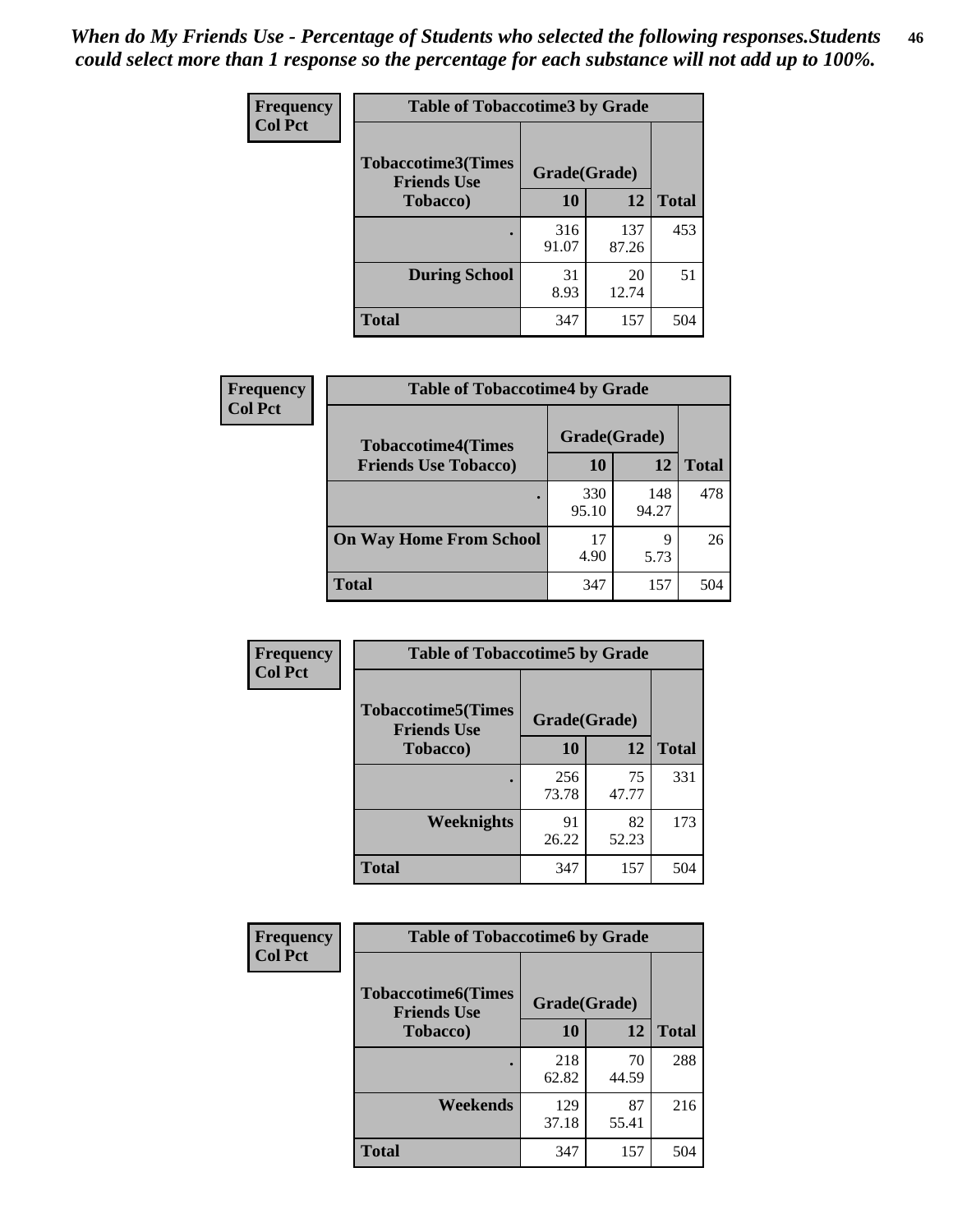*When do My Friends Use - Percentage of Students who selected the following responses.Students could select more than 1 response so the percentage for each substance will not add up to 100%.*

**Frequency**
**Col Pct**

**Table of Tobaccotime3 by Grade**

| Tobaccotime3(Times Friends Use Tobacco) | Grade(Grade) | | |
|---|---|---|---|
| | 10 | 12 | Total |
| . | 316<br>91.07 | 137<br>87.26 | 453 |
| During School | 31<br>8.93 | 20<br>12.74 | 51 |
| Total | 347 | 157 | 504 |

**Frequency**
**Col Pct**

**Table of Tobaccotime4 by Grade**

| Tobaccotime4(Times Friends Use Tobacco) | Grade(Grade) | | |
|---|---|---|---|
| | 10 | 12 | Total |
| . | 330<br>95.10 | 148<br>94.27 | 478 |
| On Way Home From School | 17<br>4.90 | 9<br>5.73 | 26 |
| Total | 347 | 157 | 504 |

**Frequency**
**Col Pct**

**Table of Tobaccotime5 by Grade**

| Tobaccotime5(Times Friends Use Tobacco) | Grade(Grade) | | |
|---|---|---|---|
| | 10 | 12 | Total |
| . | 256<br>73.78 | 75<br>47.77 | 331 |
| Weeknights | 91<br>26.22 | 82<br>52.23 | 173 |
| Total | 347 | 157 | 504 |

**Frequency**
**Col Pct**

**Table of Tobaccotime6 by Grade**

| Tobaccotime6(Times Friends Use Tobacco) | Grade(Grade) | | |
|---|---|---|---|
| | 10 | 12 | Total |
| . | 218<br>62.82 | 70<br>44.59 | 288 |
| Weekends | 129<br>37.18 | 87<br>55.41 | 216 |
| Total | 347 | 157 | 504 |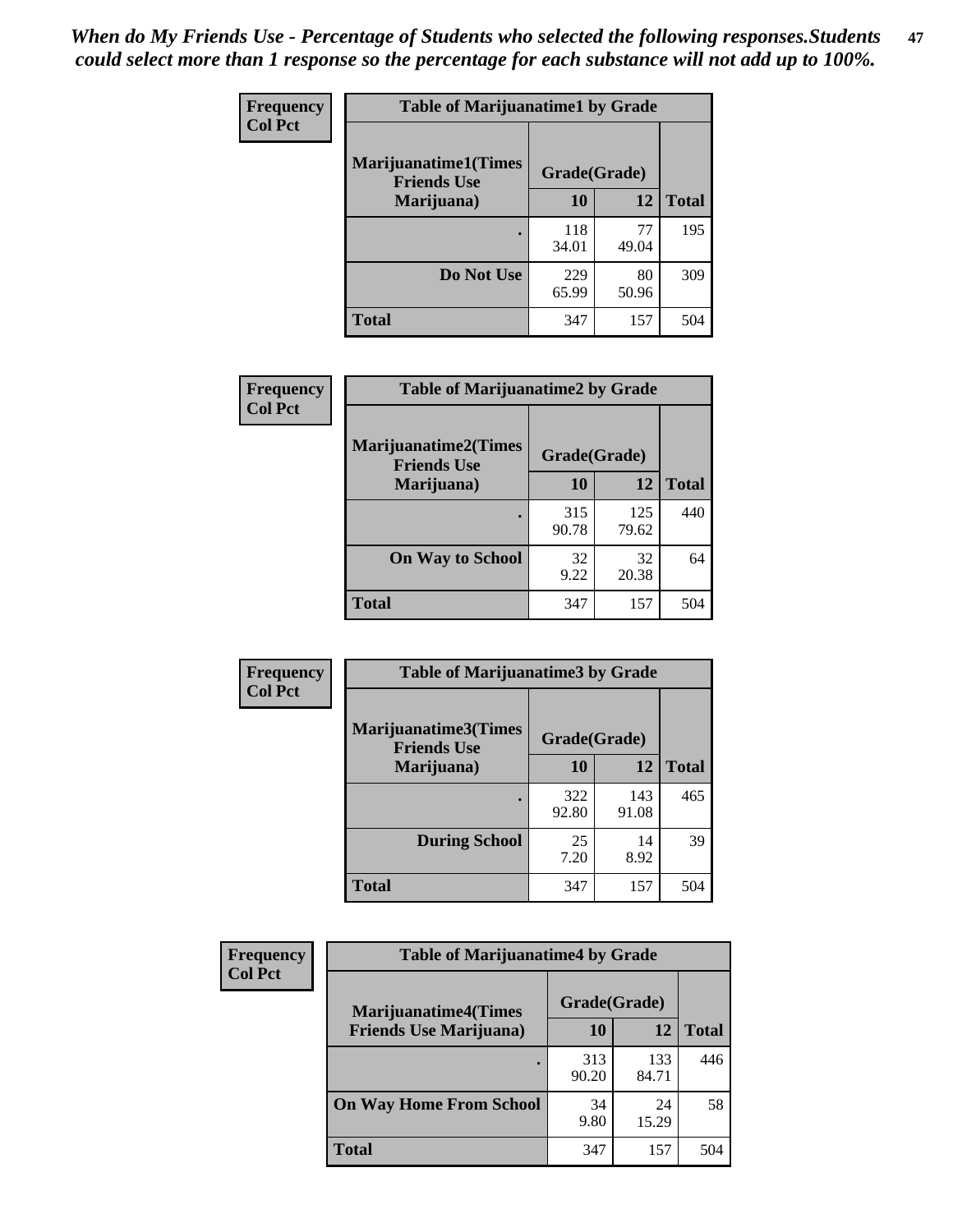*When do My Friends Use - Percentage of Students who selected the following responses.Students could select more than 1 response so the percentage for each substance will not add up to 100%.*

**Frequency**
**Col Pct**

| Table of Marijuanatime1 by Grade | | | |
|---|---|---|---|
| **Marijuanatime1(Times Friends Use Marijuana)** | **Grade(Grade)** | | |
| | **10** | **12** | **Total** |
| **.** | 118<br>34.01 | 77<br>49.04 | 195 |
| **Do Not Use** | 229<br>65.99 | 80<br>50.96 | 309 |
| **Total** | 347 | 157 | 504 |

**Frequency**
**Col Pct**

| Table of Marijuanatime2 by Grade | | | |
|---|---|---|---|
| **Marijuanatime2(Times Friends Use Marijuana)** | **Grade(Grade)** | | |
| | **10** | **12** | **Total** |
| **.** | 315<br>90.78 | 125<br>79.62 | 440 |
| **On Way to School** | 32<br>9.22 | 32<br>20.38 | 64 |
| **Total** | 347 | 157 | 504 |

**Frequency**
**Col Pct**

| Table of Marijuanatime3 by Grade | | | |
|---|---|---|---|
| **Marijuanatime3(Times Friends Use Marijuana)** | **Grade(Grade)** | | |
| | **10** | **12** | **Total** |
| **.** | 322<br>92.80 | 143<br>91.08 | 465 |
| **During School** | 25<br>7.20 | 14<br>8.92 | 39 |
| **Total** | 347 | 157 | 504 |

**Frequency**
**Col Pct**

| Table of Marijuanatime4 by Grade | | | |
|---|---|---|---|
| **Marijuanatime4(Times Friends Use Marijuana)** | **Grade(Grade)** | | |
| | **10** | **12** | **Total** |
| **.** | 313<br>90.20 | 133<br>84.71 | 446 |
| **On Way Home From School** | 34<br>9.80 | 24<br>15.29 | 58 |
| **Total** | 347 | 157 | 504 |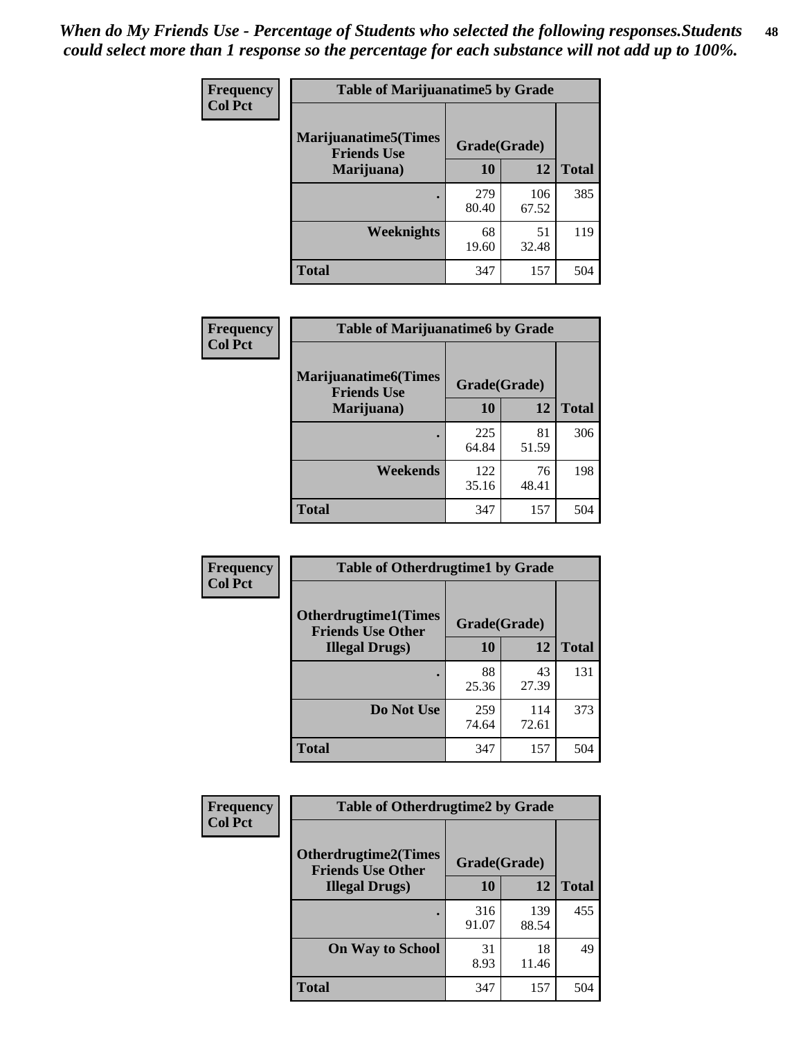*When do My Friends Use - Percentage of Students who selected the following responses.Students could select more than 1 response so the percentage for each substance will not add up to 100%.*

**Frequency**
**Col Pct**

| Table of Marijuanatime5 by Grade | | | |
|---|---|---|---|
| **Marijuanatime5(Times Friends Use Marijuana)** | **Grade(Grade)** | | **Total** |
| | **10** | **12** | |
| **.** | 279<br>80.40 | 106<br>67.52 | 385 |
| **Weeknights** | 68<br>19.60 | 51<br>32.48 | 119 |
| **Total** | 347 | 157 | 504 |

**Frequency**
**Col Pct**

| Table of Marijuanatime6 by Grade | | | |
|---|---|---|---|
| **Marijuanatime6(Times Friends Use Marijuana)** | **Grade(Grade)** | | **Total** |
| | **10** | **12** | |
| **.** | 225<br>64.84 | 81<br>51.59 | 306 |
| **Weekends** | 122<br>35.16 | 76<br>48.41 | 198 |
| **Total** | 347 | 157 | 504 |

**Frequency**
**Col Pct**

| Table of Otherdrugtime1 by Grade | | | |
|---|---|---|---|
| **Otherdrugtime1(Times Friends Use Other Illegal Drugs)** | **Grade(Grade)** | | **Total** |
| | **10** | **12** | |
| **.** | 88<br>25.36 | 43<br>27.39 | 131 |
| **Do Not Use** | 259<br>74.64 | 114<br>72.61 | 373 |
| **Total** | 347 | 157 | 504 |

**Frequency**
**Col Pct**

| Table of Otherdrugtime2 by Grade | | | |
|---|---|---|---|
| **Otherdrugtime2(Times Friends Use Other Illegal Drugs)** | **Grade(Grade)** | | **Total** |
| | **10** | **12** | |
| **.** | 316<br>91.07 | 139<br>88.54 | 455 |
| **On Way to School** | 31<br>8.93 | 18<br>11.46 | 49 |
| **Total** | 347 | 157 | 504 |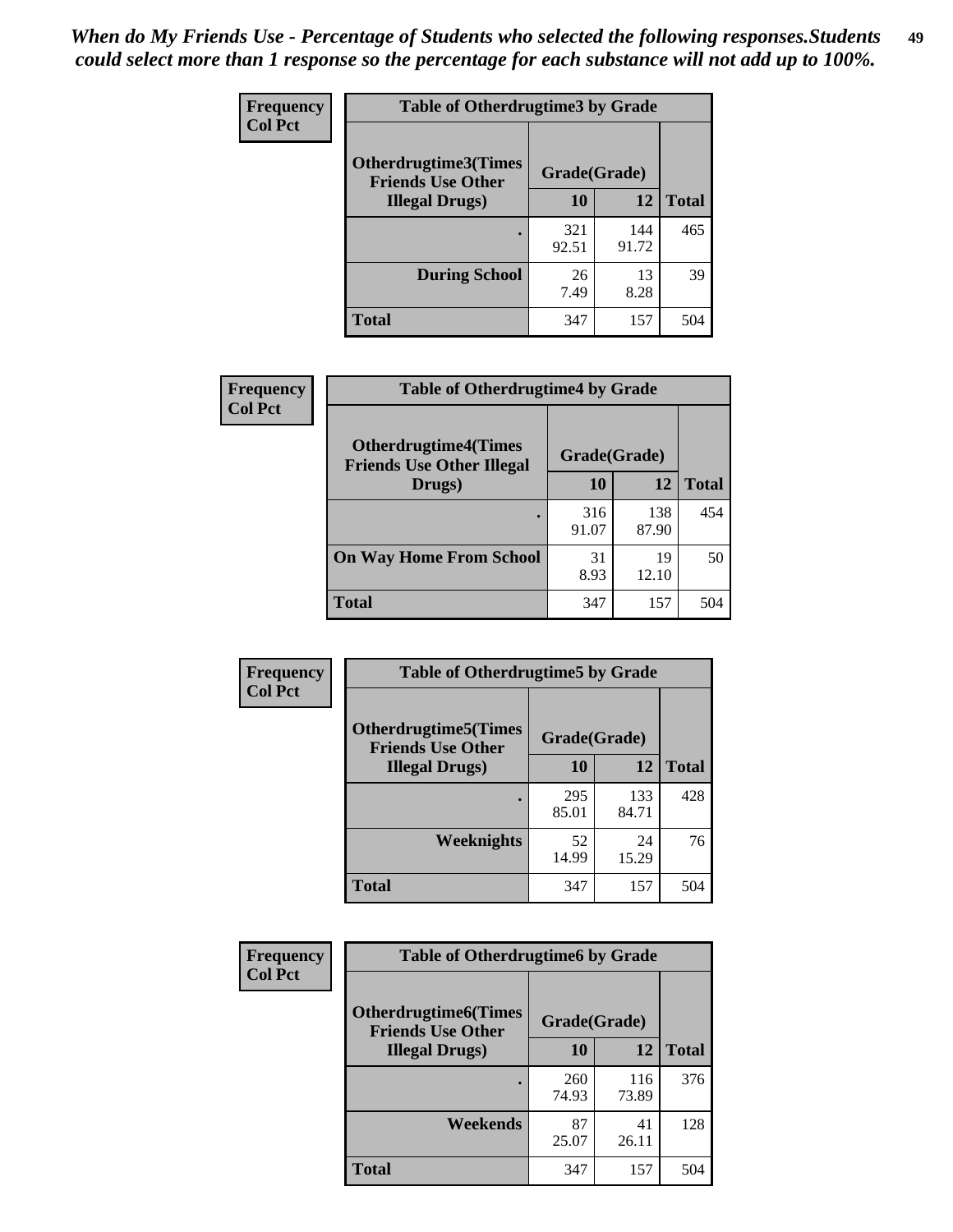*When do My Friends Use - Percentage of Students who selected the following responses.Students could select more than 1 response so the percentage for each substance will not add up to 100%.*

**Frequency**
**Col Pct**

| Table of Otherdrugtime3 by Grade | | | |
|---|---|---|---|
| **Otherdrugtime3(Times Friends Use Other Illegal Drugs)** | **Grade(Grade)** | | |
| | **10** | **12** | **Total** |
| **.** | 321<br>92.51 | 144<br>91.72 | 465 |
| **During School** | 26<br>7.49 | 13<br>8.28 | 39 |
| **Total** | 347 | 157 | 504 |

**Frequency**
**Col Pct**

| Table of Otherdrugtime4 by Grade | | | |
|---|---|---|---|
| **Otherdrugtime4(Times Friends Use Other Illegal Drugs)** | **Grade(Grade)** | | |
| | **10** | **12** | **Total** |
| **.** | 316<br>91.07 | 138<br>87.90 | 454 |
| **On Way Home From School** | 31<br>8.93 | 19<br>12.10 | 50 |
| **Total** | 347 | 157 | 504 |

**Frequency**
**Col Pct**

| Table of Otherdrugtime5 by Grade | | | |
|---|---|---|---|
| **Otherdrugtime5(Times Friends Use Other Illegal Drugs)** | **Grade(Grade)** | | |
| | **10** | **12** | **Total** |
| **.** | 295<br>85.01 | 133<br>84.71 | 428 |
| **Weeknights** | 52<br>14.99 | 24<br>15.29 | 76 |
| **Total** | 347 | 157 | 504 |

**Frequency**
**Col Pct**

| Table of Otherdrugtime6 by Grade | | | |
|---|---|---|---|
| **Otherdrugtime6(Times Friends Use Other Illegal Drugs)** | **Grade(Grade)** | | |
| | **10** | **12** | **Total** |
| **.** | 260<br>74.93 | 116<br>73.89 | 376 |
| **Weekends** | 87<br>25.07 | 41<br>26.11 | 128 |
| **Total** | 347 | 157 | 504 |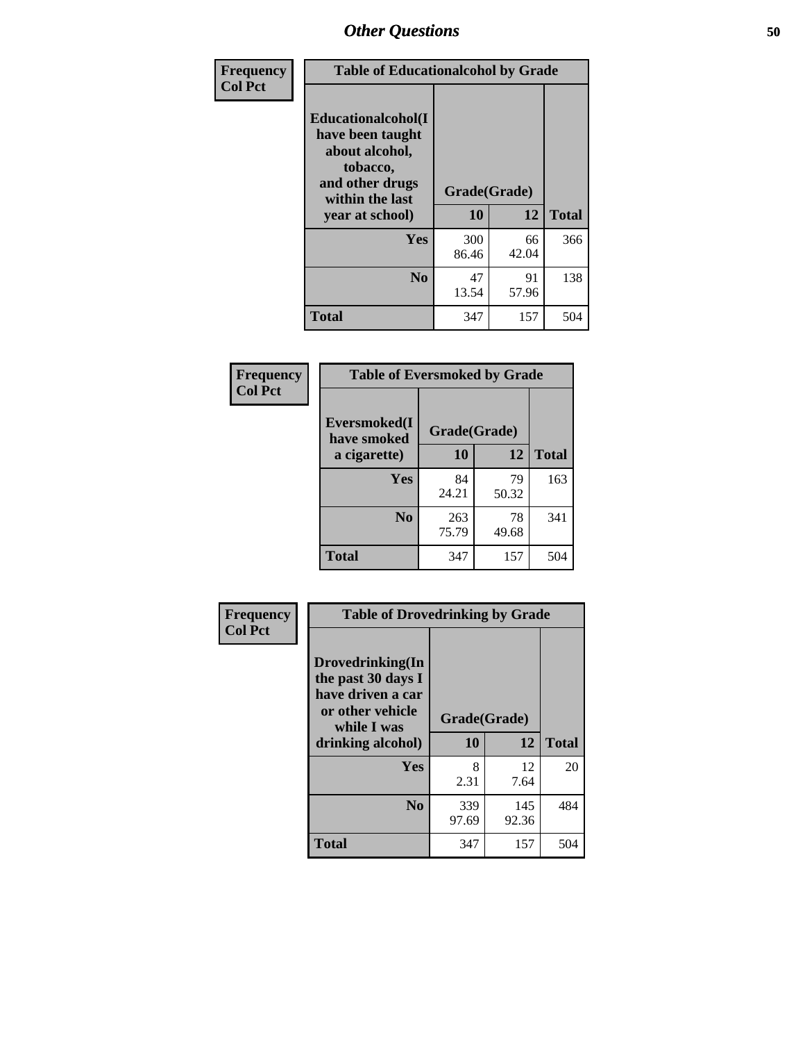# Other Questions

| Frequency<br>Col Pct | Table of Educationalalcohol by Grade | | |
|---|---|---|---|
| Educationalalcohol(I have been taught about alcohol, tobacco, and other drugs within the last year at school) | Grade(Grade) | | |
| | 10 | 12 | Total |
| Yes | 300<br>86.46 | 66<br>42.04 | 366 |
| No | 47<br>13.54 | 91<br>57.96 | 138 |
| Total | 347 | 157 | 504 |

| Frequency<br>Col Pct | Table of Eversmoked by Grade | | |
|---|---|---|---|
| Eversmoked(I have smoked a cigarette) | Grade(Grade) | | |
| | 10 | 12 | Total |
| Yes | 84<br>24.21 | 79<br>50.32 | 163 |
| No | 263<br>75.79 | 78<br>49.68 | 341 |
| Total | 347 | 157 | 504 |

| Frequency<br>Col Pct | Table of Drovedrinking by Grade | | |
|---|---|---|---|
| Drovedrinking(In the past 30 days I have driven a car or other vehicle while I was drinking alcohol) | Grade(Grade) | | |
| | 10 | 12 | Total |
| Yes | 8<br>2.31 | 12<br>7.64 | 20 |
| No | 339<br>97.69 | 145<br>92.36 | 484 |
| Total | 347 | 157 | 504 |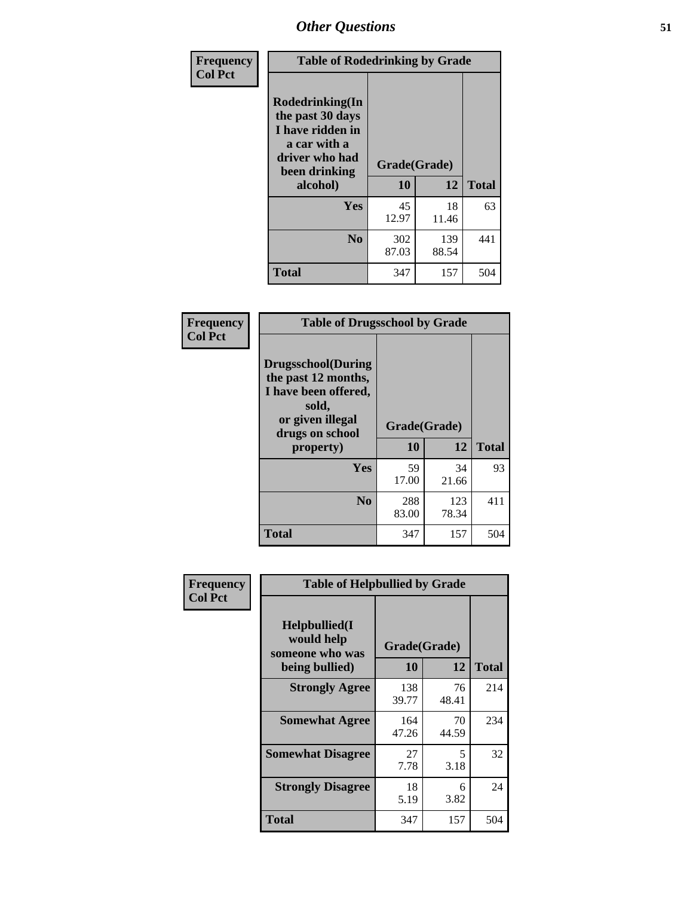# Other Questions

Frequency
Col Pct

| Table of Rodedrinking by Grade | | | |
|---|---|---|---|
| Rodedrinking(In the past 30 days I have ridden in a car with a driver who had been drinking alcohol) | Grade(Grade) | | |
| | 10 | 12 | Total |
| Yes | 45<br>12.97 | 18<br>11.46 | 63 |
| No | 302<br>87.03 | 139<br>88.54 | 441 |
| Total | 347 | 157 | 504 |

Frequency
Col Pct

| Table of Drugsschool by Grade | | | |
|---|---|---|---|
| Drugsschool(During the past 12 months, I have been offered, sold, or given illegal drugs on school property) | Grade(Grade) | | |
| | 10 | 12 | Total |
| Yes | 59<br>17.00 | 34<br>21.66 | 93 |
| No | 288<br>83.00 | 123<br>78.34 | 411 |
| Total | 347 | 157 | 504 |

Frequency
Col Pct

| Table of Helpbullied by Grade | | | |
|---|---|---|---|
| Helpbullied(I would help someone who was being bullied) | Grade(Grade) | | |
| | 10 | 12 | Total |
| Strongly Agree | 138<br>39.77 | 76<br>48.41 | 214 |
| Somewhat Agree | 164<br>47.26 | 70<br>44.59 | 234 |
| Somewhat Disagree | 27<br>7.78 | 5<br>3.18 | 32 |
| Strongly Disagree | 18<br>5.19 | 6<br>3.82 | 24 |
| Total | 347 | 157 | 504 |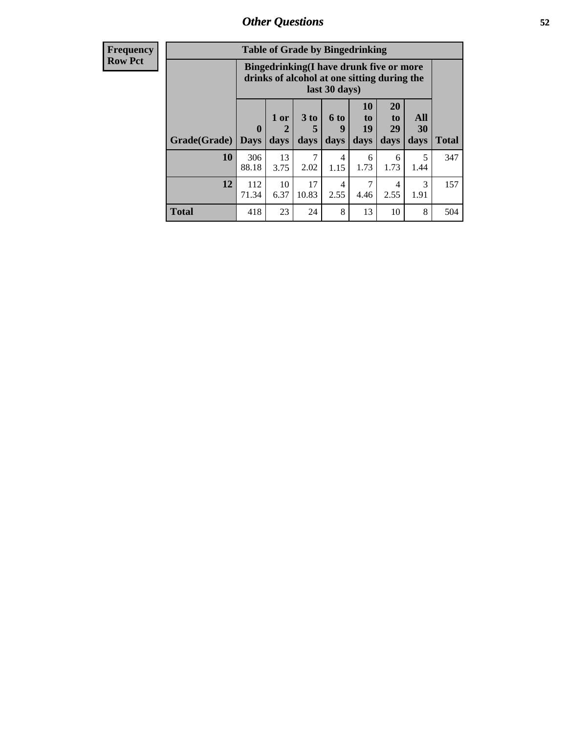## Other Questions

| Frequency |
|---|
| Row Pct |

| Table of Grade by Bingedrinking | | | | | | | | |
|---|---|---|---|---|---|---|---|---|
| | Bingedrinking(I have drunk five or more drinks of alcohol at one sitting during the last 30 days) | | | | | | | |
| Grade(Grade) | 0 Days | 1 or 2 days | 3 to 5 days | 6 to 9 days | 10 to 19 days | 20 to 29 days | All 30 days | Total |
| 10 | 306<br>88.18 | 13<br>3.75 | 7<br>2.02 | 4<br>1.15 | 6<br>1.73 | 6<br>1.73 | 5<br>1.44 | 347 |
| 12 | 112<br>71.34 | 10<br>6.37 | 17<br>10.83 | 4<br>2.55 | 7<br>4.46 | 4<br>2.55 | 3<br>1.91 | 157 |
| Total | 418 | 23 | 24 | 8 | 13 | 10 | 8 | 504 |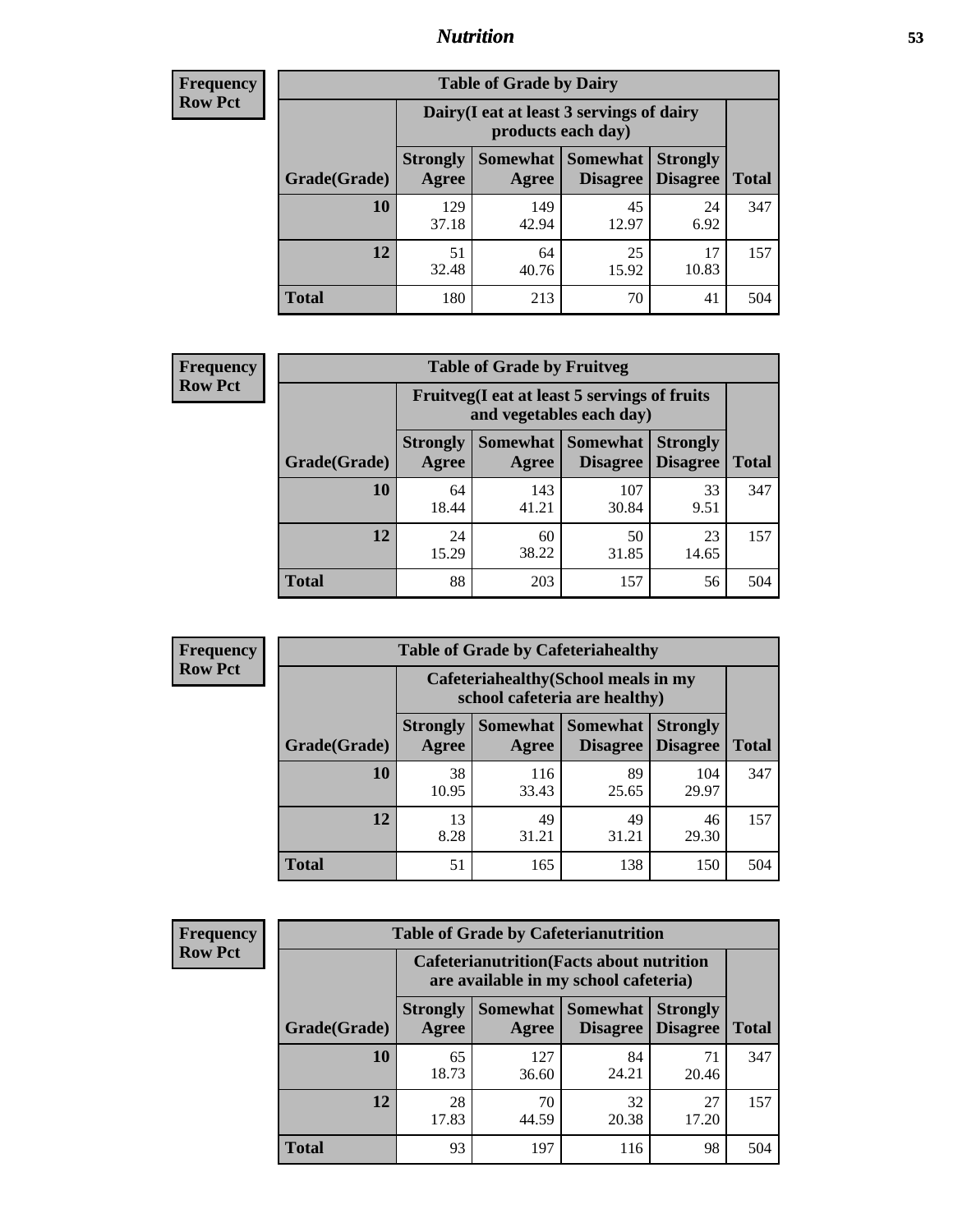## Nutrition

**Frequency**
**Row Pct**

| Table of Grade by Dairy | | | | | |
|---|---|---|---|---|---|
| | Dairy(I eat at least 3 servings of dairy products each day) | | | | |
| Grade(Grade) | Strongly Agree | Somewhat Agree | Somewhat Disagree | Strongly Disagree | Total |
| 10 | 129<br>37.18 | 149<br>42.94 | 45<br>12.97 | 24<br>6.92 | 347 |
| 12 | 51<br>32.48 | 64<br>40.76 | 25<br>15.92 | 17<br>10.83 | 157 |
| Total | 180 | 213 | 70 | 41 | 504 |

**Frequency**
**Row Pct**

| Table of Grade by Fruitveg | | | | | |
|---|---|---|---|---|---|
| | Fruitveg(I eat at least 5 servings of fruits and vegetables each day) | | | | |
| Grade(Grade) | Strongly Agree | Somewhat Agree | Somewhat Disagree | Strongly Disagree | Total |
| 10 | 64<br>18.44 | 143<br>41.21 | 107<br>30.84 | 33<br>9.51 | 347 |
| 12 | 24<br>15.29 | 60<br>38.22 | 50<br>31.85 | 23<br>14.65 | 157 |
| Total | 88 | 203 | 157 | 56 | 504 |

**Frequency**
**Row Pct**

| Table of Grade by Cafeteriahealthy | | | | | |
|---|---|---|---|---|---|
| | Cafeteriahealthy(School meals in my school cafeteria are healthy) | | | | |
| Grade(Grade) | Strongly Agree | Somewhat Agree | Somewhat Disagree | Strongly Disagree | Total |
| 10 | 38<br>10.95 | 116<br>33.43 | 89<br>25.65 | 104<br>29.97 | 347 |
| 12 | 13<br>8.28 | 49<br>31.21 | 49<br>31.21 | 46<br>29.30 | 157 |
| Total | 51 | 165 | 138 | 150 | 504 |

**Frequency**
**Row Pct**

| Table of Grade by Cafeterianutrition | | | | | |
|---|---|---|---|---|---|
| | Cafeterianutrition(Facts about nutrition are available in my school cafeteria) | | | | |
| Grade(Grade) | Strongly Agree | Somewhat Agree | Somewhat Disagree | Strongly Disagree | Total |
| 10 | 65<br>18.73 | 127<br>36.60 | 84<br>24.21 | 71<br>20.46 | 347 |
| 12 | 28<br>17.83 | 70<br>44.59 | 32<br>20.38 | 27<br>17.20 | 157 |
| Total | 93 | 197 | 116 | 98 | 504 |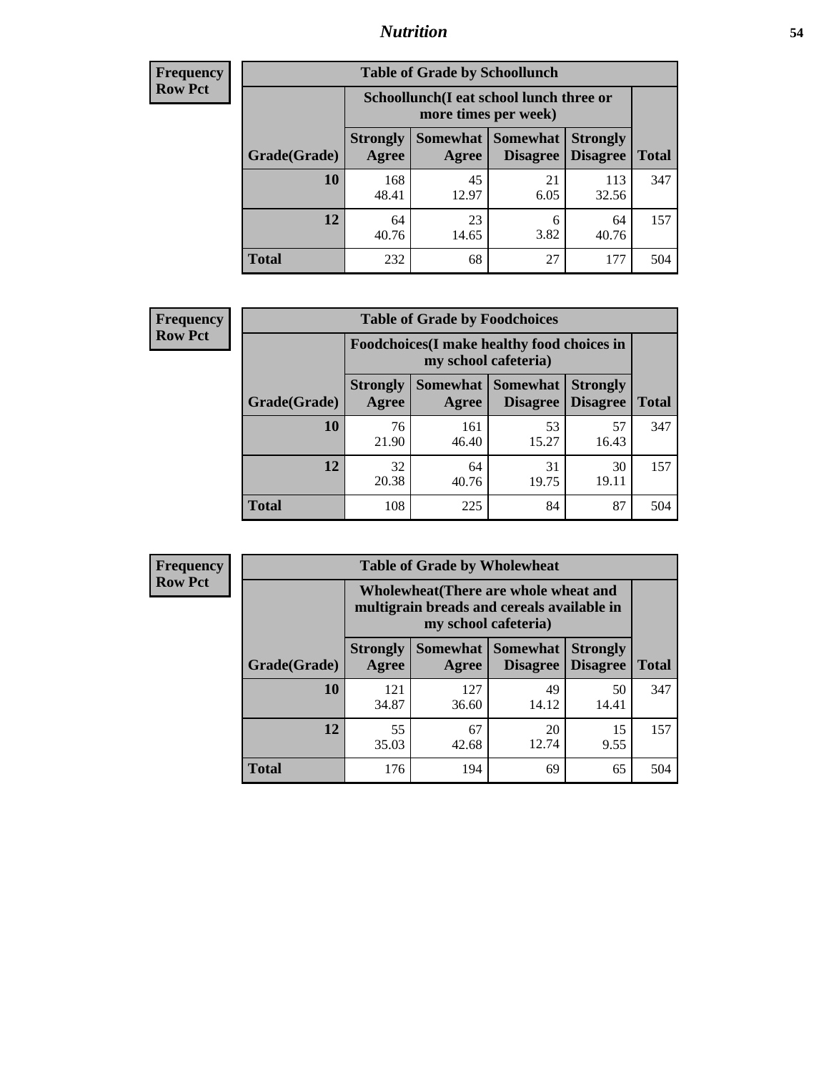# *Nutrition*

**Frequency Row Pct**

| Table of Grade by Schoollunch | | | | | |
|---|---|---|---|---|---|
| | Schoollunch(I eat school lunch three or more times per week) | | | | |
| Grade(Grade) | Strongly Agree | Somewhat Agree | Somewhat Disagree | Strongly Disagree | Total |
| 10 | 168<br>48.41 | 45<br>12.97 | 21<br>6.05 | 113<br>32.56 | 347 |
| 12 | 64<br>40.76 | 23<br>14.65 | 6<br>3.82 | 64<br>40.76 | 157 |
| Total | 232 | 68 | 27 | 177 | 504 |

**Frequency Row Pct**

| Table of Grade by Foodchoices | | | | | |
|---|---|---|---|---|---|
| | Foodchoices(I make healthy food choices in my school cafeteria) | | | | |
| Grade(Grade) | Strongly Agree | Somewhat Agree | Somewhat Disagree | Strongly Disagree | Total |
| 10 | 76<br>21.90 | 161<br>46.40 | 53<br>15.27 | 57<br>16.43 | 347 |
| 12 | 32<br>20.38 | 64<br>40.76 | 31<br>19.75 | 30<br>19.11 | 157 |
| Total | 108 | 225 | 84 | 87 | 504 |

**Frequency Row Pct**

| Table of Grade by Wholewheat | | | | | |
|---|---|---|---|---|---|
| | Wholewheat(There are whole wheat and multigrain breads and cereals available in my school cafeteria) | | | | |
| Grade(Grade) | Strongly Agree | Somewhat Agree | Somewhat Disagree | Strongly Disagree | Total |
| 10 | 121<br>34.87 | 127<br>36.60 | 49<br>14.12 | 50<br>14.41 | 347 |
| 12 | 55<br>35.03 | 67<br>42.68 | 20<br>12.74 | 15<br>9.55 | 157 |
| Total | 176 | 194 | 69 | 65 | 504 |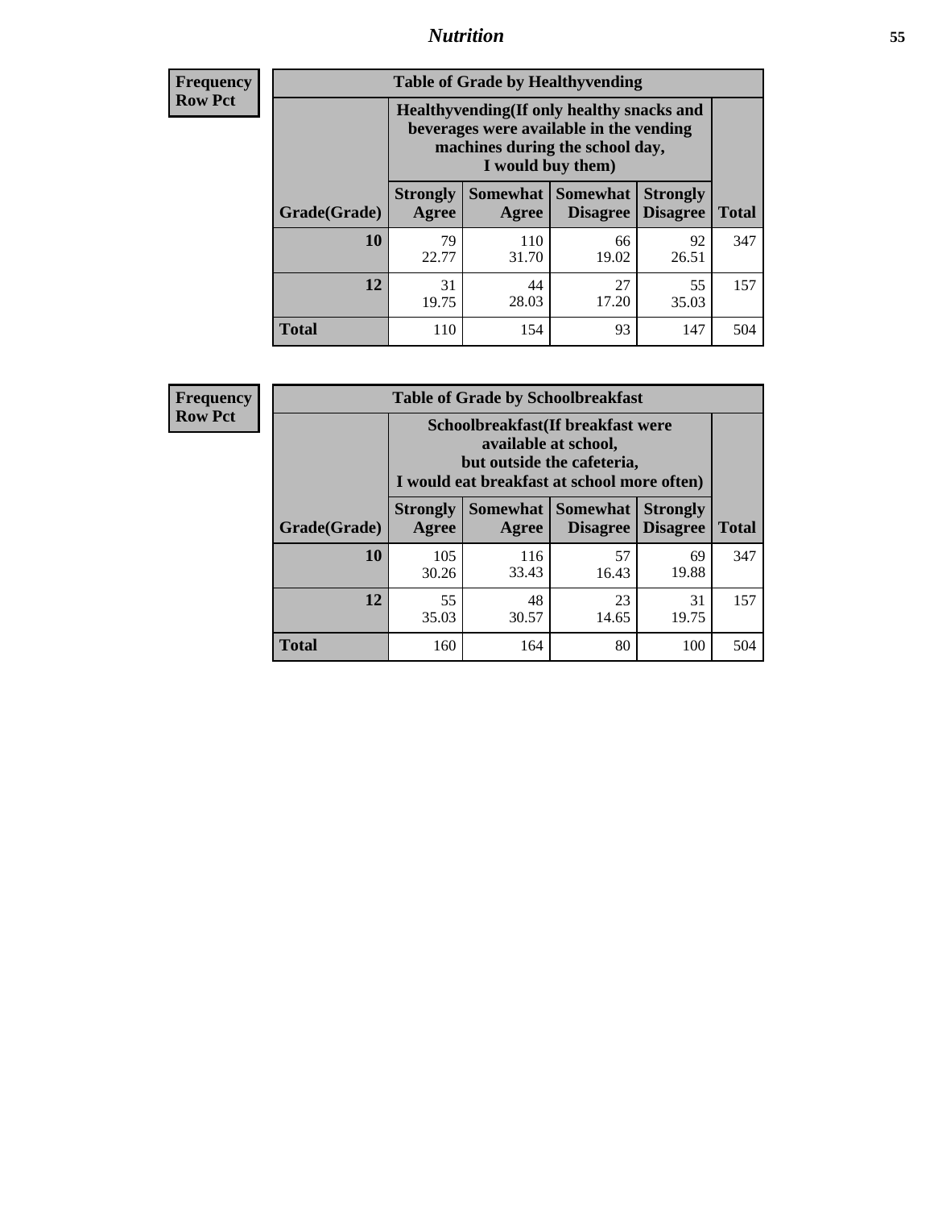# *Nutrition*

**Frequency**
**Row Pct**

| Table of Grade by Healthyvending | | | | | |
|---|---|---|---|---|---|
| | Healthyvending(If only healthy snacks and beverages were available in the vending machines during the school day, I would buy them) | | | | |
| Grade(Grade) | Strongly Agree | Somewhat Agree | Somewhat Disagree | Strongly Disagree | Total |
| **10** | 79<br>22.77 | 110<br>31.70 | 66<br>19.02 | 92<br>26.51 | 347 |
| **12** | 31<br>19.75 | 44<br>28.03 | 27<br>17.20 | 55<br>35.03 | 157 |
| **Total** | 110 | 154 | 93 | 147 | 504 |

**Frequency**
**Row Pct**

| Table of Grade by Schoolbreakfast | | | | | |
|---|---|---|---|---|---|
| | Schoolbreakfast(If breakfast were available at school, but outside the cafeteria, I would eat breakfast at school more often) | | | | |
| Grade(Grade) | Strongly Agree | Somewhat Agree | Somewhat Disagree | Strongly Disagree | Total |
| **10** | 105<br>30.26 | 116<br>33.43 | 57<br>16.43 | 69<br>19.88 | 347 |
| **12** | 55<br>35.03 | 48<br>30.57 | 23<br>14.65 | 31<br>19.75 | 157 |
| **Total** | 160 | 164 | 80 | 100 | 504 |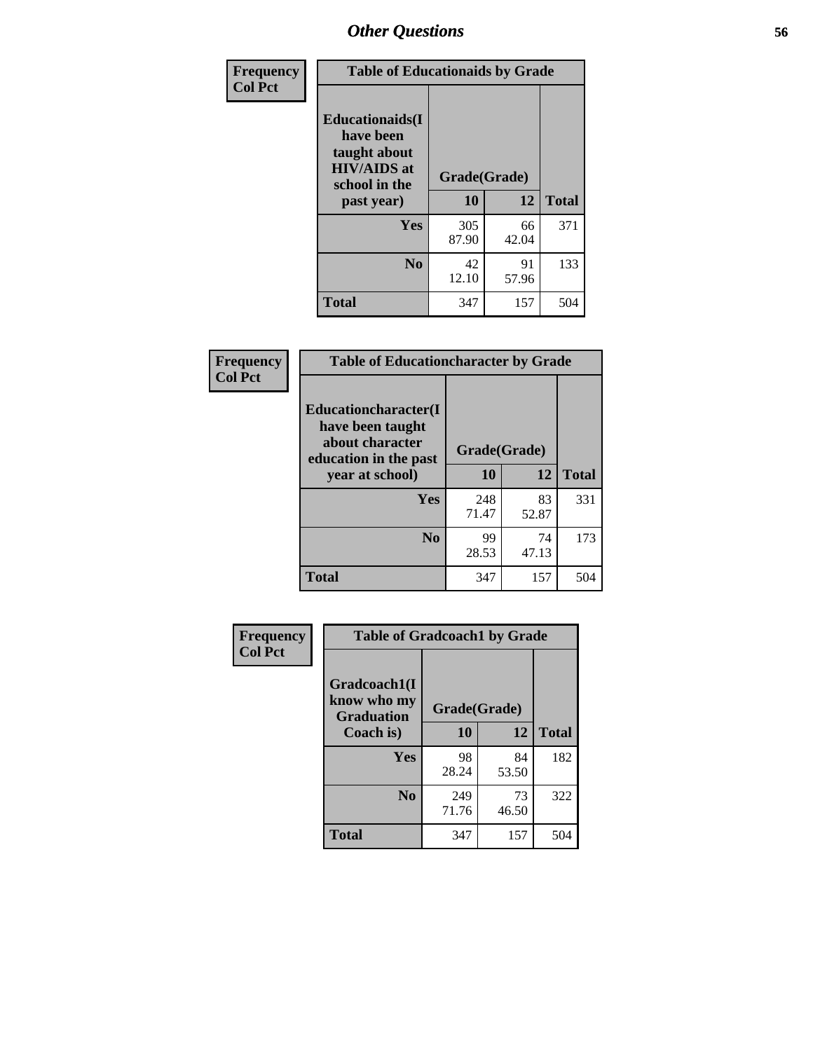# Other Questions

| Frequency Col Pct | | | |
|---|---|---|---|

**Table of Educationaids by Grade**

| Educationaids(I have been taught about HIV/AIDS at school in the past year) | Grade(Grade) | | Total |
|---|---|---|---|
| | 10 | 12 | |
| Yes | 305<br>87.90 | 66<br>42.04 | 371 |
| No | 42<br>12.10 | 91<br>57.96 | 133 |
| Total | 347 | 157 | 504 |

| Frequency Col Pct | | | |
|---|---|---|---|

**Table of Educationcharacter by Grade**

| Educationcharacter(I have been taught about character education in the past year at school) | Grade(Grade) | | Total |
|---|---|---|---|
| | 10 | 12 | |
| Yes | 248<br>71.47 | 83<br>52.87 | 331 |
| No | 99<br>28.53 | 74<br>47.13 | 173 |
| Total | 347 | 157 | 504 |

| Frequency Col Pct | | | |
|---|---|---|---|

**Table of Gradcoach1 by Grade**

| Gradcoach1(I know who my Graduation Coach is) | Grade(Grade) | | Total |
|---|---|---|---|
| | 10 | 12 | |
| Yes | 98<br>28.24 | 84<br>53.50 | 182 |
| No | 249<br>71.76 | 73<br>46.50 | 322 |
| Total | 347 | 157 | 504 |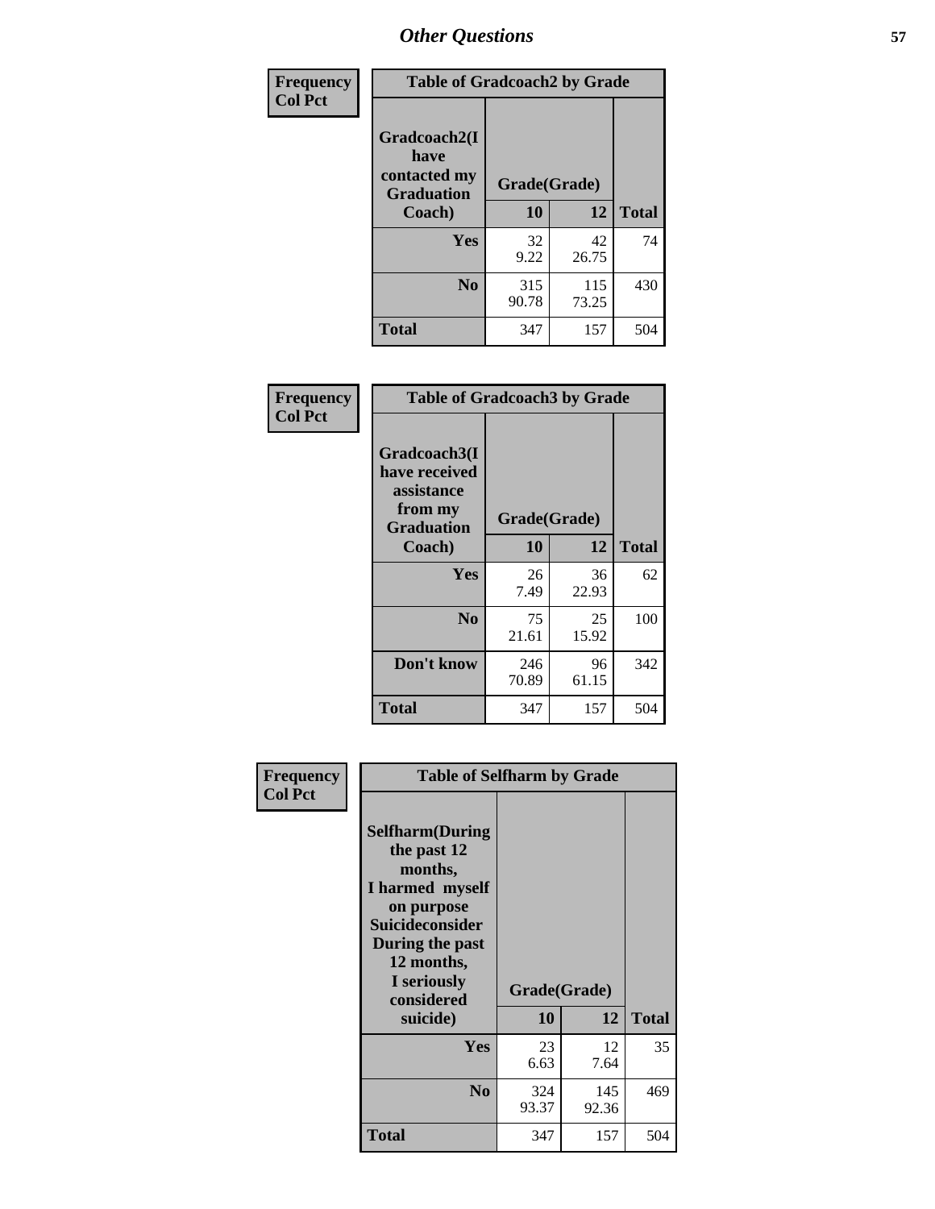# Other Questions

**Frequency Col Pct**

| Table of Gradcoach2 by Grade | | | |
|---|---|---|---|
| Gradcoach2(I have contacted my Graduation Coach) | Grade(Grade) | | |
| | 10 | 12 | Total |
| Yes | 32<br>9.22 | 42<br>26.75 | 74 |
| No | 315<br>90.78 | 115<br>73.25 | 430 |
| Total | 347 | 157 | 504 |

**Frequency Col Pct**

| Table of Gradcoach3 by Grade | | | |
|---|---|---|---|
| Gradcoach3(I have received assistance from my Graduation Coach) | Grade(Grade) | | |
| | 10 | 12 | Total |
| Yes | 26<br>7.49 | 36<br>22.93 | 62 |
| No | 75<br>21.61 | 25<br>15.92 | 100 |
| Don't know | 246<br>70.89 | 96<br>61.15 | 342 |
| Total | 347 | 157 | 504 |

**Frequency Col Pct**

| Table of Selfharm by Grade | | | |
|---|---|---|---|
| Selfharm(During the past 12 months, I harmed myself on purpose Suicideconsider During the past 12 months, I seriously considered suicide) | Grade(Grade) | | |
| | 10 | 12 | Total |
| Yes | 23<br>6.63 | 12<br>7.64 | 35 |
| No | 324<br>93.37 | 145<br>92.36 | 469 |
| Total | 347 | 157 | 504 |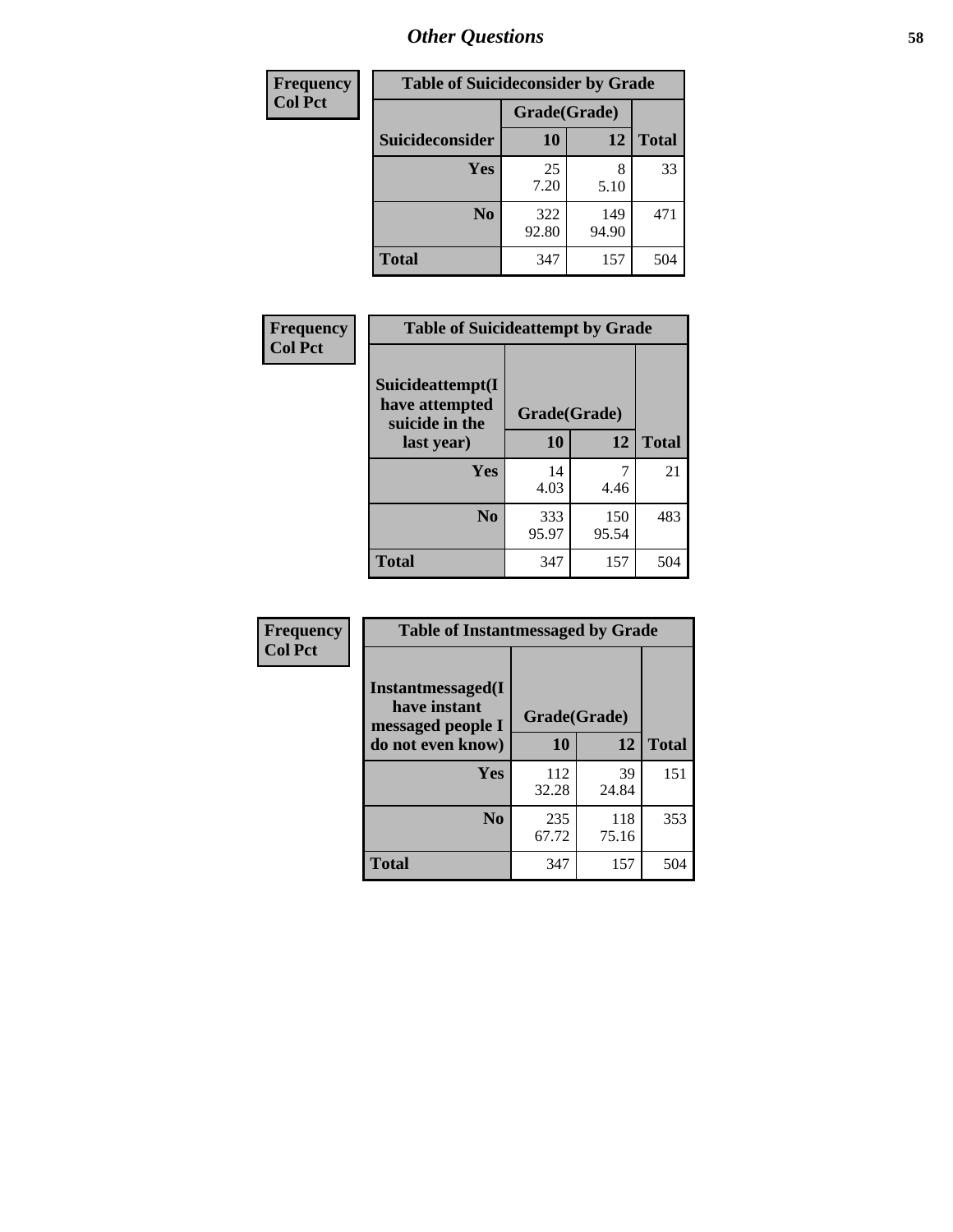| Frequency Col Pct |
|---|

| Table of Suicideconsider by Grade | | | |
|---|---|---|---|
| | Grade(Grade) | | |
| Suicideconsider | 10 | 12 | Total |
| Yes | 25<br>7.20 | 8<br>5.10 | 33 |
| No | 322<br>92.80 | 149<br>94.90 | 471 |
| Total | 347 | 157 | 504 |

| Frequency Col Pct |
|---|

| Table of Suicideattempt by Grade | | | |
|---|---|---|---|
| Suicideattempt(I have attempted suicide in the last year) | Grade(Grade) | | |
| | 10 | 12 | Total |
| Yes | 14<br>4.03 | 7<br>4.46 | 21 |
| No | 333<br>95.97 | 150<br>95.54 | 483 |
| Total | 347 | 157 | 504 |

| Frequency Col Pct |
|---|

| Table of Instantmessaged by Grade | | | |
|---|---|---|---|
| Instantmessaged(I have instant messaged people I do not even know) | Grade(Grade) | | |
| | 10 | 12 | Total |
| Yes | 112<br>32.28 | 39<br>24.84 | 151 |
| No | 235<br>67.72 | 118<br>75.16 | 353 |
| Total | 347 | 157 | 504 |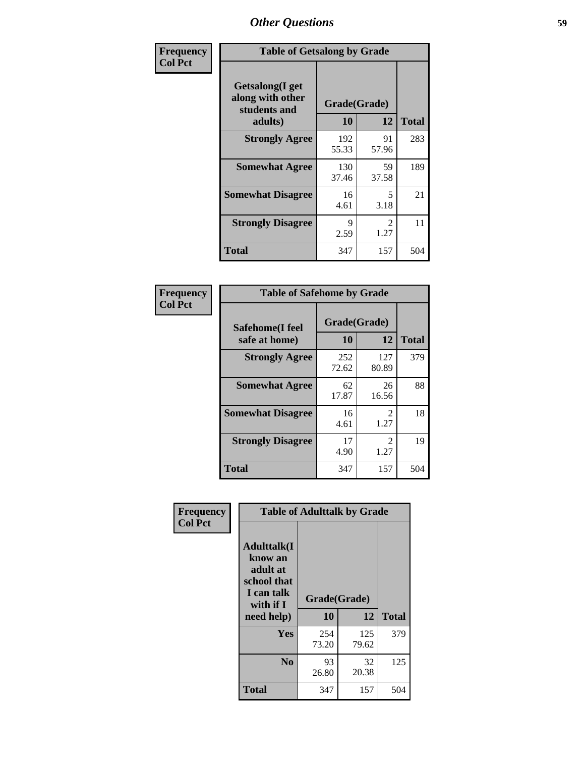## Other Questions

**Frequency / Col Pct**

**Table of Getsalong by Grade**

| Getsalong(I get along with other students and adults) | Grade(Grade) 10 | 12 | Total |
|---|---|---|---|
| **Strongly Agree** | 192<br>55.33 | 91<br>57.96 | 283 |
| **Somewhat Agree** | 130<br>37.46 | 59<br>37.58 | 189 |
| **Somewhat Disagree** | 16<br>4.61 | 5<br>3.18 | 21 |
| **Strongly Disagree** | 9<br>2.59 | 2<br>1.27 | 11 |
| **Total** | 347 | 157 | 504 |

**Frequency / Col Pct**

**Table of Safehome by Grade**

| Safehome(I feel safe at home) | Grade(Grade) 10 | 12 | Total |
|---|---|---|---|
| **Strongly Agree** | 252<br>72.62 | 127<br>80.89 | 379 |
| **Somewhat Agree** | 62<br>17.87 | 26<br>16.56 | 88 |
| **Somewhat Disagree** | 16<br>4.61 | 2<br>1.27 | 18 |
| **Strongly Disagree** | 17<br>4.90 | 2<br>1.27 | 19 |
| **Total** | 347 | 157 | 504 |

**Frequency / Col Pct**

**Table of Adulttalk by Grade**

| Adulttalk(I know an adult at school that I can talk with if I need help) | Grade(Grade) 10 | 12 | Total |
|---|---|---|---|
| **Yes** | 254<br>73.20 | 125<br>79.62 | 379 |
| **No** | 93<br>26.80 | 32<br>20.38 | 125 |
| **Total** | 347 | 157 | 504 |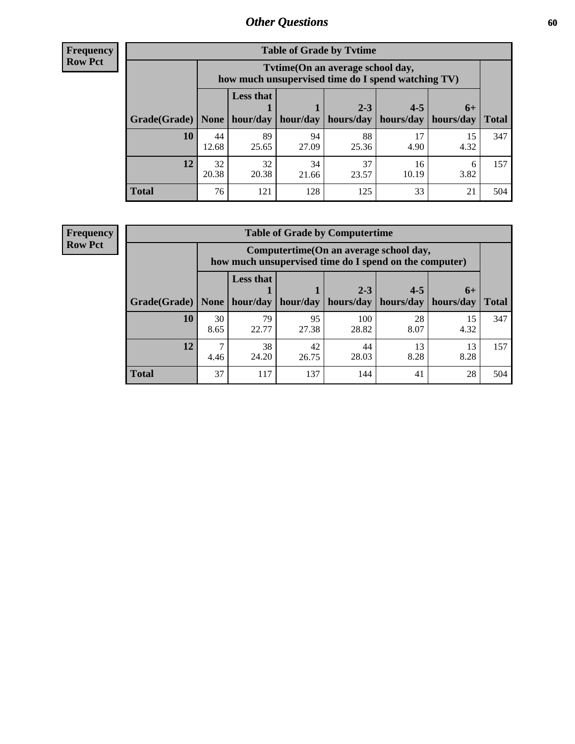## Other Questions

**Frequency**
**Row Pct**

**Table of Grade by Tvtime**

| Grade(Grade) | Tvtime(On an average school day, how much unsupervised time do I spend watching TV) None | Less that 1 hour/day | 1 hour/day | 2-3 hours/day | 4-5 hours/day | 6+ hours/day | Total |
|---|---|---|---|---|---|---|---|
| **10** | 44<br>12.68 | 89<br>25.65 | 94<br>27.09 | 88<br>25.36 | 17<br>4.90 | 15<br>4.32 | 347 |
| **12** | 32<br>20.38 | 32<br>20.38 | 34<br>21.66 | 37<br>23.57 | 16<br>10.19 | 6<br>3.82 | 157 |
| **Total** | 76 | 121 | 128 | 125 | 33 | 21 | 504 |

**Frequency**
**Row Pct**

**Table of Grade by Computertime**

| Grade(Grade) | Computertime(On an average school day, how much unsupervised time do I spend on the computer) None | Less that 1 hour/day | 1 hour/day | 2-3 hours/day | 4-5 hours/day | 6+ hours/day | Total |
|---|---|---|---|---|---|---|---|
| **10** | 30<br>8.65 | 79<br>22.77 | 95<br>27.38 | 100<br>28.82 | 28<br>8.07 | 15<br>4.32 | 347 |
| **12** | 7<br>4.46 | 38<br>24.20 | 42<br>26.75 | 44<br>28.03 | 13<br>8.28 | 13<br>8.28 | 157 |
| **Total** | 37 | 117 | 137 | 144 | 41 | 28 | 504 |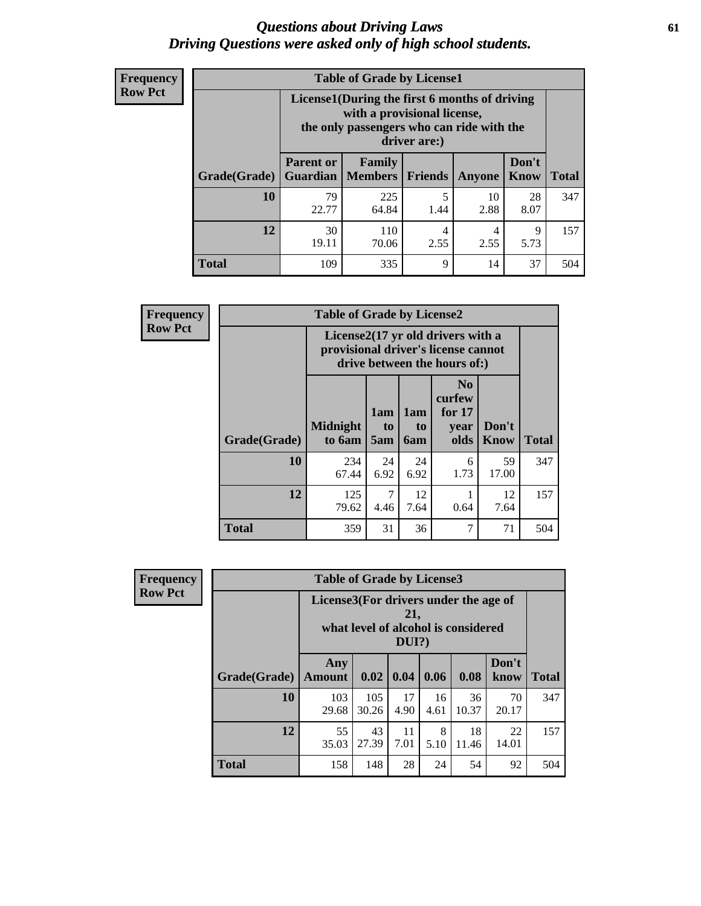# *Questions about Driving Laws*
# *Driving Questions were asked only of high school students.*

**Frequency**
**Row Pct**

| Table of Grade by License1 | | | | | | |
|---|---|---|---|---|---|---|
| | License1(During the first 6 months of driving with a provisional license, the only passengers who can ride with the driver are:) | | | | | |
| Grade(Grade) | Parent or Guardian | Family Members | Friends | Anyone | Don't Know | Total |
| 10 | 79<br>22.77 | 225<br>64.84 | 5<br>1.44 | 10<br>2.88 | 28<br>8.07 | 347 |
| 12 | 30<br>19.11 | 110<br>70.06 | 4<br>2.55 | 4<br>2.55 | 9<br>5.73 | 157 |
| Total | 109 | 335 | 9 | 14 | 37 | 504 |

**Frequency**
**Row Pct**

| Table of Grade by License2 | | | | | | |
|---|---|---|---|---|---|---|
| | License2(17 yr old drivers with a provisional driver's license cannot drive between the hours of:) | | | | | |
| Grade(Grade) | Midnight to 6am | 1am to 5am | 1am to 6am | No curfew for 17 year olds | Don't Know | Total |
| 10 | 234<br>67.44 | 24<br>6.92 | 24<br>6.92 | 6<br>1.73 | 59<br>17.00 | 347 |
| 12 | 125<br>79.62 | 7<br>4.46 | 12<br>7.64 | 1<br>0.64 | 12<br>7.64 | 157 |
| Total | 359 | 31 | 36 | 7 | 71 | 504 |

**Frequency**
**Row Pct**

| Table of Grade by License3 | | | | | | | |
|---|---|---|---|---|---|---|---|
| | License3(For drivers under the age of 21, what level of alcohol is considered DUI?) | | | | | | |
| Grade(Grade) | Any Amount | 0.02 | 0.04 | 0.06 | 0.08 | Don't know | Total |
| 10 | 103<br>29.68 | 105<br>30.26 | 17<br>4.90 | 16<br>4.61 | 36<br>10.37 | 70<br>20.17 | 347 |
| 12 | 55<br>35.03 | 43<br>27.39 | 11<br>7.01 | 8<br>5.10 | 18<br>11.46 | 22<br>14.01 | 157 |
| Total | 158 | 148 | 28 | 24 | 54 | 92 | 504 |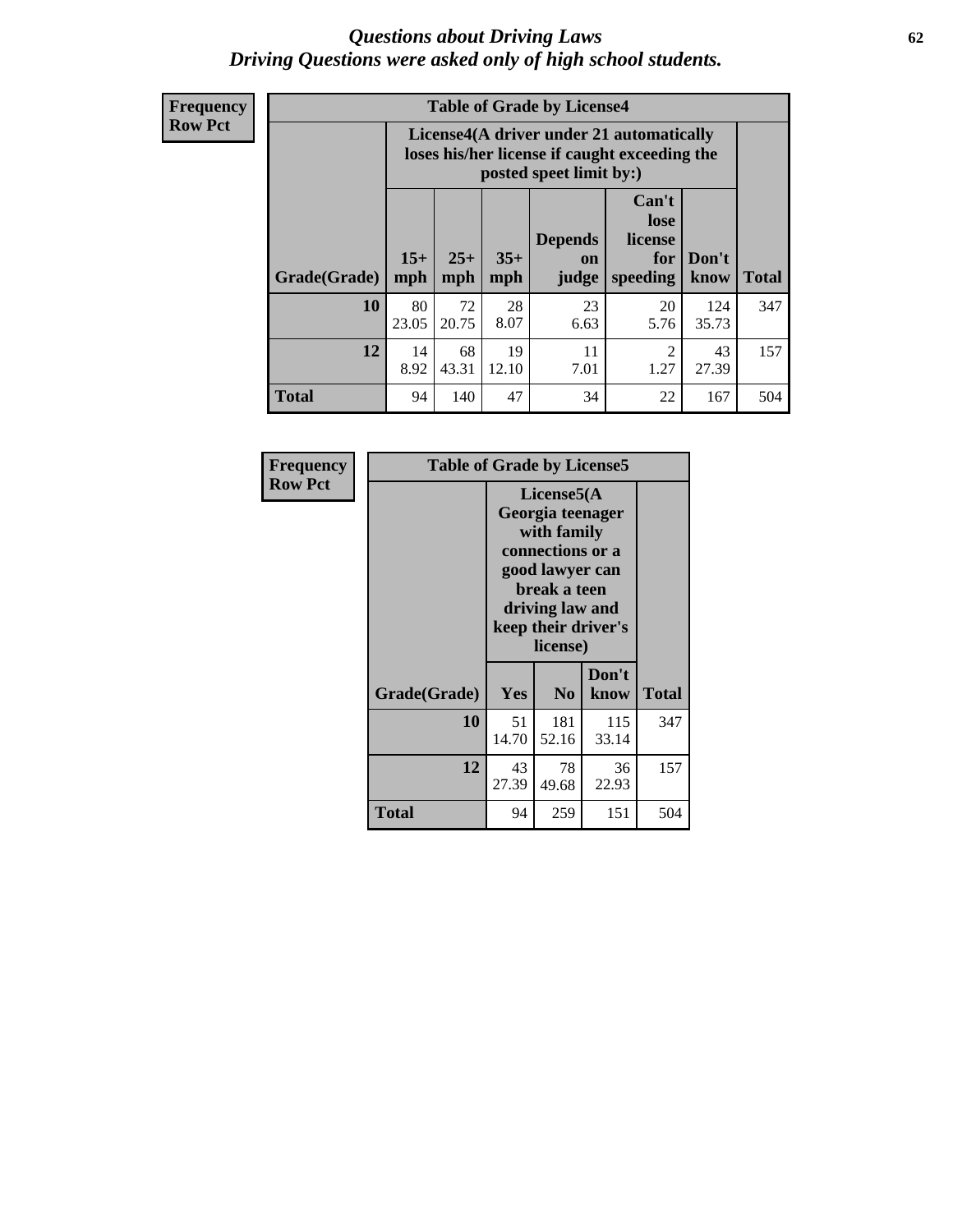# *Questions about Driving Laws*
## *Driving Questions were asked only of high school students.*

**Frequency**
**Row Pct**

**Table of Grade by License4**

| | License4(A driver under 21 automatically loses his/her license if caught exceeding the posted speet limit by:) | | | | | | |
|---|---|---|---|---|---|---|---|
| **Grade(Grade)** | **15+ mph** | **25+ mph** | **35+ mph** | **Depends on judge** | **Can't lose license for speeding** | **Don't know** | **Total** |
| **10** | 80<br>23.05 | 72<br>20.75 | 28<br>8.07 | 23<br>6.63 | 20<br>5.76 | 124<br>35.73 | 347 |
| **12** | 14<br>8.92 | 68<br>43.31 | 19<br>12.10 | 11<br>7.01 | 2<br>1.27 | 43<br>27.39 | 157 |
| **Total** | 94 | 140 | 47 | 34 | 22 | 167 | 504 |

**Frequency**
**Row Pct**

**Table of Grade by License5**

| | License5(A Georgia teenager with family connections or a good lawyer can break a teen driving law and keep their driver's license) | | | |
|---|---|---|---|---|
| **Grade(Grade)** | **Yes** | **No** | **Don't know** | **Total** |
| **10** | 51<br>14.70 | 181<br>52.16 | 115<br>33.14 | 347 |
| **12** | 43<br>27.39 | 78<br>49.68 | 36<br>22.93 | 157 |
| **Total** | 94 | 259 | 151 | 504 |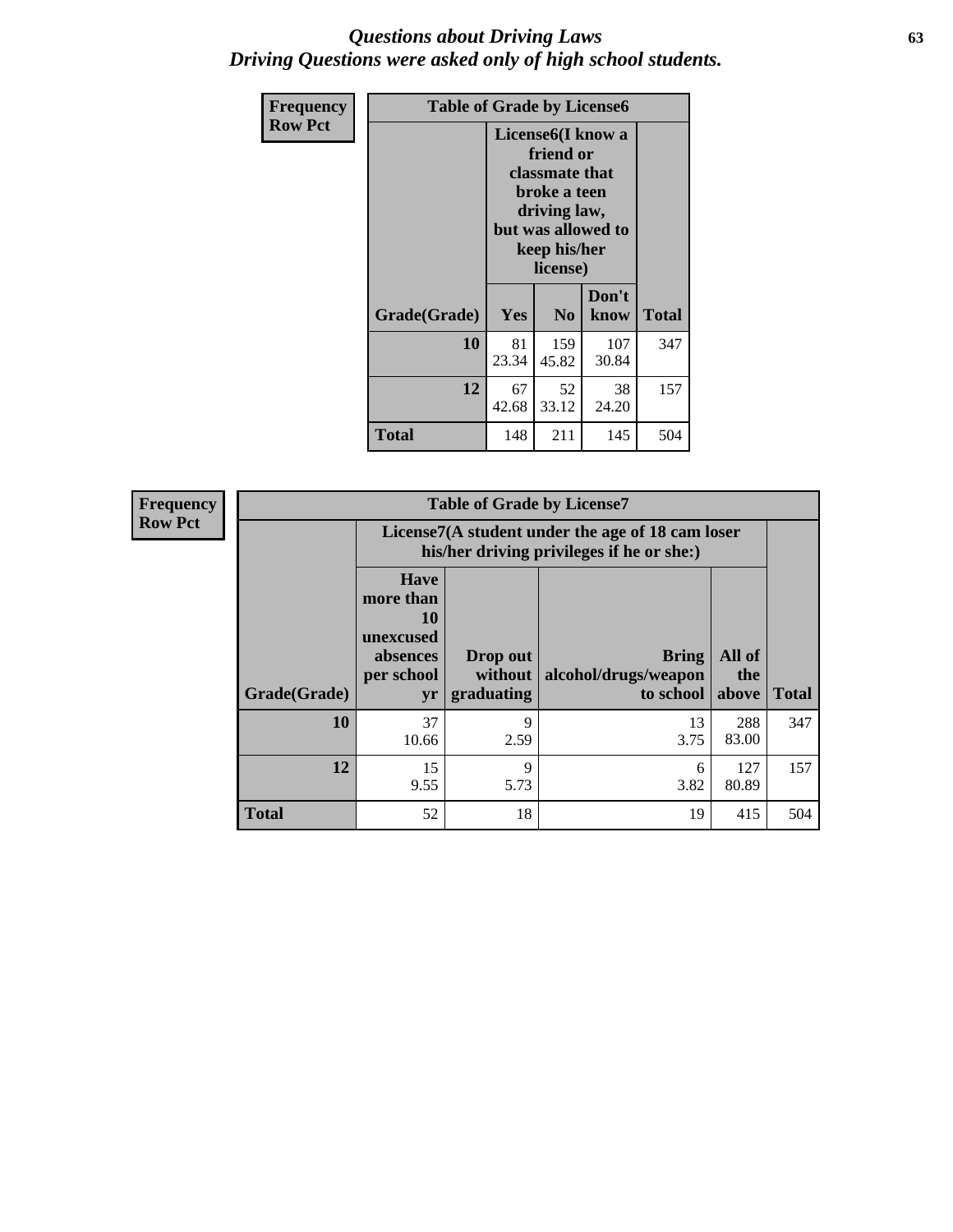# *Questions about Driving Laws*
# *Driving Questions were asked only of high school students.*

| Frequency<br>Row Pct | Table of Grade by License6 | | | |
|---|---|---|---|---|
| | License6(I know a friend or classmate that broke a teen driving law, but was allowed to keep his/her license) | | | |
| Grade(Grade) | Yes | No | Don't know | Total |
| 10 | 81<br>23.34 | 159<br>45.82 | 107<br>30.84 | 347 |
| 12 | 67<br>42.68 | 52<br>33.12 | 38<br>24.20 | 157 |
| Total | 148 | 211 | 145 | 504 |

| Frequency<br>Row Pct | Table of Grade by License7 | | | | |
|---|---|---|---|---|---|
| | License7(A student under the age of 18 cam loser his/her driving privileges if he or she:) | | | | |
| Grade(Grade) | Have more than 10 unexcused absences per school yr | Drop out without graduating | Bring alcohol/drugs/weapon to school | All of the above | Total |
| 10 | 37<br>10.66 | 9<br>2.59 | 13<br>3.75 | 288<br>83.00 | 347 |
| 12 | 15<br>9.55 | 9<br>5.73 | 6<br>3.82 | 127<br>80.89 | 157 |
| Total | 52 | 18 | 19 | 415 | 504 |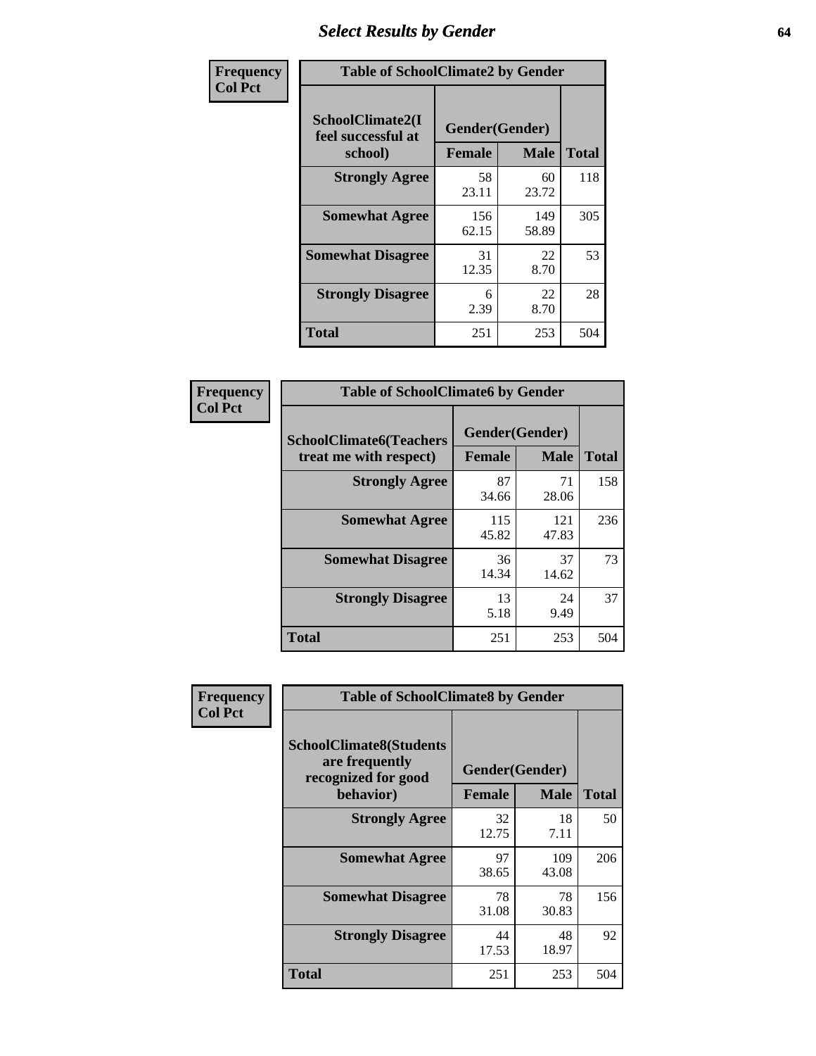## Select Results by Gender

**Frequency / Col Pct**

| SchoolClimate2(I feel successful at school) | Gender(Gender) Female | Male | Total |
|---|---|---|---|
| **Strongly Agree** | 58<br>23.11 | 60<br>23.72 | 118 |
| **Somewhat Agree** | 156<br>62.15 | 149<br>58.89 | 305 |
| **Somewhat Disagree** | 31<br>12.35 | 22<br>8.70 | 53 |
| **Strongly Disagree** | 6<br>2.39 | 22<br>8.70 | 28 |
| **Total** | 251 | 253 | 504 |

Table of SchoolClimate2 by Gender

**Frequency / Col Pct**

| SchoolClimate6(Teachers treat me with respect) | Gender(Gender) Female | Male | Total |
|---|---|---|---|
| **Strongly Agree** | 87<br>34.66 | 71<br>28.06 | 158 |
| **Somewhat Agree** | 115<br>45.82 | 121<br>47.83 | 236 |
| **Somewhat Disagree** | 36<br>14.34 | 37<br>14.62 | 73 |
| **Strongly Disagree** | 13<br>5.18 | 24<br>9.49 | 37 |
| **Total** | 251 | 253 | 504 |

Table of SchoolClimate6 by Gender

**Frequency / Col Pct**

| SchoolClimate8(Students are frequently recognized for good behavior) | Gender(Gender) Female | Male | Total |
|---|---|---|---|
| **Strongly Agree** | 32<br>12.75 | 18<br>7.11 | 50 |
| **Somewhat Agree** | 97<br>38.65 | 109<br>43.08 | 206 |
| **Somewhat Disagree** | 78<br>31.08 | 78<br>30.83 | 156 |
| **Strongly Disagree** | 44<br>17.53 | 48<br>18.97 | 92 |
| **Total** | 251 | 253 | 504 |

Table of SchoolClimate8 by Gender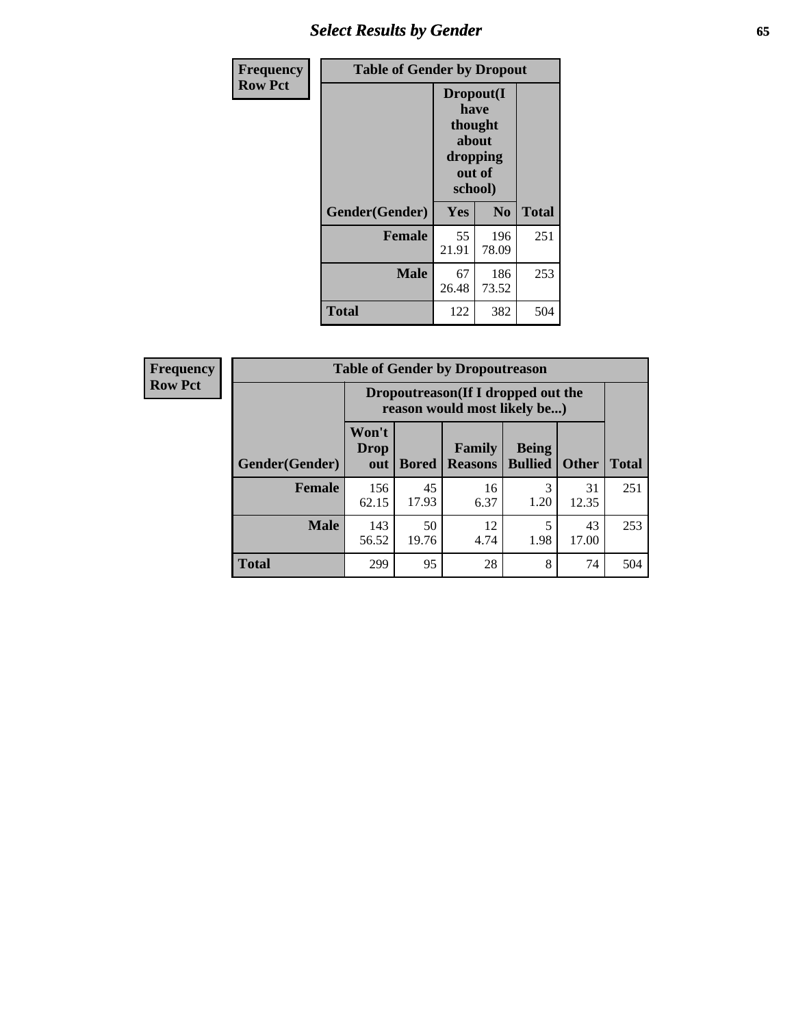## Select Results by Gender

**Frequency**
**Row Pct**

| Table of Gender by Dropout | | | |
|---|---|---|---|
| | Dropout(I have thought about dropping out of school) | | |
| Gender(Gender) | Yes | No | Total |
| **Female** | 55<br>21.91 | 196<br>78.09 | 251 |
| **Male** | 67<br>26.48 | 186<br>73.52 | 253 |
| **Total** | 122 | 382 | 504 |

**Frequency**
**Row Pct**

| Table of Gender by Dropoutreason | | | | | | |
|---|---|---|---|---|---|---|
| | Dropoutreason(If I dropped out the reason would most likely be...) | | | | | |
| Gender(Gender) | Won't Drop out | Bored | Family Reasons | Being Bullied | Other | Total |
| **Female** | 156<br>62.15 | 45<br>17.93 | 16<br>6.37 | 3<br>1.20 | 31<br>12.35 | 251 |
| **Male** | 143<br>56.52 | 50<br>19.76 | 12<br>4.74 | 5<br>1.98 | 43<br>17.00 | 253 |
| **Total** | 299 | 95 | 28 | 8 | 74 | 504 |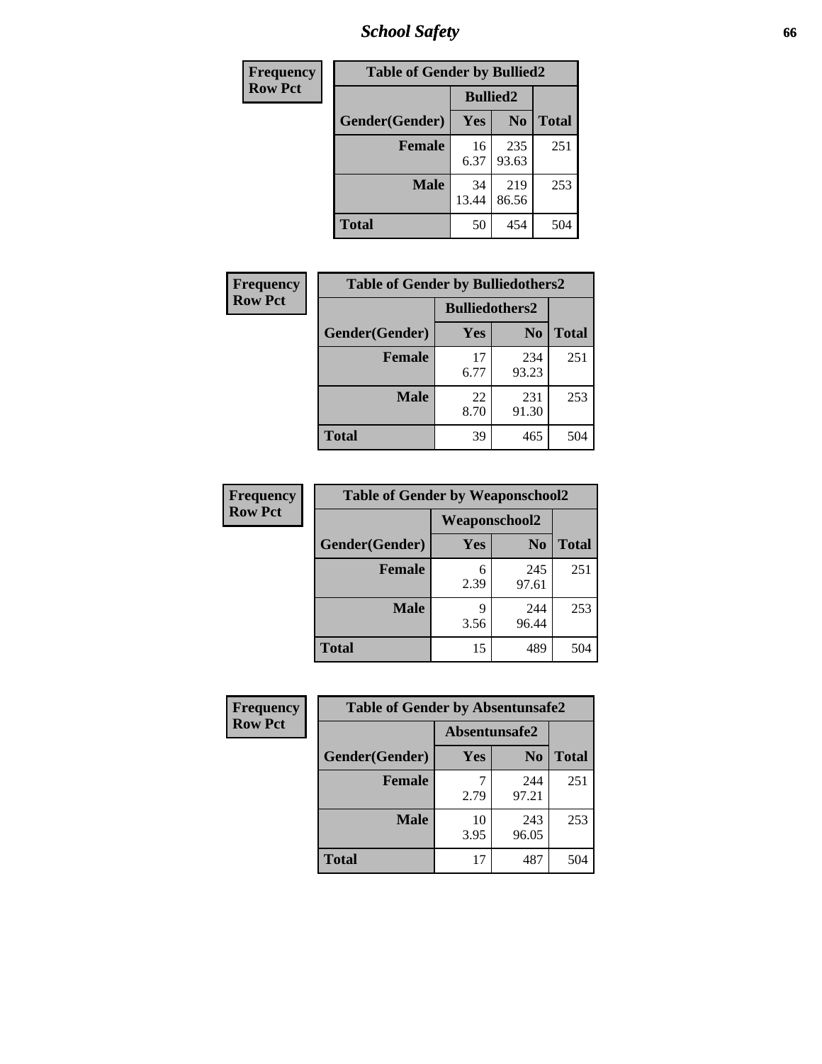| Frequency |
|---|
| Row Pct |

| Table of Gender by Bullied2 | | | |
|---|---|---|---|
| | Bullied2 | | |
| Gender(Gender) | Yes | No | Total |
| Female | 16<br>6.37 | 235<br>93.63 | 251 |
| Male | 34<br>13.44 | 219<br>86.56 | 253 |
| Total | 50 | 454 | 504 |

| Frequency |
|---|
| Row Pct |

| Table of Gender by Bulliedothers2 | | | |
|---|---|---|---|
| | Bulliedothers2 | | |
| Gender(Gender) | Yes | No | Total |
| Female | 17<br>6.77 | 234<br>93.23 | 251 |
| Male | 22<br>8.70 | 231<br>91.30 | 253 |
| Total | 39 | 465 | 504 |

| Frequency |
|---|
| Row Pct |

| Table of Gender by Weaponschool2 | | | |
|---|---|---|---|
| | Weaponschool2 | | |
| Gender(Gender) | Yes | No | Total |
| Female | 6<br>2.39 | 245<br>97.61 | 251 |
| Male | 9<br>3.56 | 244<br>96.44 | 253 |
| Total | 15 | 489 | 504 |

| Frequency |
|---|
| Row Pct |

| Table of Gender by Absentunsafe2 | | | |
|---|---|---|---|
| | Absentunsafe2 | | |
| Gender(Gender) | Yes | No | Total |
| Female | 7<br>2.79 | 244<br>97.21 | 251 |
| Male | 10<br>3.95 | 243<br>96.05 | 253 |
| Total | 17 | 487 | 504 |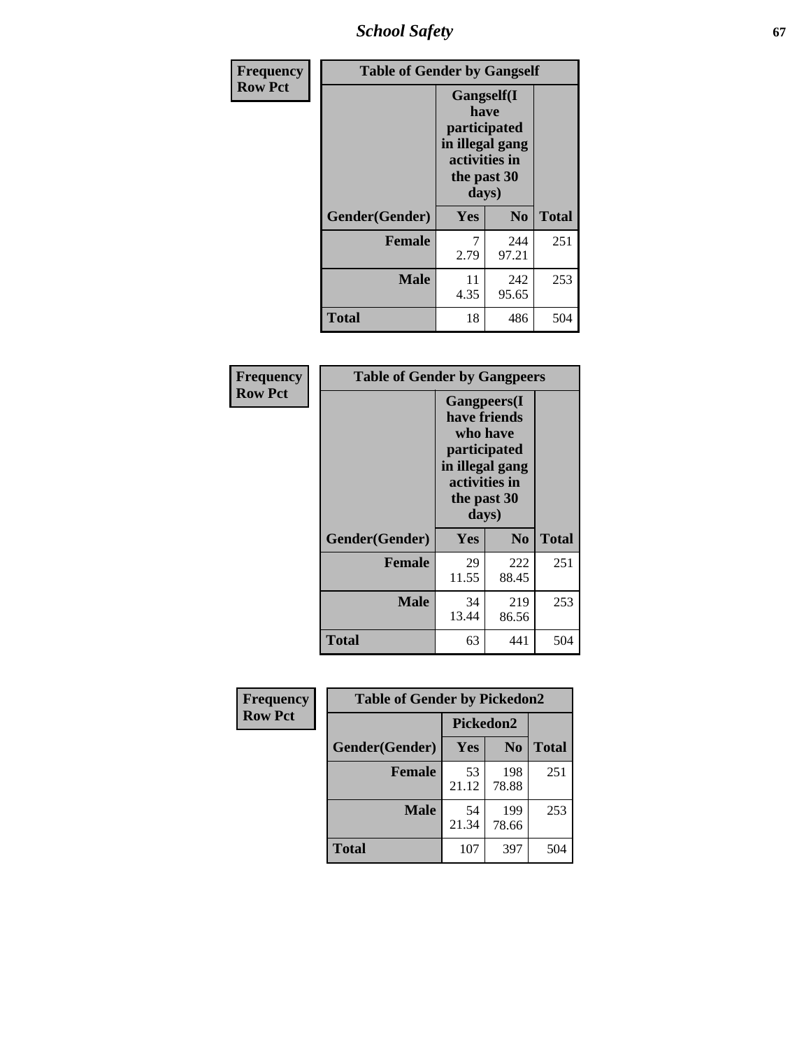| Frequency<br>Row Pct | | | |
|---|---|---|---|

**Table of Gender by Gangself**

| | Gangself(I have participated in illegal gang activities in the past 30 days) | | |
|---|---|---|---|
| Gender(Gender) | Yes | No | Total |
| Female | 7<br>2.79 | 244<br>97.21 | 251 |
| Male | 11<br>4.35 | 242<br>95.65 | 253 |
| Total | 18 | 486 | 504 |

Frequency
Row Pct

**Table of Gender by Gangpeers**

| | Gangpeers(I have friends who have participated in illegal gang activities in the past 30 days) | | |
|---|---|---|---|
| Gender(Gender) | Yes | No | Total |
| Female | 29<br>11.55 | 222<br>88.45 | 251 |
| Male | 34<br>13.44 | 219<br>86.56 | 253 |
| Total | 63 | 441 | 504 |

Frequency
Row Pct

**Table of Gender by Pickedon2**

| | Pickedon2 | | |
|---|---|---|---|
| Gender(Gender) | Yes | No | Total |
| Female | 53<br>21.12 | 198<br>78.88 | 251 |
| Male | 54<br>21.34 | 199<br>78.66 | 253 |
| Total | 107 | 397 | 504 |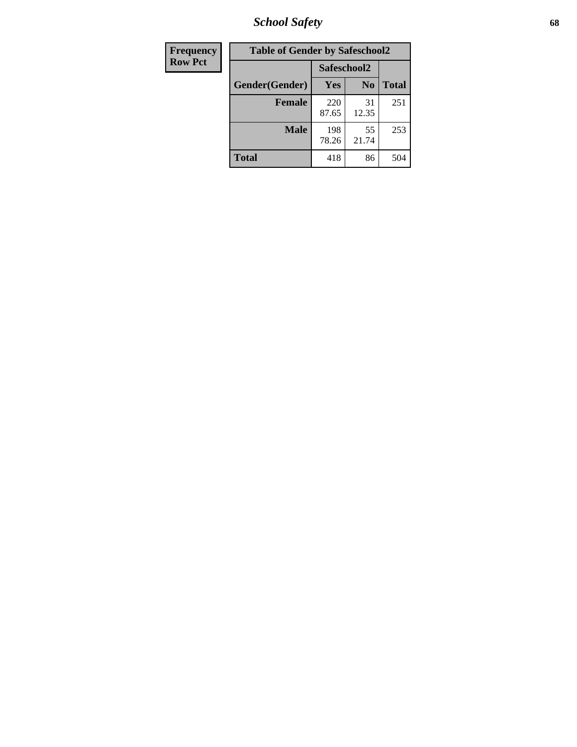| Frequency<br>Row Pct | Table of Gender by Safeschool2 | | | |
|---|---|---|---|---|
| | | Safeschool2 | | |
| | Gender(Gender) | Yes | No | Total |
| | **Female** | 220<br>87.65 | 31<br>12.35 | 251 |
| | **Male** | 198<br>78.26 | 55<br>21.74 | 253 |
| | **Total** | 418 | 86 | 504 |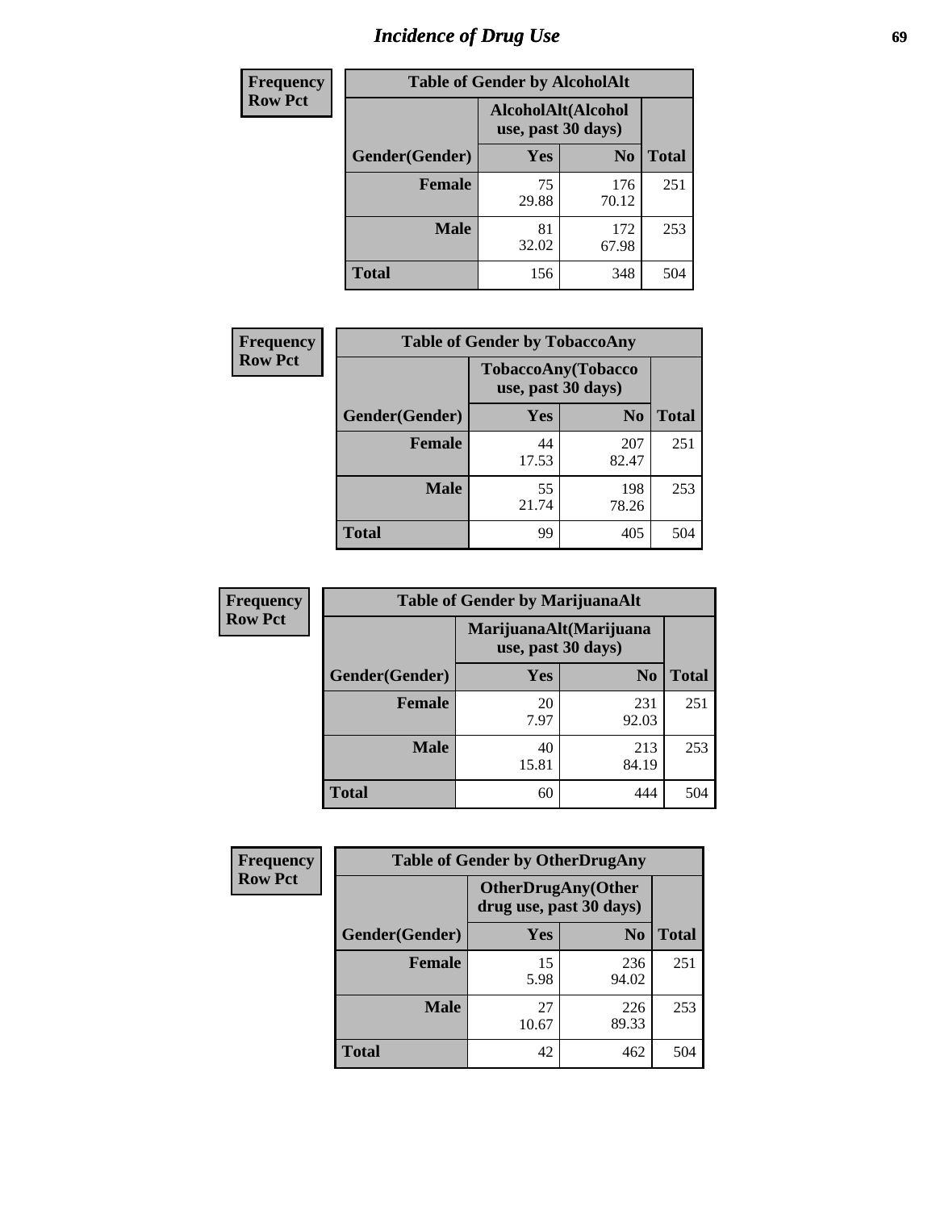# Incidence of Drug Use

| Frequency Row Pct | | | |
|---|---|---|---|
| **Table of Gender by AlcoholAlt** | | | |
| | **AlcoholAlt(Alcohol use, past 30 days)** | | |
| **Gender(Gender)** | **Yes** | **No** | **Total** |
| **Female** | 75<br>29.88 | 176<br>70.12 | 251 |
| **Male** | 81<br>32.02 | 172<br>67.98 | 253 |
| **Total** | 156 | 348 | 504 |

| Frequency Row Pct | | | |
|---|---|---|---|
| **Table of Gender by TobaccoAny** | | | |
| | **TobaccoAny(Tobacco use, past 30 days)** | | |
| **Gender(Gender)** | **Yes** | **No** | **Total** |
| **Female** | 44<br>17.53 | 207<br>82.47 | 251 |
| **Male** | 55<br>21.74 | 198<br>78.26 | 253 |
| **Total** | 99 | 405 | 504 |

| Frequency Row Pct | | | |
|---|---|---|---|
| **Table of Gender by MarijuanaAlt** | | | |
| | **MarijuanaAlt(Marijuana use, past 30 days)** | | |
| **Gender(Gender)** | **Yes** | **No** | **Total** |
| **Female** | 20<br>7.97 | 231<br>92.03 | 251 |
| **Male** | 40<br>15.81 | 213<br>84.19 | 253 |
| **Total** | 60 | 444 | 504 |

| Frequency Row Pct | | | |
|---|---|---|---|
| **Table of Gender by OtherDrugAny** | | | |
| | **OtherDrugAny(Other drug use, past 30 days)** | | |
| **Gender(Gender)** | **Yes** | **No** | **Total** |
| **Female** | 15<br>5.98 | 236<br>94.02 | 251 |
| **Male** | 27<br>10.67 | 226<br>89.33 | 253 |
| **Total** | 42 | 462 | 504 |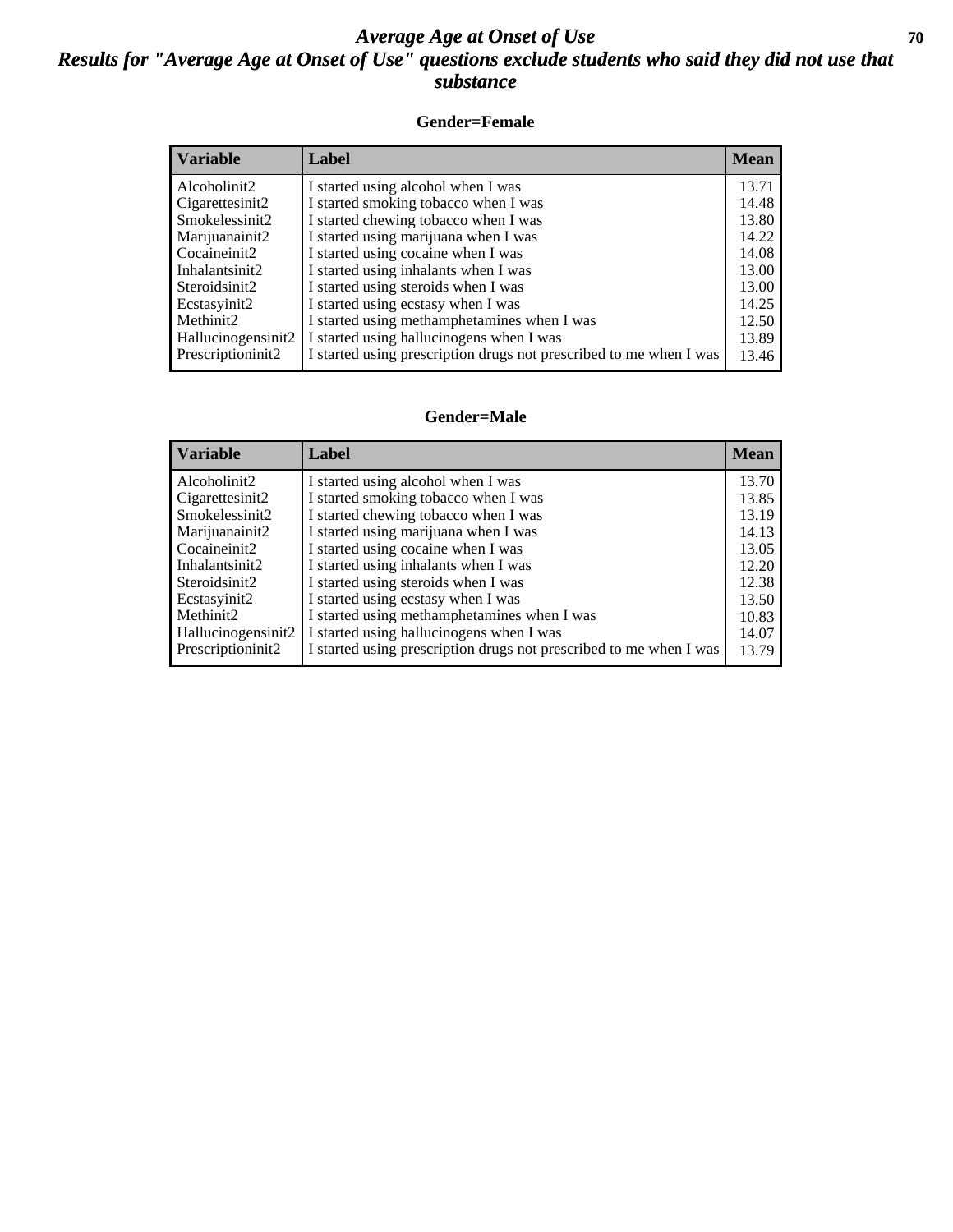# *Average Age at Onset of Use*

## *Results for "Average Age at Onset of Use" questions exclude students who said they did not use that substance*

### Gender=Female

| Variable | Label | Mean |
|---|---|---|
| Alcoholinit2 | I started using alcohol when I was | 13.71 |
| Cigarettesinit2 | I started smoking tobacco when I was | 14.48 |
| Smokelessinit2 | I started chewing tobacco when I was | 13.80 |
| Marijuanainit2 | I started using marijuana when I was | 14.22 |
| Cocaineinit2 | I started using cocaine when I was | 14.08 |
| Inhalantsinit2 | I started using inhalants when I was | 13.00 |
| Steroidsinit2 | I started using steroids when I was | 13.00 |
| Ecstasyinit2 | I started using ecstasy when I was | 14.25 |
| Methinit2 | I started using methamphetamines when I was | 12.50 |
| Hallucinogensinit2 | I started using hallucinogens when I was | 13.89 |
| Prescriptioninit2 | I started using prescription drugs not prescribed to me when I was | 13.46 |

### Gender=Male

| Variable | Label | Mean |
|---|---|---|
| Alcoholinit2 | I started using alcohol when I was | 13.70 |
| Cigarettesinit2 | I started smoking tobacco when I was | 13.85 |
| Smokelessinit2 | I started chewing tobacco when I was | 13.19 |
| Marijuanainit2 | I started using marijuana when I was | 14.13 |
| Cocaineinit2 | I started using cocaine when I was | 13.05 |
| Inhalantsinit2 | I started using inhalants when I was | 12.20 |
| Steroidsinit2 | I started using steroids when I was | 12.38 |
| Ecstasyinit2 | I started using ecstasy when I was | 13.50 |
| Methinit2 | I started using methamphetamines when I was | 10.83 |
| Hallucinogensinit2 | I started using hallucinogens when I was | 14.07 |
| Prescriptioninit2 | I started using prescription drugs not prescribed to me when I was | 13.79 |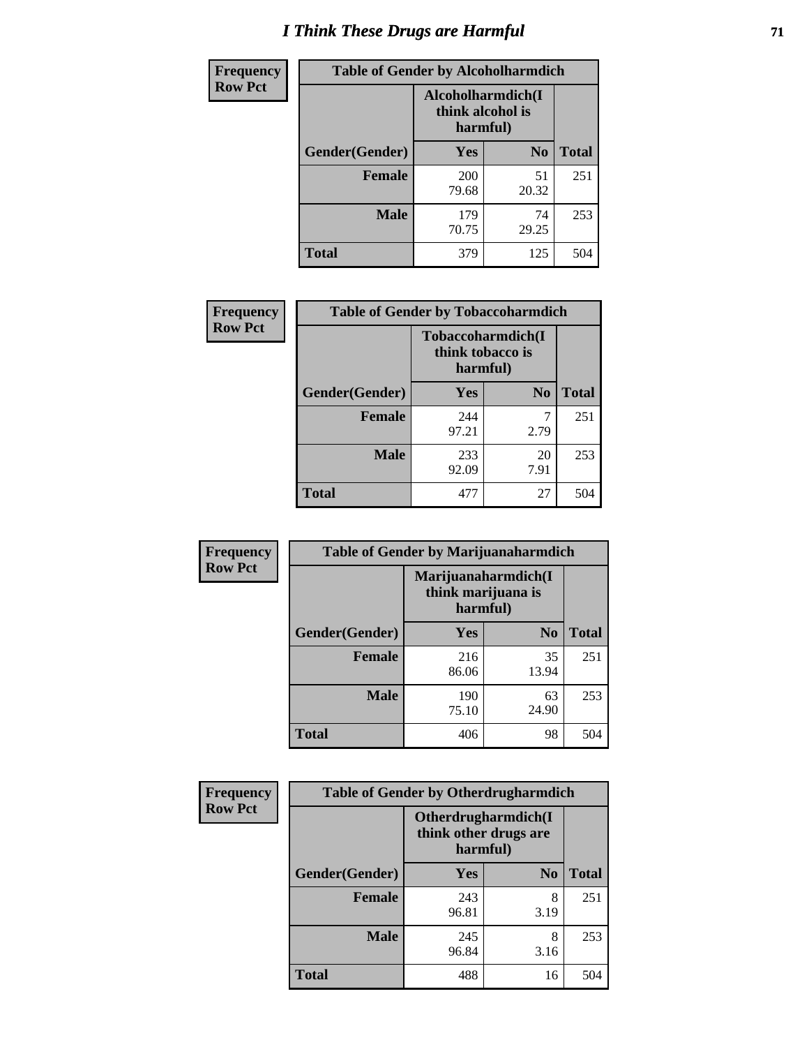# I Think These Drugs are Harmful

| Frequency Row Pct | Table of Gender by Alcoholharmdich | | |
|---|---|---|---|
| | Alcoholharmdich(I think alcohol is harmful) | | |
| Gender(Gender) | Yes | No | Total |
| Female | 200<br>79.68 | 51<br>20.32 | 251 |
| Male | 179<br>70.75 | 74<br>29.25 | 253 |
| Total | 379 | 125 | 504 |

| Frequency Row Pct | Table of Gender by Tobaccoharmdich | | |
|---|---|---|---|
| | Tobaccoharmdich(I think tobacco is harmful) | | |
| Gender(Gender) | Yes | No | Total |
| Female | 244<br>97.21 | 7<br>2.79 | 251 |
| Male | 233<br>92.09 | 20<br>7.91 | 253 |
| Total | 477 | 27 | 504 |

| Frequency Row Pct | Table of Gender by Marijuanaharmdich | | |
|---|---|---|---|
| | Marijuanaharmdich(I think marijuana is harmful) | | |
| Gender(Gender) | Yes | No | Total |
| Female | 216<br>86.06 | 35<br>13.94 | 251 |
| Male | 190<br>75.10 | 63<br>24.90 | 253 |
| Total | 406 | 98 | 504 |

| Frequency Row Pct | Table of Gender by Otherdrugharmdich | | |
|---|---|---|---|
| | Otherdrugharmdich(I think other drugs are harmful) | | |
| Gender(Gender) | Yes | No | Total |
| Female | 243<br>96.81 | 8<br>3.19 | 251 |
| Male | 245<br>96.84 | 8<br>3.16 | 253 |
| Total | 488 | 16 | 504 |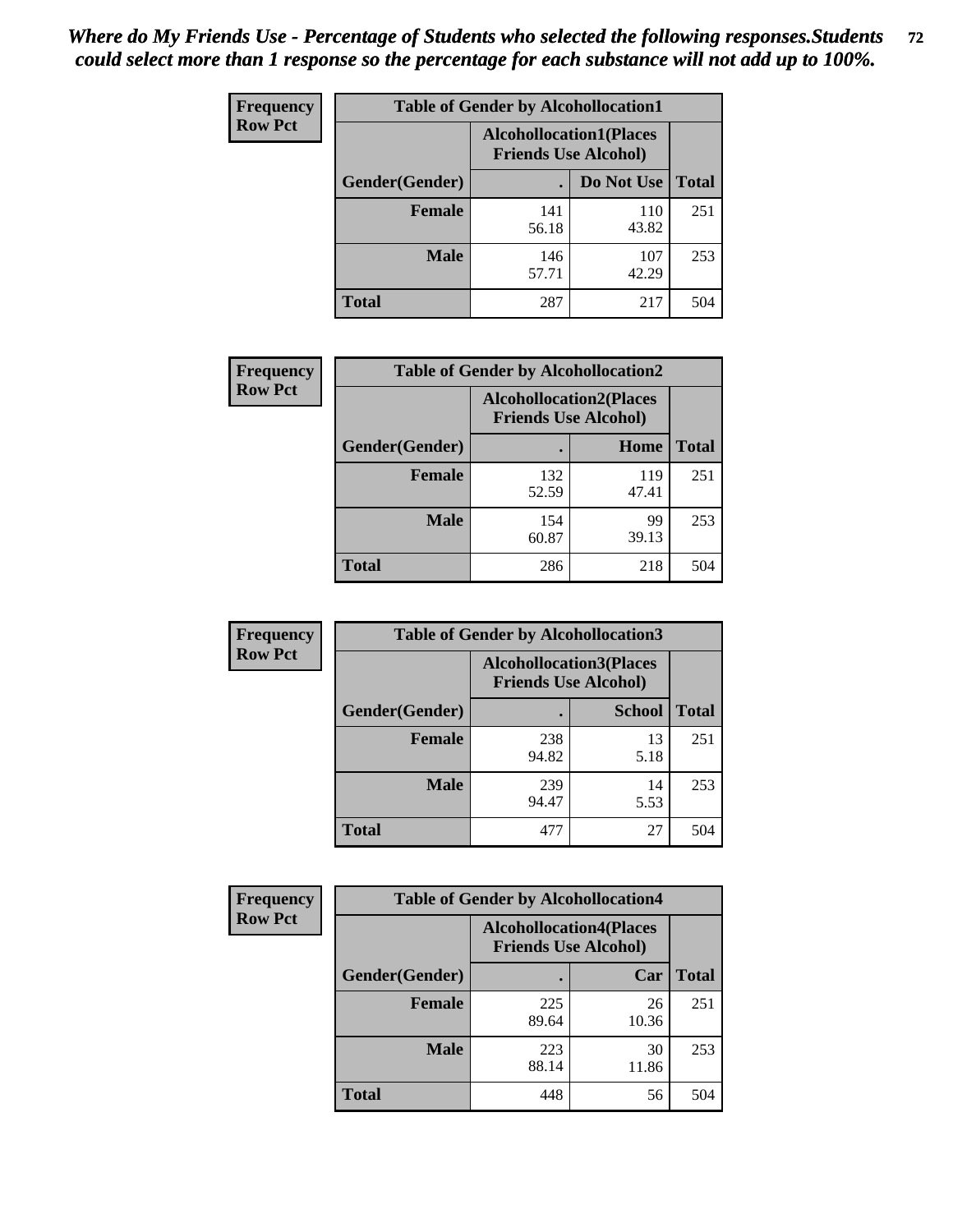# *Where do My Friends Use - Percentage of Students who selected the following responses.Students could select more than 1 response so the percentage for each substance will not add up to 100%.*

**Frequency**
**Row Pct**

| Table of Gender by Alcohollocation1 | | | |
|---|---|---|---|
| | Alcohollocation1(Places Friends Use Alcohol) | | |
| Gender(Gender) | . | Do Not Use | Total |
| **Female** | 141<br>56.18 | 110<br>43.82 | 251 |
| **Male** | 146<br>57.71 | 107<br>42.29 | 253 |
| **Total** | 287 | 217 | 504 |

**Frequency**
**Row Pct**

| Table of Gender by Alcohollocation2 | | | |
|---|---|---|---|
| | Alcohollocation2(Places Friends Use Alcohol) | | |
| Gender(Gender) | . | Home | Total |
| **Female** | 132<br>52.59 | 119<br>47.41 | 251 |
| **Male** | 154<br>60.87 | 99<br>39.13 | 253 |
| **Total** | 286 | 218 | 504 |

**Frequency**
**Row Pct**

| Table of Gender by Alcohollocation3 | | | |
|---|---|---|---|
| | Alcohollocation3(Places Friends Use Alcohol) | | |
| Gender(Gender) | . | School | Total |
| **Female** | 238<br>94.82 | 13<br>5.18 | 251 |
| **Male** | 239<br>94.47 | 14<br>5.53 | 253 |
| **Total** | 477 | 27 | 504 |

**Frequency**
**Row Pct**

| Table of Gender by Alcohollocation4 | | | |
|---|---|---|---|
| | Alcohollocation4(Places Friends Use Alcohol) | | |
| Gender(Gender) | . | Car | Total |
| **Female** | 225<br>89.64 | 26<br>10.36 | 251 |
| **Male** | 223<br>88.14 | 30<br>11.86 | 253 |
| **Total** | 448 | 56 | 504 |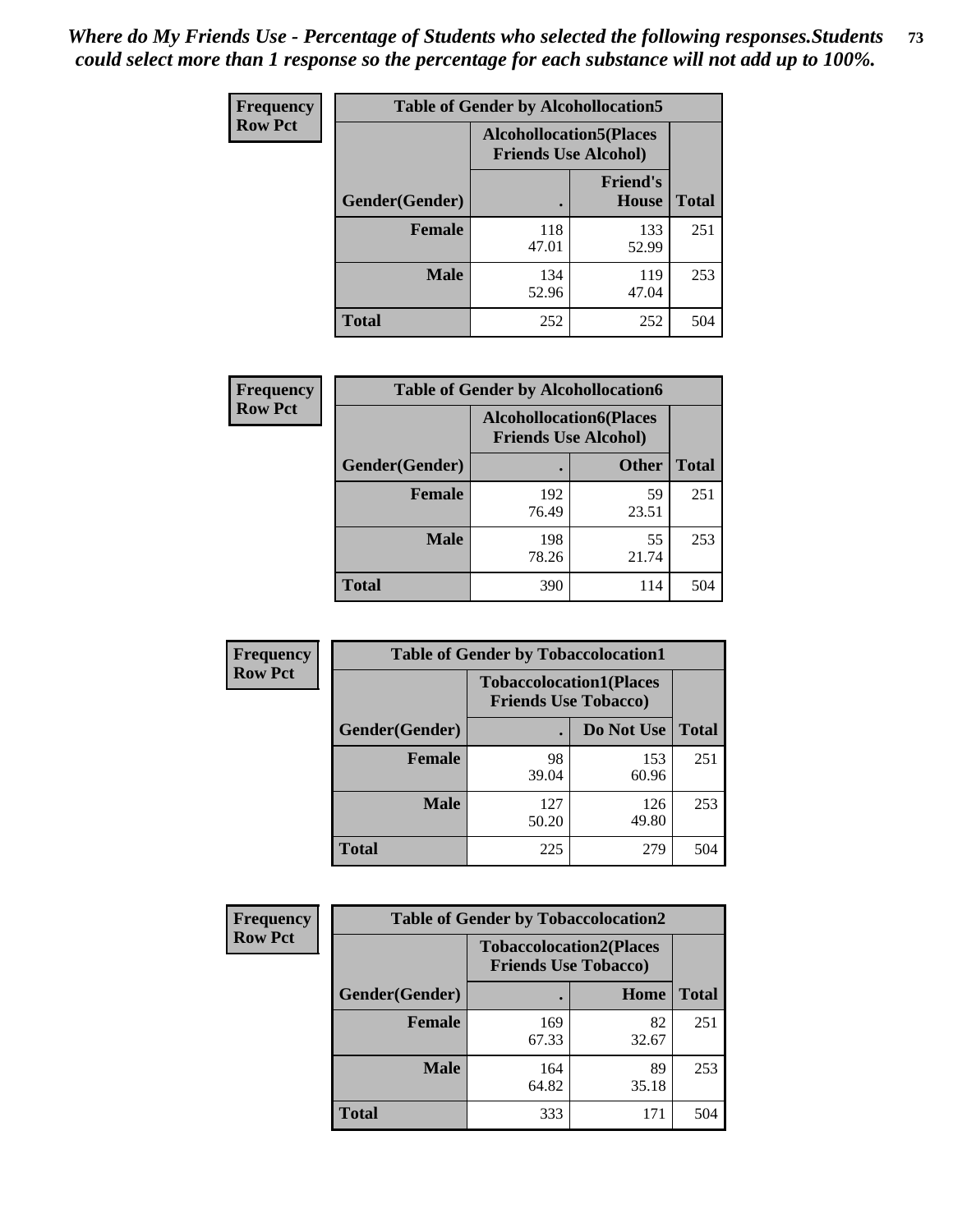*Where do My Friends Use - Percentage of Students who selected the following responses.Students could select more than 1 response so the percentage for each substance will not add up to 100%.*

**Frequency / Row Pct**

| Table of Gender by Alcohollocation5 | | | |
|---|---|---|---|
| | Alcohollocation5(Places Friends Use Alcohol) | | |
| Gender(Gender) | . | Friend's House | Total |
| **Female** | 118<br>47.01 | 133<br>52.99 | 251 |
| **Male** | 134<br>52.96 | 119<br>47.04 | 253 |
| **Total** | 252 | 252 | 504 |

**Frequency / Row Pct**

| Table of Gender by Alcohollocation6 | | | |
|---|---|---|---|
| | Alcohollocation6(Places Friends Use Alcohol) | | |
| Gender(Gender) | . | Other | Total |
| **Female** | 192<br>76.49 | 59<br>23.51 | 251 |
| **Male** | 198<br>78.26 | 55<br>21.74 | 253 |
| **Total** | 390 | 114 | 504 |

**Frequency / Row Pct**

| Table of Gender by Tobaccolocation1 | | | |
|---|---|---|---|
| | Tobaccolocation1(Places Friends Use Tobacco) | | |
| Gender(Gender) | . | Do Not Use | Total |
| **Female** | 98<br>39.04 | 153<br>60.96 | 251 |
| **Male** | 127<br>50.20 | 126<br>49.80 | 253 |
| **Total** | 225 | 279 | 504 |

**Frequency / Row Pct**

| Table of Gender by Tobaccolocation2 | | | |
|---|---|---|---|
| | Tobaccolocation2(Places Friends Use Tobacco) | | |
| Gender(Gender) | . | Home | Total |
| **Female** | 169<br>67.33 | 82<br>32.67 | 251 |
| **Male** | 164<br>64.82 | 89<br>35.18 | 253 |
| **Total** | 333 | 171 | 504 |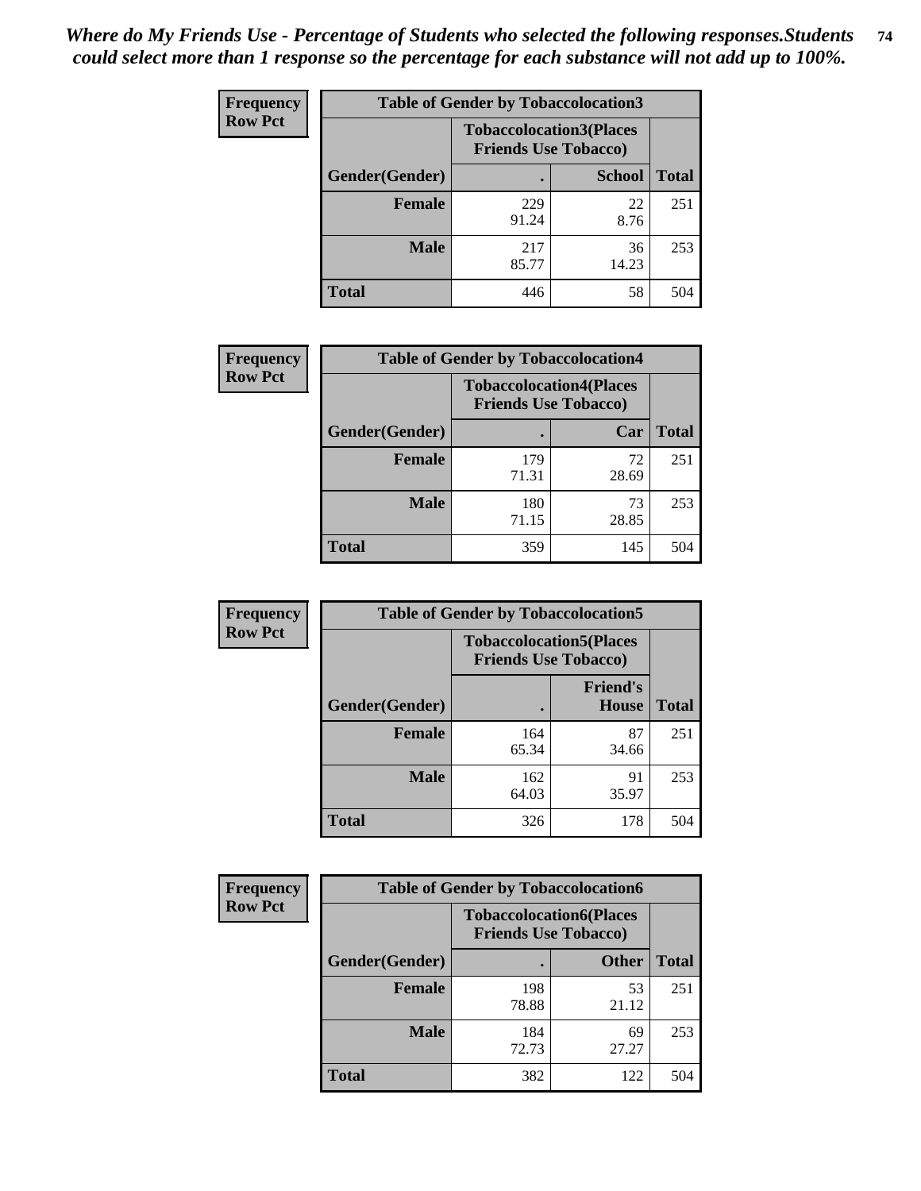*Where do My Friends Use - Percentage of Students who selected the following responses.Students could select more than 1 response so the percentage for each substance will not add up to 100%.*

**Frequency**
**Row Pct**

| Table of Gender by Tobaccolocation3 | | | |
|---|---|---|---|
| | Tobaccolocation3(Places Friends Use Tobacco) | | |
| Gender(Gender) | . | School | Total |
| Female | 229<br>91.24 | 22<br>8.76 | 251 |
| Male | 217<br>85.77 | 36<br>14.23 | 253 |
| Total | 446 | 58 | 504 |

**Frequency**
**Row Pct**

| Table of Gender by Tobaccolocation4 | | | |
|---|---|---|---|
| | Tobaccolocation4(Places Friends Use Tobacco) | | |
| Gender(Gender) | . | Car | Total |
| Female | 179<br>71.31 | 72<br>28.69 | 251 |
| Male | 180<br>71.15 | 73<br>28.85 | 253 |
| Total | 359 | 145 | 504 |

**Frequency**
**Row Pct**

| Table of Gender by Tobaccolocation5 | | | |
|---|---|---|---|
| | Tobaccolocation5(Places Friends Use Tobacco) | | |
| Gender(Gender) | . | Friend's House | Total |
| Female | 164<br>65.34 | 87<br>34.66 | 251 |
| Male | 162<br>64.03 | 91<br>35.97 | 253 |
| Total | 326 | 178 | 504 |

**Frequency**
**Row Pct**

| Table of Gender by Tobaccolocation6 | | | |
|---|---|---|---|
| | Tobaccolocation6(Places Friends Use Tobacco) | | |
| Gender(Gender) | . | Other | Total |
| Female | 198<br>78.88 | 53<br>21.12 | 251 |
| Male | 184<br>72.73 | 69<br>27.27 | 253 |
| Total | 382 | 122 | 504 |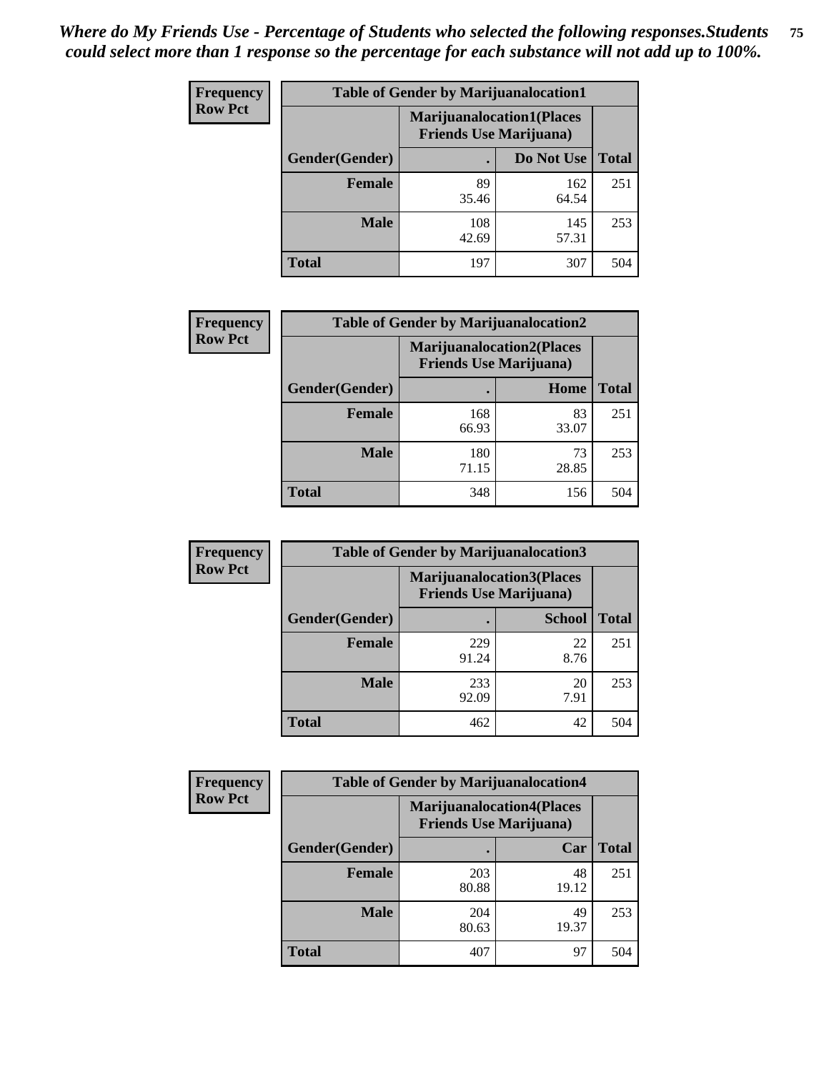*Where do My Friends Use - Percentage of Students who selected the following responses.Students could select more than 1 response so the percentage for each substance will not add up to 100%.*

**Frequency**
**Row Pct**

| Table of Gender by Marijuanalocation1 | | | |
|---|---|---|---|
| | Marijuanalocation1(Places Friends Use Marijuana) | | |
| Gender(Gender) | . | Do Not Use | Total |
| **Female** | 89<br>35.46 | 162<br>64.54 | 251 |
| **Male** | 108<br>42.69 | 145<br>57.31 | 253 |
| **Total** | 197 | 307 | 504 |

**Frequency**
**Row Pct**

| Table of Gender by Marijuanalocation2 | | | |
|---|---|---|---|
| | Marijuanalocation2(Places Friends Use Marijuana) | | |
| Gender(Gender) | . | Home | Total |
| **Female** | 168<br>66.93 | 83<br>33.07 | 251 |
| **Male** | 180<br>71.15 | 73<br>28.85 | 253 |
| **Total** | 348 | 156 | 504 |

**Frequency**
**Row Pct**

| Table of Gender by Marijuanalocation3 | | | |
|---|---|---|---|
| | Marijuanalocation3(Places Friends Use Marijuana) | | |
| Gender(Gender) | . | School | Total |
| **Female** | 229<br>91.24 | 22<br>8.76 | 251 |
| **Male** | 233<br>92.09 | 20<br>7.91 | 253 |
| **Total** | 462 | 42 | 504 |

**Frequency**
**Row Pct**

| Table of Gender by Marijuanalocation4 | | | |
|---|---|---|---|
| | Marijuanalocation4(Places Friends Use Marijuana) | | |
| Gender(Gender) | . | Car | Total |
| **Female** | 203<br>80.88 | 48<br>19.12 | 251 |
| **Male** | 204<br>80.63 | 49<br>19.37 | 253 |
| **Total** | 407 | 97 | 504 |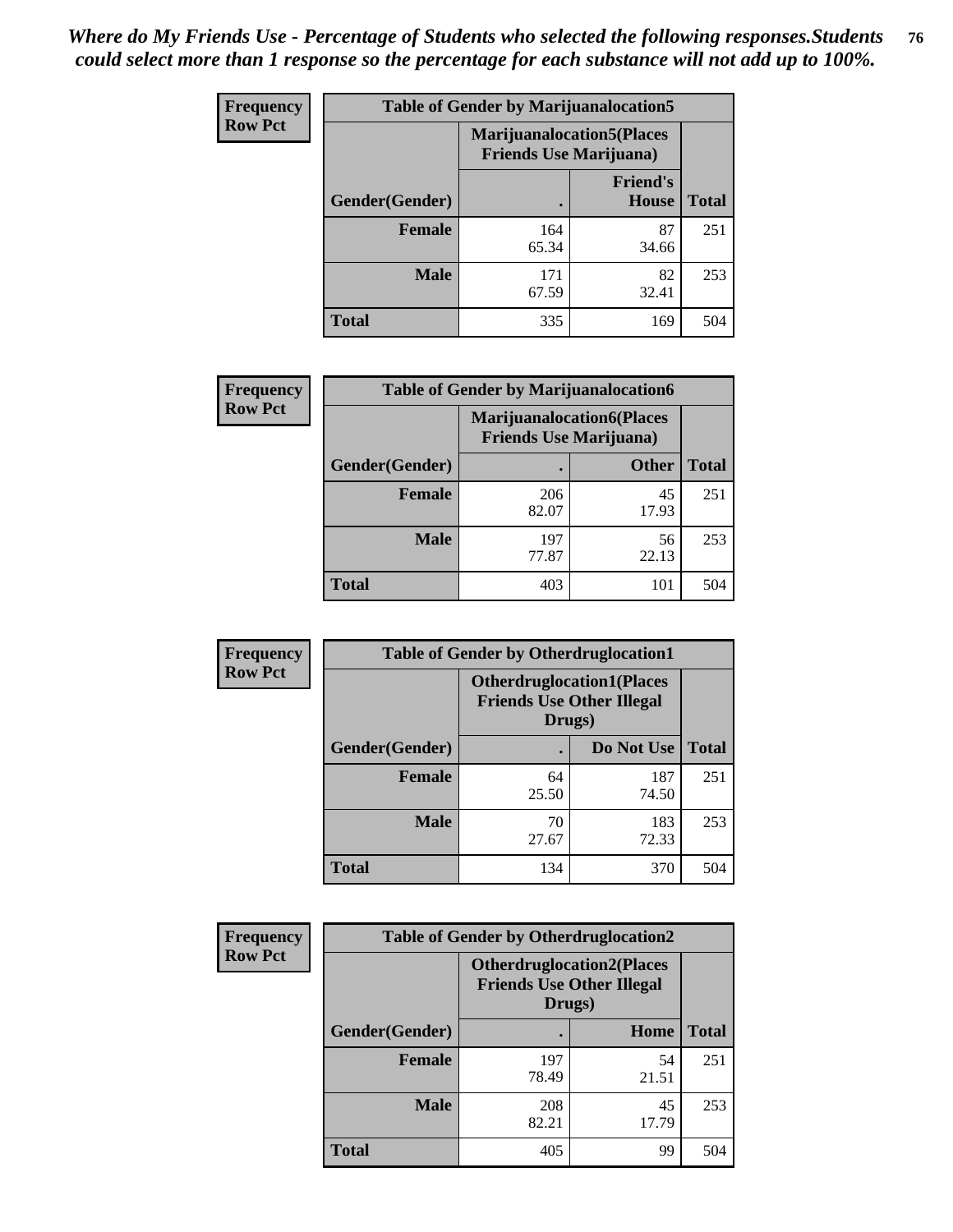*Where do My Friends Use - Percentage of Students who selected the following responses.Students could select more than 1 response so the percentage for each substance will not add up to 100%.*

**Frequency Row Pct**

| Table of Gender by Marijuanalocation5 | | | |
|---|---|---|---|
| | Marijuanalocation5(Places Friends Use Marijuana) | | |
| Gender(Gender) | . | Friend's House | Total |
| **Female** | 164<br>65.34 | 87<br>34.66 | 251 |
| **Male** | 171<br>67.59 | 82<br>32.41 | 253 |
| **Total** | 335 | 169 | 504 |

**Frequency Row Pct**

| Table of Gender by Marijuanalocation6 | | | |
|---|---|---|---|
| | Marijuanalocation6(Places Friends Use Marijuana) | | |
| Gender(Gender) | . | Other | Total |
| **Female** | 206<br>82.07 | 45<br>17.93 | 251 |
| **Male** | 197<br>77.87 | 56<br>22.13 | 253 |
| **Total** | 403 | 101 | 504 |

**Frequency Row Pct**

| Table of Gender by Otherdruglocation1 | | | |
|---|---|---|---|
| | Otherdruglocation1(Places Friends Use Other Illegal Drugs) | | |
| Gender(Gender) | . | Do Not Use | Total |
| **Female** | 64<br>25.50 | 187<br>74.50 | 251 |
| **Male** | 70<br>27.67 | 183<br>72.33 | 253 |
| **Total** | 134 | 370 | 504 |

**Frequency Row Pct**

| Table of Gender by Otherdruglocation2 | | | |
|---|---|---|---|
| | Otherdruglocation2(Places Friends Use Other Illegal Drugs) | | |
| Gender(Gender) | . | Home | Total |
| **Female** | 197<br>78.49 | 54<br>21.51 | 251 |
| **Male** | 208<br>82.21 | 45<br>17.79 | 253 |
| **Total** | 405 | 99 | 504 |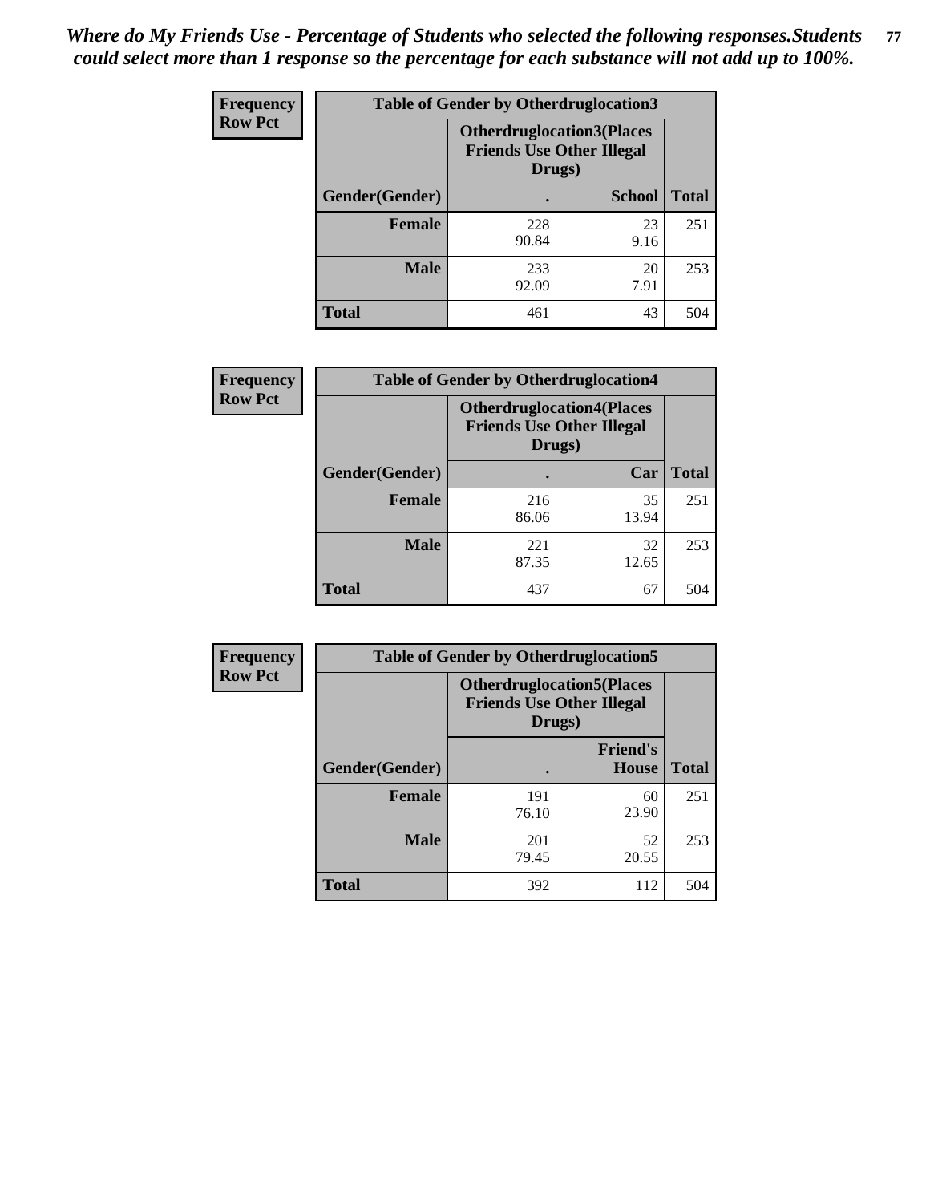*Where do My Friends Use - Percentage of Students who selected the following responses.Students could select more than 1 response so the percentage for each substance will not add up to 100%.*

**Frequency**
**Row Pct**

| Table of Gender by Otherdruglocation3 | | | |
|---|---|---|---|
| | Otherdruglocation3(Places Friends Use Other Illegal Drugs) | | |
| Gender(Gender) | . | School | Total |
| **Female** | 228<br>90.84 | 23<br>9.16 | 251 |
| **Male** | 233<br>92.09 | 20<br>7.91 | 253 |
| **Total** | 461 | 43 | 504 |

**Frequency**
**Row Pct**

| Table of Gender by Otherdruglocation4 | | | |
|---|---|---|---|
| | Otherdruglocation4(Places Friends Use Other Illegal Drugs) | | |
| Gender(Gender) | . | Car | Total |
| **Female** | 216<br>86.06 | 35<br>13.94 | 251 |
| **Male** | 221<br>87.35 | 32<br>12.65 | 253 |
| **Total** | 437 | 67 | 504 |

**Frequency**
**Row Pct**

| Table of Gender by Otherdruglocation5 | | | |
|---|---|---|---|
| | Otherdruglocation5(Places Friends Use Other Illegal Drugs) | | |
| Gender(Gender) | . | Friend's House | Total |
| **Female** | 191<br>76.10 | 60<br>23.90 | 251 |
| **Male** | 201<br>79.45 | 52<br>20.55 | 253 |
| **Total** | 392 | 112 | 504 |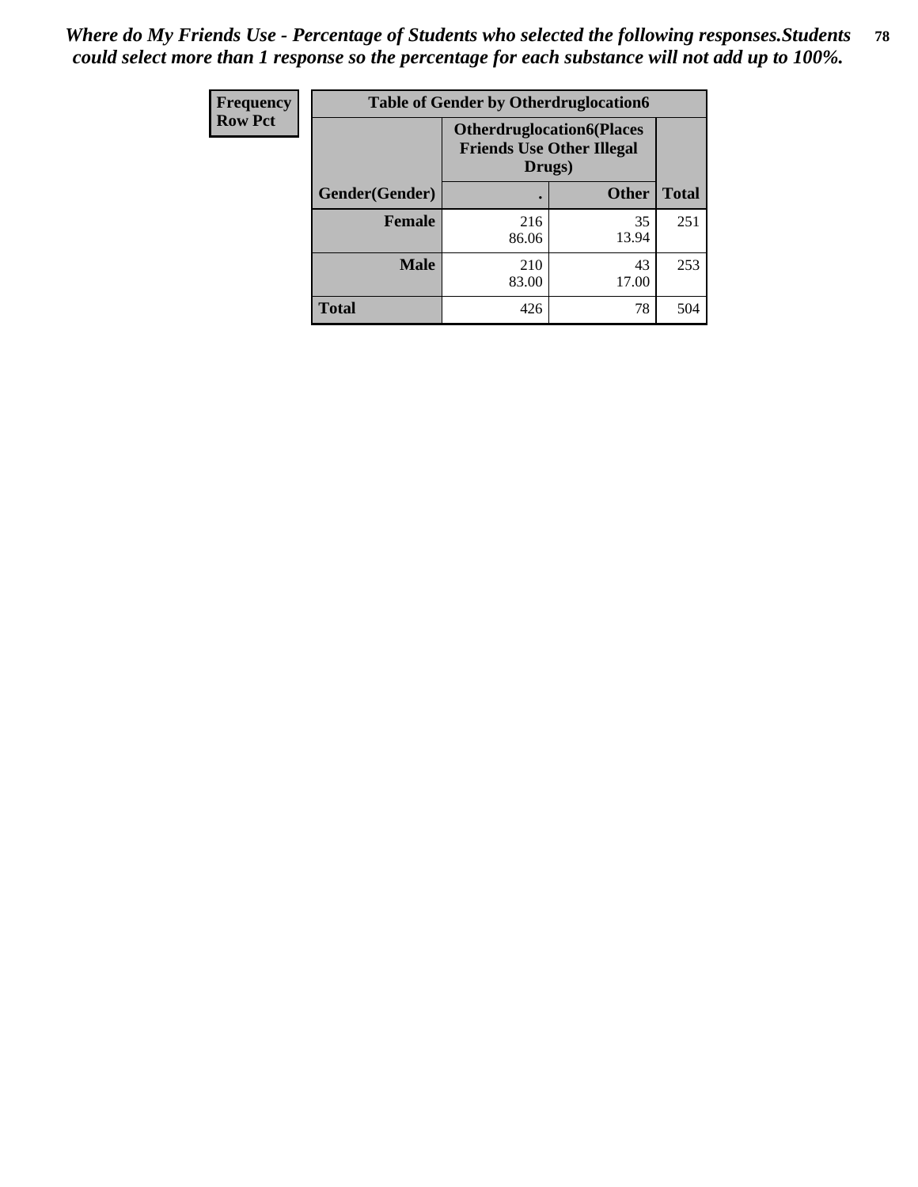*Where do My Friends Use - Percentage of Students who selected the following responses.Students could select more than 1 response so the percentage for each substance will not add up to 100%.*

| Frequency Row Pct | Table of Gender by Otherdruglocation6 | | |
|---|---|---|---|
| | Otherdruglocation6(Places Friends Use Other Illegal Drugs) | | |
| Gender(Gender) | . | Other | Total |
| Female | 216<br>86.06 | 35<br>13.94 | 251 |
| Male | 210<br>83.00 | 43<br>17.00 | 253 |
| Total | 426 | 78 | 504 |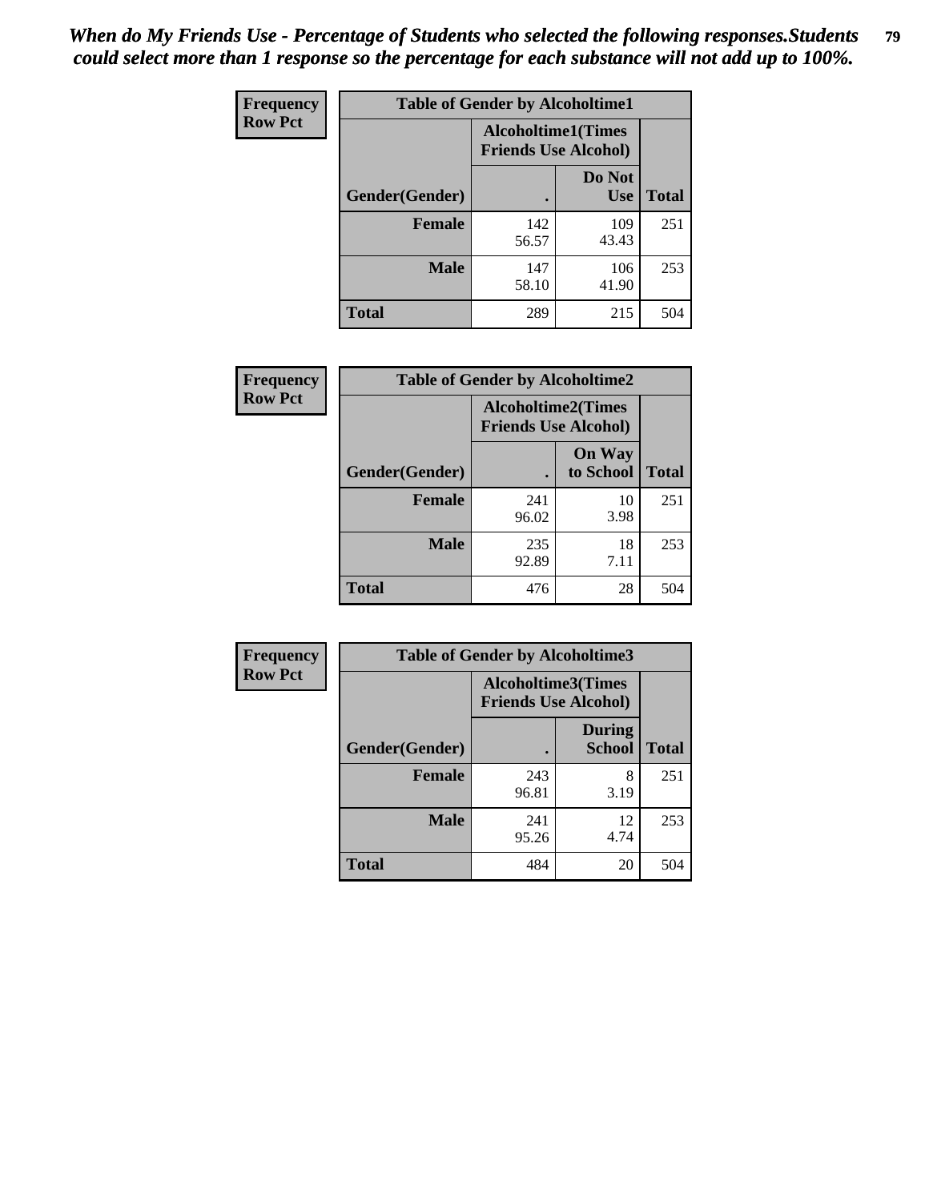*When do My Friends Use - Percentage of Students who selected the following responses.Students could select more than 1 response so the percentage for each substance will not add up to 100%.*

| Frequency Row Pct | Table of Gender by Alcoholtime1 | | |
|---|---|---|---|
| | Alcoholtime1(Times Friends Use Alcohol) | | |
| Gender(Gender) | . | Do Not Use | Total |
| Female | 142<br>56.57 | 109<br>43.43 | 251 |
| Male | 147<br>58.10 | 106<br>41.90 | 253 |
| Total | 289 | 215 | 504 |

| Frequency Row Pct | Table of Gender by Alcoholtime2 | | |
|---|---|---|---|
| | Alcoholtime2(Times Friends Use Alcohol) | | |
| Gender(Gender) | . | On Way to School | Total |
| Female | 241<br>96.02 | 10<br>3.98 | 251 |
| Male | 235<br>92.89 | 18<br>7.11 | 253 |
| Total | 476 | 28 | 504 |

| Frequency Row Pct | Table of Gender by Alcoholtime3 | | |
|---|---|---|---|
| | Alcoholtime3(Times Friends Use Alcohol) | | |
| Gender(Gender) | . | During School | Total |
| Female | 243<br>96.81 | 8<br>3.19 | 251 |
| Male | 241<br>95.26 | 12<br>4.74 | 253 |
| Total | 484 | 20 | 504 |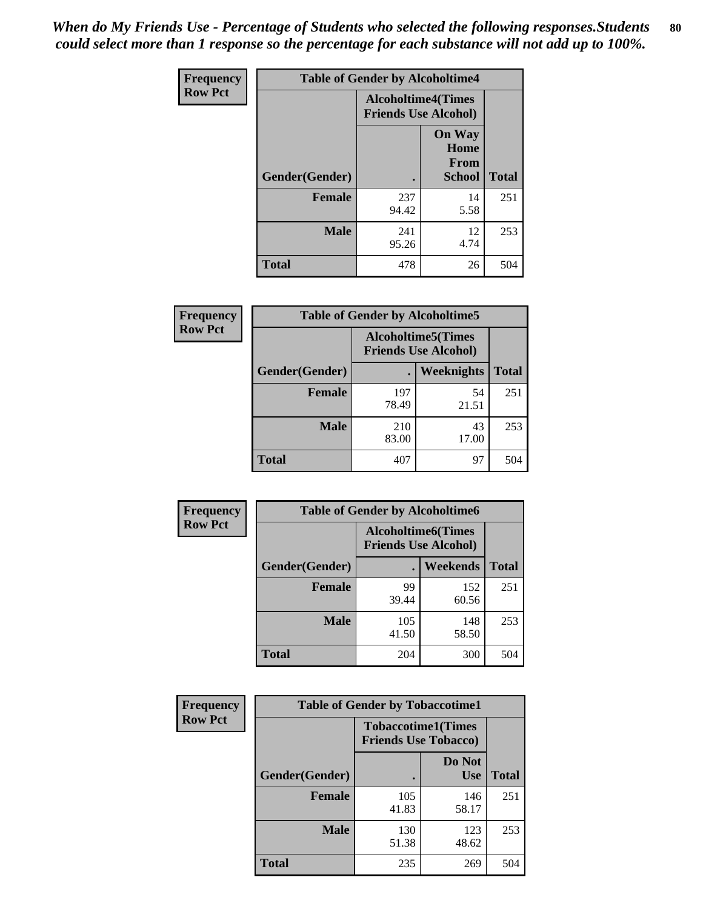*When do My Friends Use - Percentage of Students who selected the following responses.Students could select more than 1 response so the percentage for each substance will not add up to 100%.*

**Frequency**
**Row Pct**

| Table of Gender by Alcoholtime4 | | | |
|---|---|---|---|
| | Alcoholtime4(Times Friends Use Alcohol) | | |
| Gender(Gender) | . | On Way Home From School | Total |
| **Female** | 237<br>94.42 | 14<br>5.58 | 251 |
| **Male** | 241<br>95.26 | 12<br>4.74 | 253 |
| **Total** | 478 | 26 | 504 |

**Frequency**
**Row Pct**

| Table of Gender by Alcoholtime5 | | | |
|---|---|---|---|
| | Alcoholtime5(Times Friends Use Alcohol) | | |
| Gender(Gender) | . | Weeknights | Total |
| **Female** | 197<br>78.49 | 54<br>21.51 | 251 |
| **Male** | 210<br>83.00 | 43<br>17.00 | 253 |
| **Total** | 407 | 97 | 504 |

**Frequency**
**Row Pct**

| Table of Gender by Alcoholtime6 | | | |
|---|---|---|---|
| | Alcoholtime6(Times Friends Use Alcohol) | | |
| Gender(Gender) | . | Weekends | Total |
| **Female** | 99<br>39.44 | 152<br>60.56 | 251 |
| **Male** | 105<br>41.50 | 148<br>58.50 | 253 |
| **Total** | 204 | 300 | 504 |

**Frequency**
**Row Pct**

| Table of Gender by Tobaccotime1 | | | |
|---|---|---|---|
| | Tobaccotime1(Times Friends Use Tobacco) | | |
| Gender(Gender) | . | Do Not Use | Total |
| **Female** | 105<br>41.83 | 146<br>58.17 | 251 |
| **Male** | 130<br>51.38 | 123<br>48.62 | 253 |
| **Total** | 235 | 269 | 504 |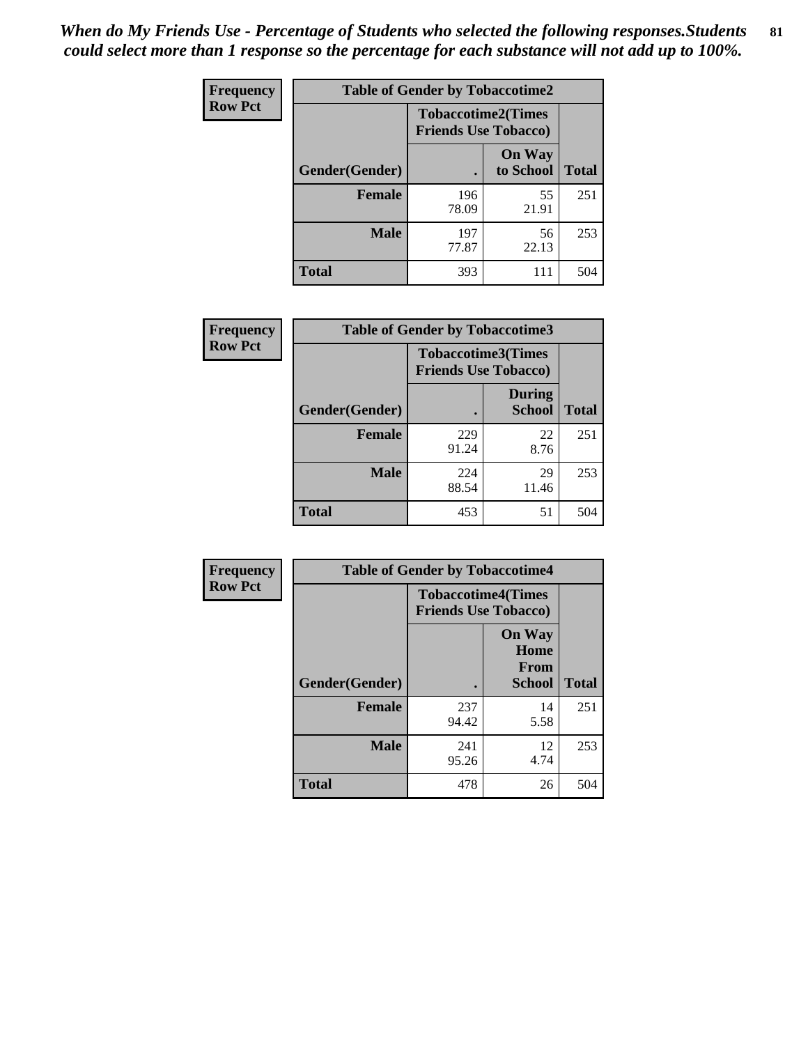*When do My Friends Use - Percentage of Students who selected the following responses.Students could select more than 1 response so the percentage for each substance will not add up to 100%.*

| Frequency Row Pct | Table of Gender by Tobaccotime2 | | |
|---|---|---|---|
| | Tobaccotime2(Times Friends Use Tobacco) | | |
| Gender(Gender) | . | On Way to School | Total |
| **Female** | 196<br>78.09 | 55<br>21.91 | 251 |
| **Male** | 197<br>77.87 | 56<br>22.13 | 253 |
| **Total** | 393 | 111 | 504 |

| Frequency Row Pct | Table of Gender by Tobaccotime3 | | |
|---|---|---|---|
| | Tobaccotime3(Times Friends Use Tobacco) | | |
| Gender(Gender) | . | During School | Total |
| **Female** | 229<br>91.24 | 22<br>8.76 | 251 |
| **Male** | 224<br>88.54 | 29<br>11.46 | 253 |
| **Total** | 453 | 51 | 504 |

| Frequency Row Pct | Table of Gender by Tobaccotime4 | | |
|---|---|---|---|
| | Tobaccotime4(Times Friends Use Tobacco) | | |
| Gender(Gender) | . | On Way Home From School | Total |
| **Female** | 237<br>94.42 | 14<br>5.58 | 251 |
| **Male** | 241<br>95.26 | 12<br>4.74 | 253 |
| **Total** | 478 | 26 | 504 |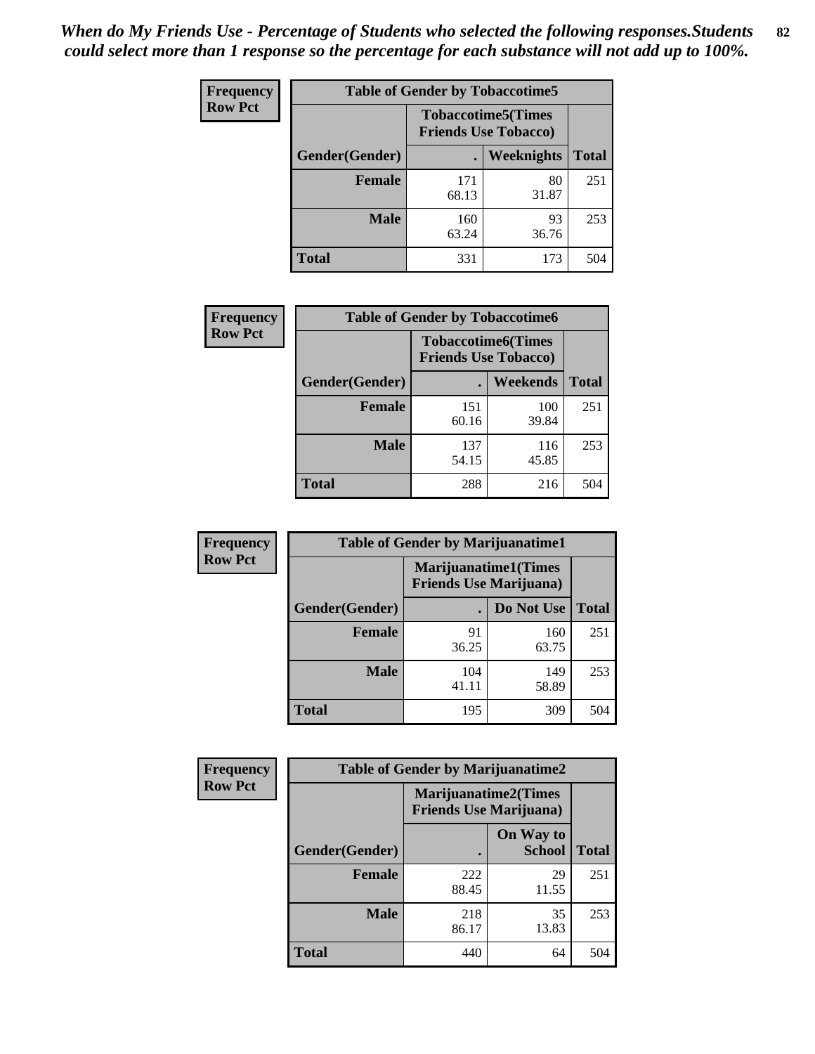*When do My Friends Use - Percentage of Students who selected the following responses.Students could select more than 1 response so the percentage for each substance will not add up to 100%.*

**Frequency**
**Row Pct**

| Table of Gender by Tobaccotime5 | | | |
|---|---|---|---|
| | Tobaccotime5(Times Friends Use Tobacco) | | |
| Gender(Gender) | . | Weeknights | Total |
| **Female** | 171<br>68.13 | 80<br>31.87 | 251 |
| **Male** | 160<br>63.24 | 93<br>36.76 | 253 |
| **Total** | 331 | 173 | 504 |

**Frequency**
**Row Pct**

| Table of Gender by Tobaccotime6 | | | |
|---|---|---|---|
| | Tobaccotime6(Times Friends Use Tobacco) | | |
| Gender(Gender) | . | Weekends | Total |
| **Female** | 151<br>60.16 | 100<br>39.84 | 251 |
| **Male** | 137<br>54.15 | 116<br>45.85 | 253 |
| **Total** | 288 | 216 | 504 |

**Frequency**
**Row Pct**

| Table of Gender by Marijuanatime1 | | | |
|---|---|---|---|
| | Marijuanatime1(Times Friends Use Marijuana) | | |
| Gender(Gender) | . | Do Not Use | Total |
| **Female** | 91<br>36.25 | 160<br>63.75 | 251 |
| **Male** | 104<br>41.11 | 149<br>58.89 | 253 |
| **Total** | 195 | 309 | 504 |

**Frequency**
**Row Pct**

| Table of Gender by Marijuanatime2 | | | |
|---|---|---|---|
| | Marijuanatime2(Times Friends Use Marijuana) | | |
| Gender(Gender) | . | On Way to School | Total |
| **Female** | 222<br>88.45 | 29<br>11.55 | 251 |
| **Male** | 218<br>86.17 | 35<br>13.83 | 253 |
| **Total** | 440 | 64 | 504 |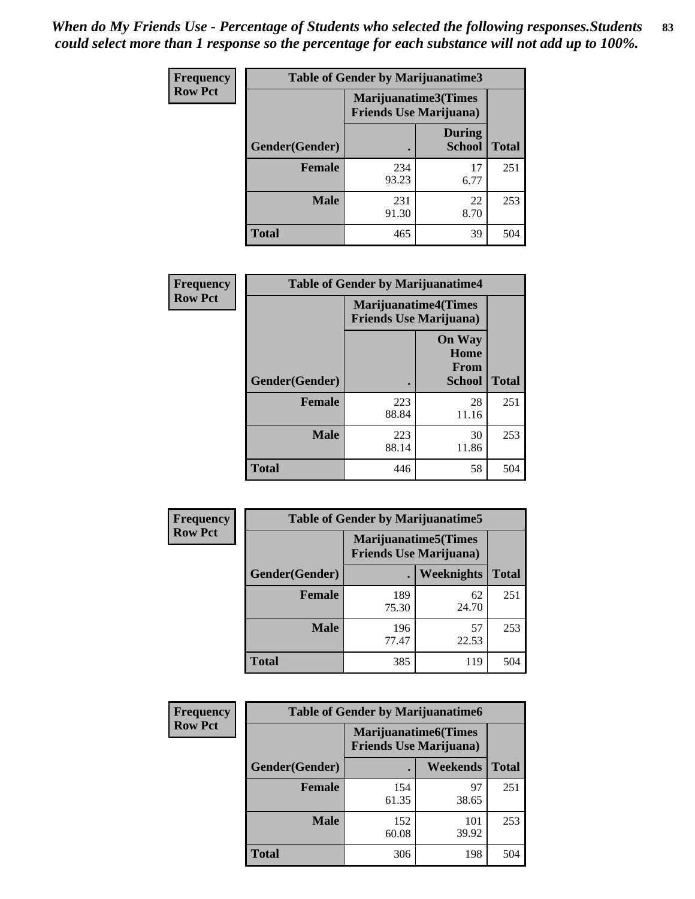*When do My Friends Use - Percentage of Students who selected the following responses.Students could select more than 1 response so the percentage for each substance will not add up to 100%.*

**Frequency**
**Row Pct**

| Table of Gender by Marijuanatime3 | | | |
|---|---|---|---|
| | Marijuanatime3(Times Friends Use Marijuana) | | |
| Gender(Gender) | . | During School | Total |
| **Female** | 234<br>93.23 | 17<br>6.77 | 251 |
| **Male** | 231<br>91.30 | 22<br>8.70 | 253 |
| **Total** | 465 | 39 | 504 |

**Frequency**
**Row Pct**

| Table of Gender by Marijuanatime4 | | | |
|---|---|---|---|
| | Marijuanatime4(Times Friends Use Marijuana) | | |
| Gender(Gender) | . | On Way Home From School | Total |
| **Female** | 223<br>88.84 | 28<br>11.16 | 251 |
| **Male** | 223<br>88.14 | 30<br>11.86 | 253 |
| **Total** | 446 | 58 | 504 |

**Frequency**
**Row Pct**

| Table of Gender by Marijuanatime5 | | | |
|---|---|---|---|
| | Marijuanatime5(Times Friends Use Marijuana) | | |
| Gender(Gender) | . | Weeknights | Total |
| **Female** | 189<br>75.30 | 62<br>24.70 | 251 |
| **Male** | 196<br>77.47 | 57<br>22.53 | 253 |
| **Total** | 385 | 119 | 504 |

**Frequency**
**Row Pct**

| Table of Gender by Marijuanatime6 | | | |
|---|---|---|---|
| | Marijuanatime6(Times Friends Use Marijuana) | | |
| Gender(Gender) | . | Weekends | Total |
| **Female** | 154<br>61.35 | 97<br>38.65 | 251 |
| **Male** | 152<br>60.08 | 101<br>39.92 | 253 |
| **Total** | 306 | 198 | 504 |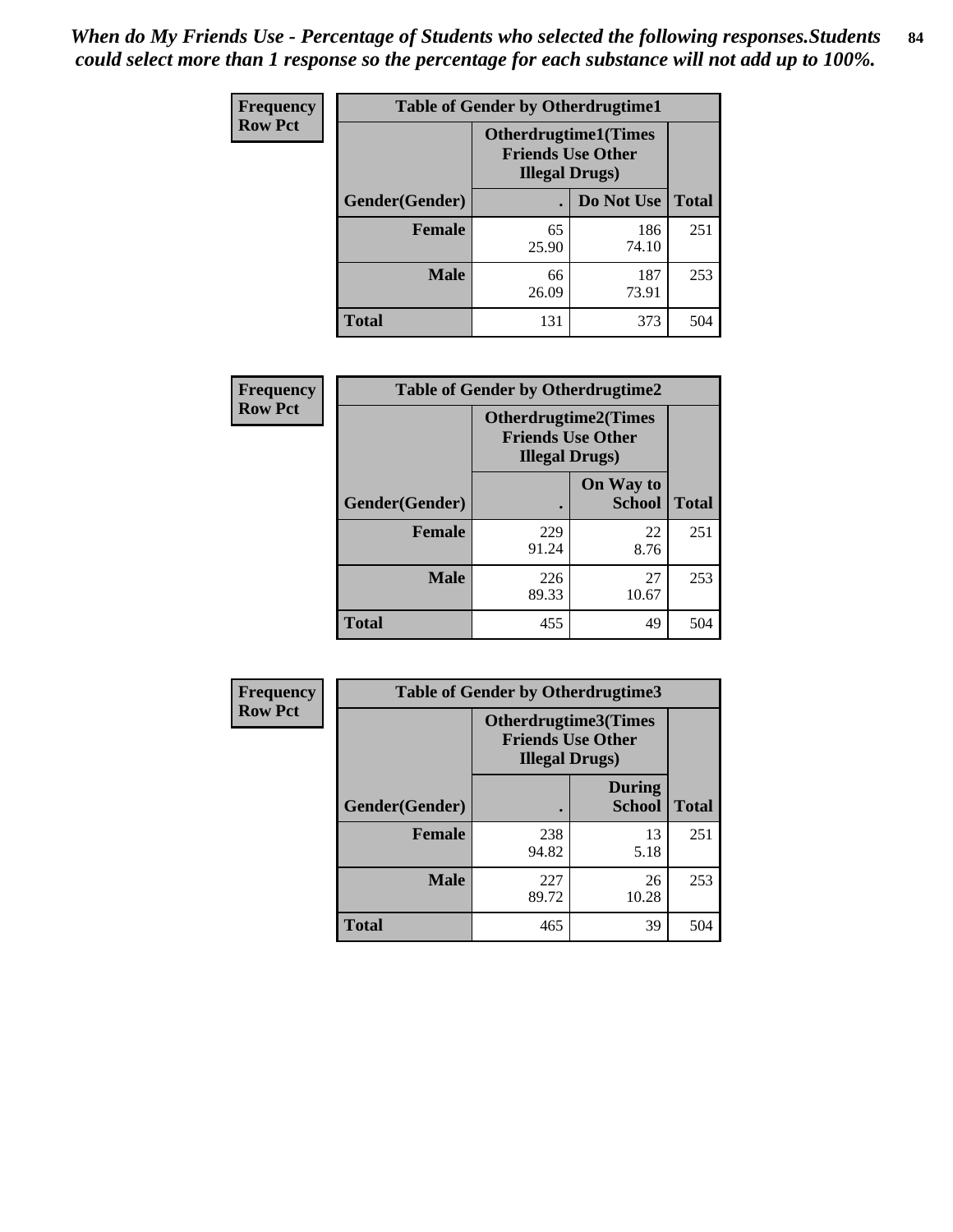*When do My Friends Use - Percentage of Students who selected the following responses.Students could select more than 1 response so the percentage for each substance will not add up to 100%.*

| Frequency<br>Row Pct | Table of Gender by Otherdrugtime1 | | |
|---|---|---|---|
| | Otherdrugtime1(Times Friends Use Other Illegal Drugs) | | |
| Gender(Gender) | . | Do Not Use | Total |
| Female | 65<br>25.90 | 186<br>74.10 | 251 |
| Male | 66<br>26.09 | 187<br>73.91 | 253 |
| Total | 131 | 373 | 504 |

| Frequency<br>Row Pct | Table of Gender by Otherdrugtime2 | | |
|---|---|---|---|
| | Otherdrugtime2(Times Friends Use Other Illegal Drugs) | | |
| Gender(Gender) | . | On Way to School | Total |
| Female | 229<br>91.24 | 22<br>8.76 | 251 |
| Male | 226<br>89.33 | 27<br>10.67 | 253 |
| Total | 455 | 49 | 504 |

| Frequency<br>Row Pct | Table of Gender by Otherdrugtime3 | | |
|---|---|---|---|
| | Otherdrugtime3(Times Friends Use Other Illegal Drugs) | | |
| Gender(Gender) | . | During School | Total |
| Female | 238<br>94.82 | 13<br>5.18 | 251 |
| Male | 227<br>89.72 | 26<br>10.28 | 253 |
| Total | 465 | 39 | 504 |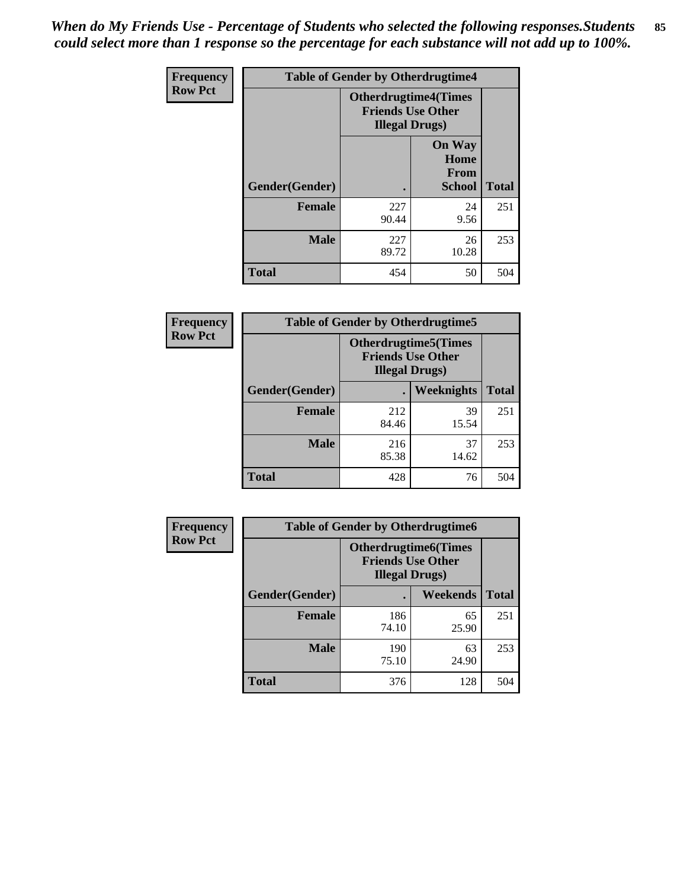*When do My Friends Use - Percentage of Students who selected the following responses.Students could select more than 1 response so the percentage for each substance will not add up to 100%.*

| Frequency Row Pct | Table of Gender by Otherdrugtime4 | | |
|---|---|---|---|
| | Otherdrugtime4(Times Friends Use Other Illegal Drugs) | | |
| Gender(Gender) | . | On Way Home From School | Total |
| Female | 227<br>90.44 | 24<br>9.56 | 251 |
| Male | 227<br>89.72 | 26<br>10.28 | 253 |
| Total | 454 | 50 | 504 |

| Frequency Row Pct | Table of Gender by Otherdrugtime5 | | |
|---|---|---|---|
| | Otherdrugtime5(Times Friends Use Other Illegal Drugs) | | |
| Gender(Gender) | . | Weeknights | Total |
| Female | 212<br>84.46 | 39<br>15.54 | 251 |
| Male | 216<br>85.38 | 37<br>14.62 | 253 |
| Total | 428 | 76 | 504 |

| Frequency Row Pct | Table of Gender by Otherdrugtime6 | | |
|---|---|---|---|
| | Otherdrugtime6(Times Friends Use Other Illegal Drugs) | | |
| Gender(Gender) | . | Weekends | Total |
| Female | 186<br>74.10 | 65<br>25.90 | 251 |
| Male | 190<br>75.10 | 63<br>24.90 | 253 |
| Total | 376 | 128 | 504 |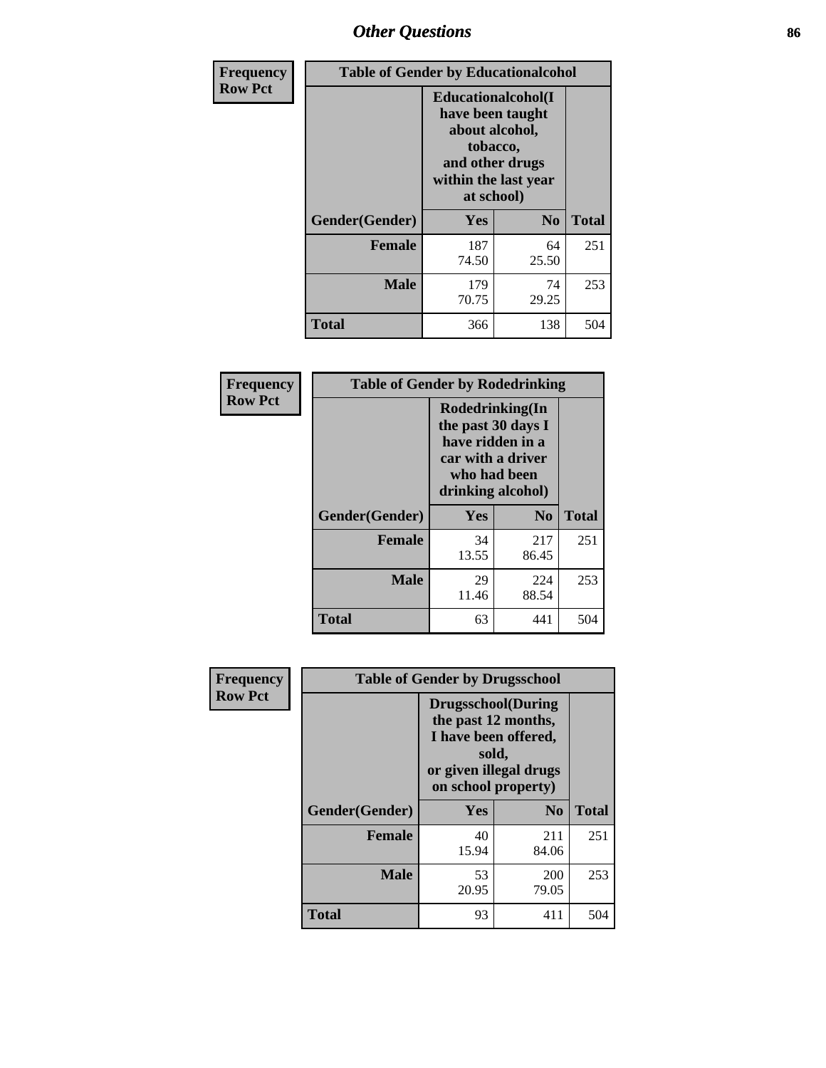# Other Questions

**Frequency**
**Row Pct**

| Table of Gender by Educationalcohol | | | |
|---|---|---|---|
| | Educationalcohol(I have been taught about alcohol, tobacco, and other drugs within the last year at school) | | |
| Gender(Gender) | Yes | No | Total |
| Female | 187<br>74.50 | 64<br>25.50 | 251 |
| Male | 179<br>70.75 | 74<br>29.25 | 253 |
| Total | 366 | 138 | 504 |

**Frequency**
**Row Pct**

| Table of Gender by Rodedrinking | | | |
|---|---|---|---|
| | Rodedrinking(In the past 30 days I have ridden in a car with a driver who had been drinking alcohol) | | |
| Gender(Gender) | Yes | No | Total |
| Female | 34<br>13.55 | 217<br>86.45 | 251 |
| Male | 29<br>11.46 | 224<br>88.54 | 253 |
| Total | 63 | 441 | 504 |

**Frequency**
**Row Pct**

| Table of Gender by Drugsschool | | | |
|---|---|---|---|
| | Drugsschool(During the past 12 months, I have been offered, sold, or given illegal drugs on school property) | | |
| Gender(Gender) | Yes | No | Total |
| Female | 40<br>15.94 | 211<br>84.06 | 251 |
| Male | 53<br>20.95 | 200<br>79.05 | 253 |
| Total | 93 | 411 | 504 |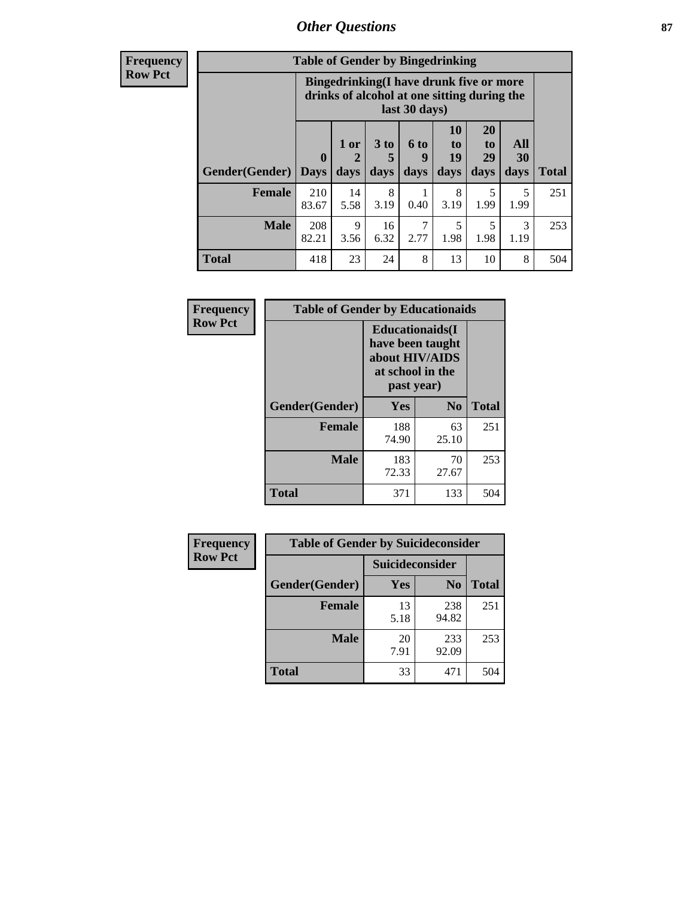| Frequency Row Pct | | | | | | | | |
|---|---|---|---|---|---|---|---|---|

| Table of Gender by Bingedrinking | | | | | | | | |
|---|---|---|---|---|---|---|---|---|
| | Bingedrinking(I have drunk five or more drinks of alcohol at one sitting during the last 30 days) | | | | | | | |
| Gender(Gender) | 0 Days | 1 or 2 days | 3 to 5 days | 6 to 9 days | 10 to 19 days | 20 to 29 days | All 30 days | Total |
| **Female** | 210<br>83.67 | 14<br>5.58 | 8<br>3.19 | 1<br>0.40 | 8<br>3.19 | 5<br>1.99 | 5<br>1.99 | 251 |
| **Male** | 208<br>82.21 | 9<br>3.56 | 16<br>6.32 | 7<br>2.77 | 5<br>1.98 | 5<br>1.98 | 3<br>1.19 | 253 |
| **Total** | 418 | 23 | 24 | 8 | 13 | 10 | 8 | 504 |

| Frequency Row Pct |
|---|

| Table of Gender by Educationaids | | | |
|---|---|---|---|
| | Educationaids(I have been taught about HIV/AIDS at school in the past year) | | |
| Gender(Gender) | Yes | No | Total |
| **Female** | 188<br>74.90 | 63<br>25.10 | 251 |
| **Male** | 183<br>72.33 | 70<br>27.67 | 253 |
| **Total** | 371 | 133 | 504 |

| Frequency Row Pct |
|---|

| Table of Gender by Suicideconsider | | | |
|---|---|---|---|
| | Suicideconsider | | |
| Gender(Gender) | Yes | No | Total |
| **Female** | 13<br>5.18 | 238<br>94.82 | 251 |
| **Male** | 20<br>7.91 | 233<br>92.09 | 253 |
| **Total** | 33 | 471 | 504 |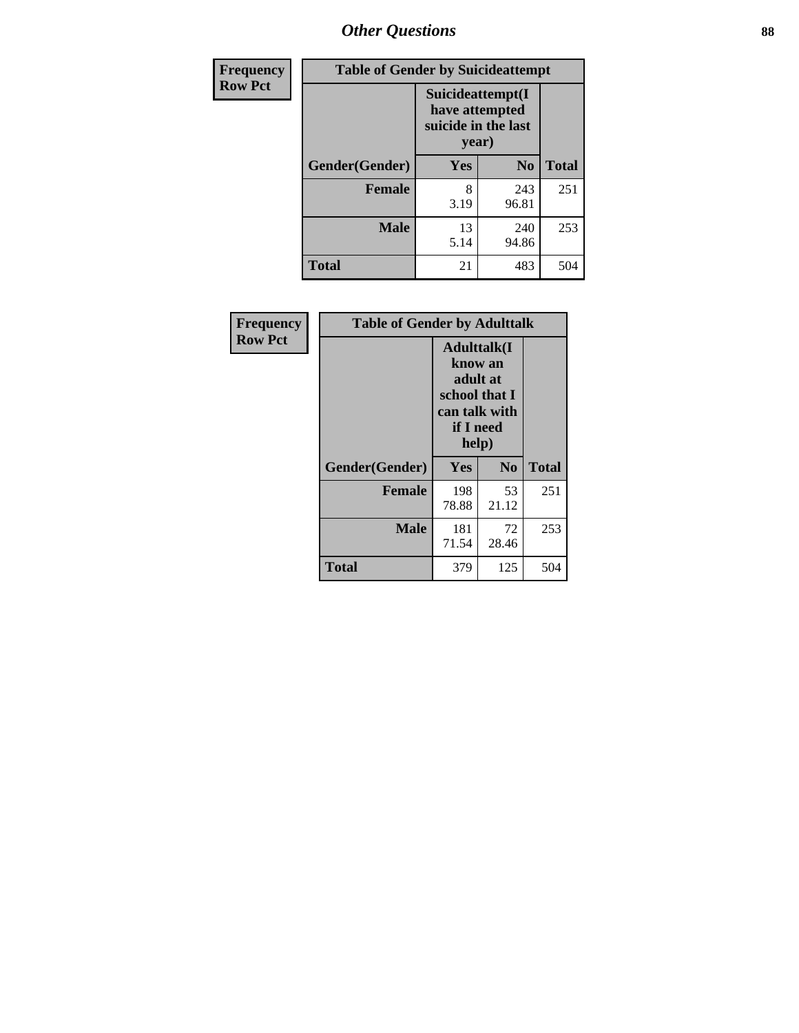| Frequency<br>Row Pct | Table of Gender by Suicideattempt | | |
|---|---|---|---|
| | Suicideattempt(I have attempted suicide in the last year) | | |
| Gender(Gender) | Yes | No | Total |
| Female | 8<br>3.19 | 243<br>96.81 | 251 |
| Male | 13<br>5.14 | 240<br>94.86 | 253 |
| Total | 21 | 483 | 504 |

| Frequency<br>Row Pct | Table of Gender by Adulttalk | | |
|---|---|---|---|
| | Adulttalk(I know an adult at school that I can talk with if I need help) | | |
| Gender(Gender) | Yes | No | Total |
| Female | 198<br>78.88 | 53<br>21.12 | 251 |
| Male | 181<br>71.54 | 72<br>28.46 | 253 |
| Total | 379 | 125 | 504 |